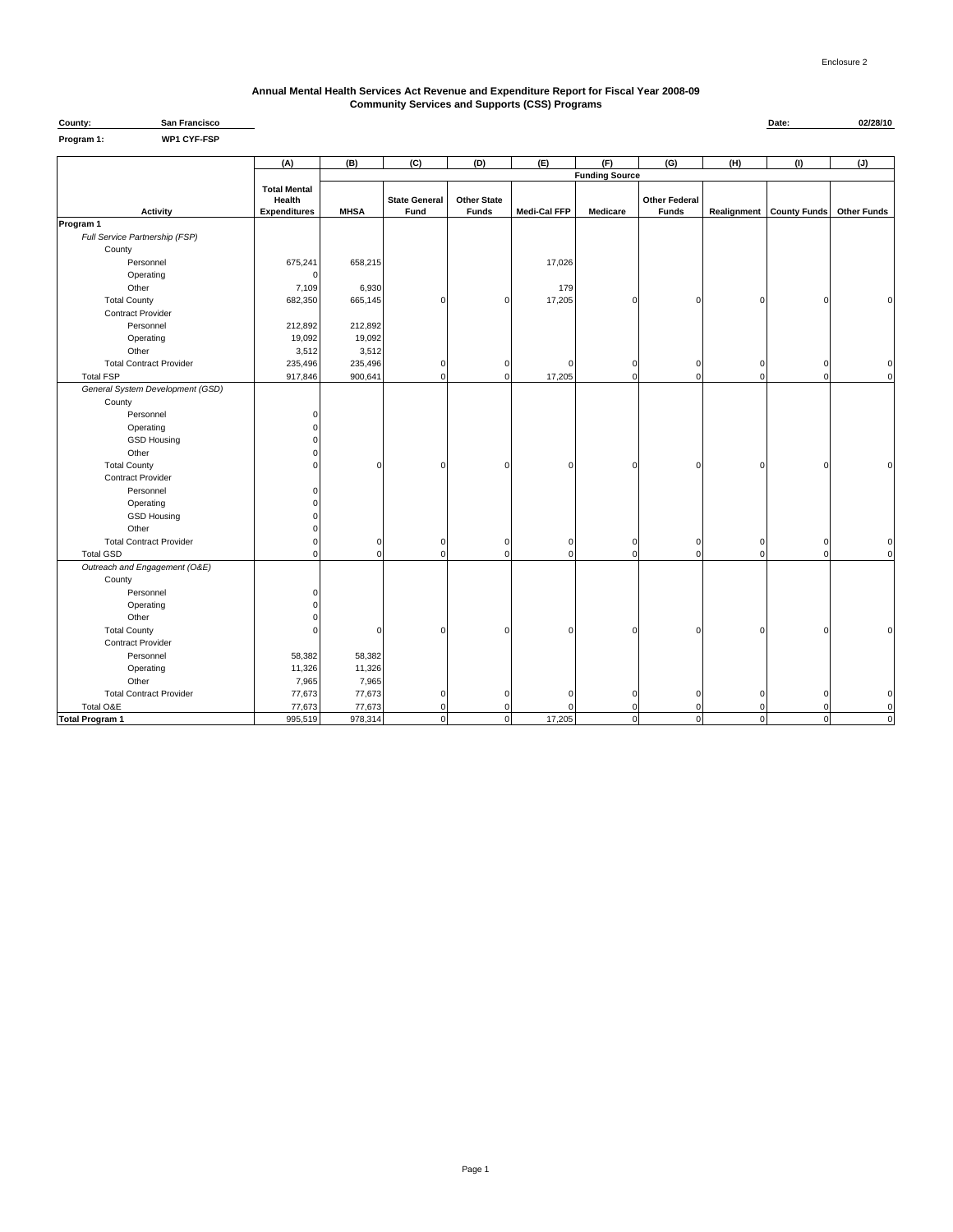Enclosure 2

# Annual Mental Health Services Act Revenue and Expenditure Report for Fiscal Year 2008-09
## Community Services and Supports (CSS) Programs

**County:** San Francisco **Date:** 02/28/10

**Program 1:** WP1 CYF-FSP

| | (A) | (B) | (C) | (D) | (E) | (F) | (G) | (H) | (I) | (J) |
|---|---|---|---|---|---|---|---|---|---|---|
| | | Funding Source | | | | | | | | |
| **Activity** | **Total Mental Health Expenditures** | **MHSA** | **State General Fund** | **Other State Funds** | **Medi-Cal FFP** | **Medicare** | **Other Federal Funds** | **Realignment** | **County Funds** | **Other Funds** |
| **Program 1** | | | | | | | | | | |
| *Full Service Partnership (FSP)* | | | | | | | | | | |
| County | | | | | | | | | | |
| Personnel | 675,241 | 658,215 | | | 17,026 | | | | | |
| Operating | 0 | | | | | | | | | |
| Other | 7,109 | 6,930 | | | 179 | | | | | |
| Total County | 682,350 | 665,145 | 0 | 0 | 17,205 | 0 | 0 | 0 | 0 | 0 |
| Contract Provider | | | | | | | | | | |
| Personnel | 212,892 | 212,892 | | | | | | | | |
| Operating | 19,092 | 19,092 | | | | | | | | |
| Other | 3,512 | 3,512 | | | | | | | | |
| Total Contract Provider | 235,496 | 235,496 | 0 | 0 | 0 | 0 | 0 | 0 | 0 | 0 |
| Total FSP | 917,846 | 900,641 | 0 | 0 | 17,205 | 0 | 0 | 0 | 0 | 0 |
| *General System Development (GSD)* | | | | | | | | | | |
| County | | | | | | | | | | |
| Personnel | 0 | | | | | | | | | |
| Operating | 0 | | | | | | | | | |
| GSD Housing | 0 | | | | | | | | | |
| Other | 0 | | | | | | | | | |
| Total County | 0 | 0 | 0 | 0 | 0 | 0 | 0 | 0 | 0 | 0 |
| Contract Provider | | | | | | | | | | |
| Personnel | 0 | | | | | | | | | |
| Operating | 0 | | | | | | | | | |
| GSD Housing | 0 | | | | | | | | | |
| Other | 0 | | | | | | | | | |
| Total Contract Provider | 0 | 0 | 0 | 0 | 0 | 0 | 0 | 0 | 0 | 0 |
| Total GSD | 0 | 0 | 0 | 0 | 0 | 0 | 0 | 0 | 0 | 0 |
| *Outreach and Engagement (O&E)* | | | | | | | | | | |
| County | | | | | | | | | | |
| Personnel | 0 | | | | | | | | | |
| Operating | 0 | | | | | | | | | |
| Other | 0 | | | | | | | | | |
| Total County | 0 | 0 | 0 | 0 | 0 | 0 | 0 | 0 | 0 | 0 |
| Contract Provider | | | | | | | | | | |
| Personnel | 58,382 | 58,382 | | | | | | | | |
| Operating | 11,326 | 11,326 | | | | | | | | |
| Other | 7,965 | 7,965 | | | | | | | | |
| Total Contract Provider | 77,673 | 77,673 | 0 | 0 | 0 | 0 | 0 | 0 | 0 | 0 |
| Total O&E | 77,673 | 77,673 | 0 | 0 | 0 | 0 | 0 | 0 | 0 | 0 |
| **Total Program 1** | 995,519 | 978,314 | 0 | 0 | 17,205 | 0 | 0 | 0 | 0 | 0 |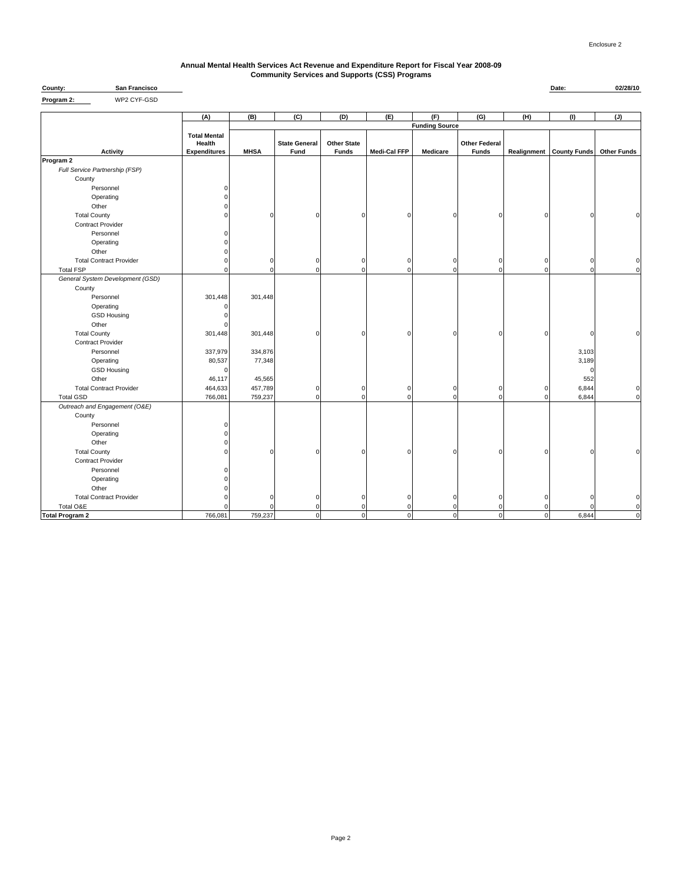Enclosure 2

# Annual Mental Health Services Act Revenue and Expenditure Report for Fiscal Year 2008-09
## Community Services and Supports (CSS) Programs

**County:** San Francisco

**Date:** 02/28/10

**Program 2:** WP2 CYF-GSD

| | (A) | (B) | (C) | (D) | (E) | (F) | (G) | (H) | (I) | (J) |
|---|---|---|---|---|---|---|---|---|---|---|
| | | Funding Source | | | | | | | | |
| **Activity** | **Total Mental Health Expenditures** | **MHSA** | **State General Fund** | **Other State Funds** | **Medi-Cal FFP** | **Medicare** | **Other Federal Funds** | **Realignment** | **County Funds** | **Other Funds** |
| **Program 2** | | | | | | | | | | |
| *Full Service Partnership (FSP)* | | | | | | | | | | |
| County | | | | | | | | | | |
| Personnel | 0 | | | | | | | | | |
| Operating | 0 | | | | | | | | | |
| Other | 0 | | | | | | | | | |
| Total County | 0 | 0 | 0 | 0 | 0 | 0 | 0 | 0 | 0 | 0 |
| Contract Provider | | | | | | | | | | |
| Personnel | 0 | | | | | | | | | |
| Operating | 0 | | | | | | | | | |
| Other | 0 | | | | | | | | | |
| Total Contract Provider | 0 | 0 | 0 | 0 | 0 | 0 | 0 | 0 | 0 | 0 |
| Total FSP | 0 | 0 | 0 | 0 | 0 | 0 | 0 | 0 | 0 | 0 |
| *General System Development (GSD)* | | | | | | | | | | |
| County | | | | | | | | | | |
| Personnel | 301,448 | 301,448 | | | | | | | | |
| Operating | 0 | | | | | | | | | |
| GSD Housing | 0 | | | | | | | | | |
| Other | 0 | | | | | | | | | |
| Total County | 301,448 | 301,448 | 0 | 0 | 0 | 0 | 0 | 0 | 0 | 0 |
| Contract Provider | | | | | | | | | | |
| Personnel | 337,979 | 334,876 | | | | | | | 3,103 | |
| Operating | 80,537 | 77,348 | | | | | | | 3,189 | |
| GSD Housing | 0 | | | | | | | | 0 | |
| Other | 46,117 | 45,565 | | | | | | | 552 | |
| Total Contract Provider | 464,633 | 457,789 | 0 | 0 | 0 | 0 | 0 | 0 | 6,844 | 0 |
| Total GSD | 766,081 | 759,237 | 0 | 0 | 0 | 0 | 0 | 0 | 6,844 | 0 |
| *Outreach and Engagement (O&E)* | | | | | | | | | | |
| County | | | | | | | | | | |
| Personnel | 0 | | | | | | | | | |
| Operating | 0 | | | | | | | | | |
| Other | 0 | | | | | | | | | |
| Total County | 0 | 0 | 0 | 0 | 0 | 0 | 0 | 0 | 0 | 0 |
| Contract Provider | | | | | | | | | | |
| Personnel | 0 | | | | | | | | | |
| Operating | 0 | | | | | | | | | |
| Other | 0 | | | | | | | | | |
| Total Contract Provider | 0 | 0 | 0 | 0 | 0 | 0 | 0 | 0 | 0 | 0 |
| Total O&E | 0 | 0 | 0 | 0 | 0 | 0 | 0 | 0 | 0 | 0 |
| **Total Program 2** | 766,081 | 759,237 | 0 | 0 | 0 | 0 | 0 | 0 | 6,844 | 0 |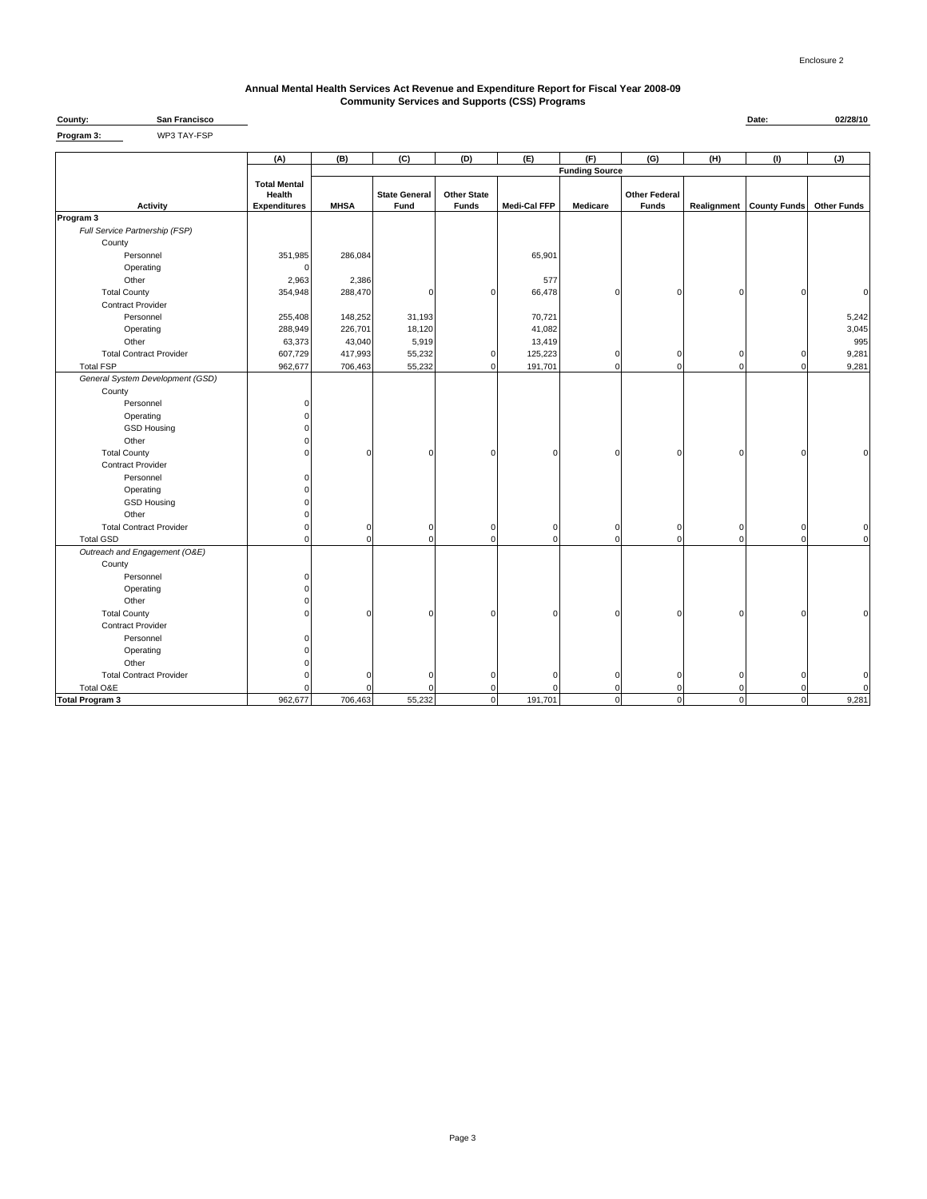Enclosure 2

# Annual Mental Health Services Act Revenue and Expenditure Report for Fiscal Year 2008-09
## Community Services and Supports (CSS) Programs

**County:** San Francisco  **Date:** 02/28/10

**Program 3:** WP3 TAY-FSP

| | (A) | (B) | (C) | (D) | (E) | (F) | (G) | (H) | (I) | (J) |
|---|---|---|---|---|---|---|---|---|---|---|
| | | Funding Source | | | | | | | | |
| **Activity** | **Total Mental Health Expenditures** | **MHSA** | **State General Fund** | **Other State Funds** | **Medi-Cal FFP** | **Medicare** | **Other Federal Funds** | **Realignment** | **County Funds** | **Other Funds** |
| **Program 3** | | | | | | | | | | |
| *Full Service Partnership (FSP)* | | | | | | | | | | |
| County | | | | | | | | | | |
| Personnel | 351,985 | 286,084 | | | 65,901 | | | | | |
| Operating | 0 | | | | | | | | | |
| Other | 2,963 | 2,386 | | | 577 | | | | | |
| Total County | 354,948 | 288,470 | 0 | 0 | 66,478 | 0 | 0 | 0 | 0 | 0 |
| Contract Provider | | | | | | | | | | |
| Personnel | 255,408 | 148,252 | 31,193 | | 70,721 | | | | | 5,242 |
| Operating | 288,949 | 226,701 | 18,120 | | 41,082 | | | | | 3,045 |
| Other | 63,373 | 43,040 | 5,919 | | 13,419 | | | | | 995 |
| Total Contract Provider | 607,729 | 417,993 | 55,232 | 0 | 125,223 | 0 | 0 | 0 | 0 | 9,281 |
| Total FSP | 962,677 | 706,463 | 55,232 | 0 | 191,701 | 0 | 0 | 0 | 0 | 9,281 |
| *General System Development (GSD)* | | | | | | | | | | |
| County | | | | | | | | | | |
| Personnel | 0 | | | | | | | | | |
| Operating | 0 | | | | | | | | | |
| GSD Housing | 0 | | | | | | | | | |
| Other | 0 | | | | | | | | | |
| Total County | 0 | 0 | 0 | 0 | 0 | 0 | 0 | 0 | 0 | 0 |
| Contract Provider | | | | | | | | | | |
| Personnel | 0 | | | | | | | | | |
| Operating | 0 | | | | | | | | | |
| GSD Housing | 0 | | | | | | | | | |
| Other | 0 | | | | | | | | | |
| Total Contract Provider | 0 | 0 | 0 | 0 | 0 | 0 | 0 | 0 | 0 | 0 |
| Total GSD | 0 | 0 | 0 | 0 | 0 | 0 | 0 | 0 | 0 | 0 |
| *Outreach and Engagement (O&E)* | | | | | | | | | | |
| County | | | | | | | | | | |
| Personnel | 0 | | | | | | | | | |
| Operating | 0 | | | | | | | | | |
| Other | 0 | | | | | | | | | |
| Total County | 0 | 0 | 0 | 0 | 0 | 0 | 0 | 0 | 0 | 0 |
| Contract Provider | | | | | | | | | | |
| Personnel | 0 | | | | | | | | | |
| Operating | 0 | | | | | | | | | |
| Other | 0 | | | | | | | | | |
| Total Contract Provider | 0 | 0 | 0 | 0 | 0 | 0 | 0 | 0 | 0 | 0 |
| Total O&E | 0 | 0 | 0 | 0 | 0 | 0 | 0 | 0 | 0 | 0 |
| **Total Program 3** | 962,677 | 706,463 | 55,232 | 0 | 191,701 | 0 | 0 | 0 | 0 | 9,281 |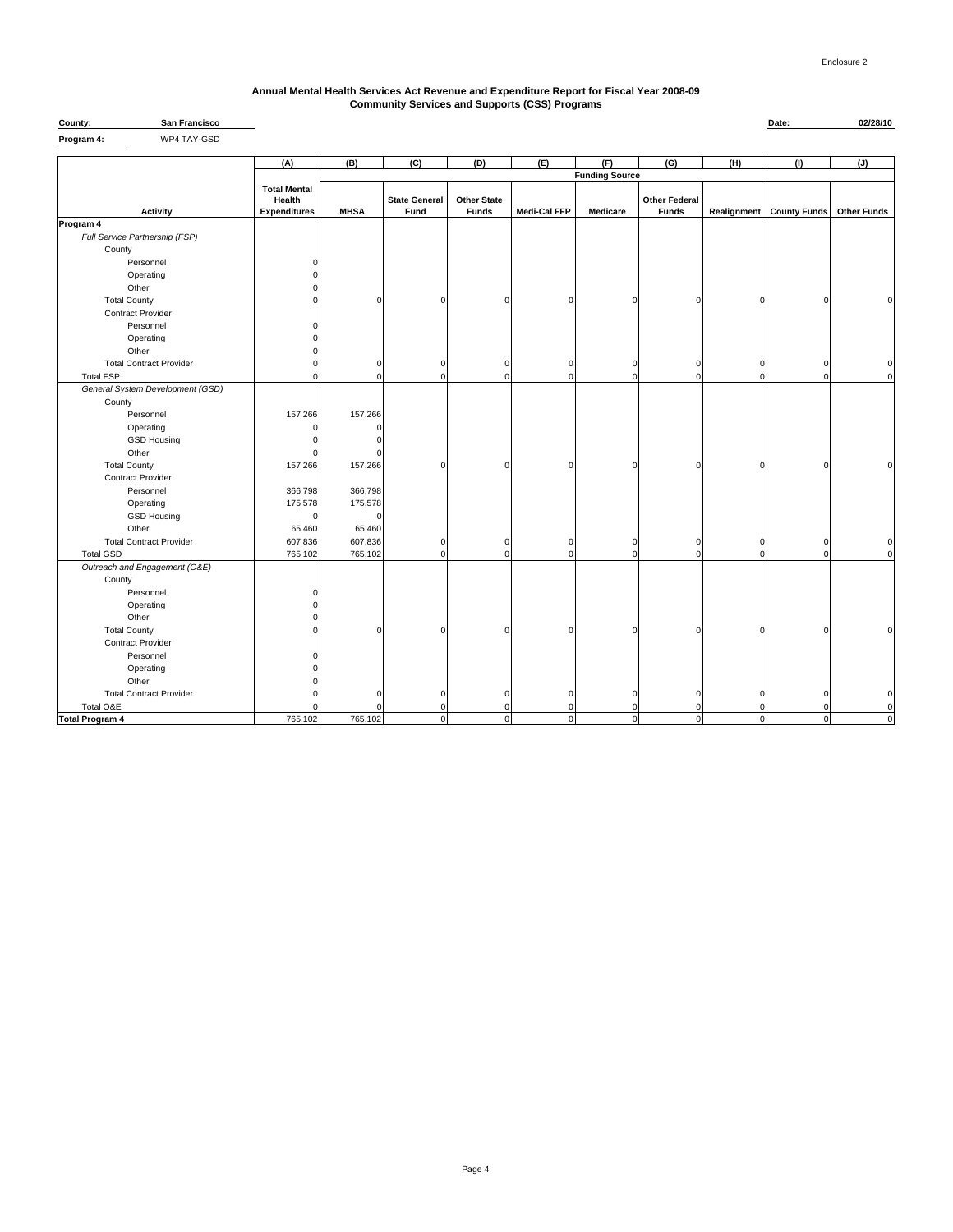Enclosure 2

# Annual Mental Health Services Act Revenue and Expenditure Report for Fiscal Year 2008-09
## Community Services and Supports (CSS) Programs

**County:** San Francisco

**Date:** 02/28/10

**Program 4:** WP4 TAY-GSD

| | (A) | (B) | (C) | (D) | (E) | (F) | (G) | (H) | (I) | (J) |
|---|---|---|---|---|---|---|---|---|---|---|
| | | Funding Source | | | | | | | | |
| **Activity** | **Total Mental Health Expenditures** | **MHSA** | **State General Fund** | **Other State Funds** | **Medi-Cal FFP** | **Medicare** | **Other Federal Funds** | **Realignment** | **County Funds** | **Other Funds** |
| **Program 4** | | | | | | | | | | |
| *Full Service Partnership (FSP)* | | | | | | | | | | |
| County | | | | | | | | | | |
| Personnel | 0 | | | | | | | | | |
| Operating | 0 | | | | | | | | | |
| Other | 0 | | | | | | | | | |
| Total County | 0 | 0 | 0 | 0 | 0 | 0 | 0 | 0 | 0 | 0 |
| Contract Provider | | | | | | | | | | |
| Personnel | 0 | | | | | | | | | |
| Operating | 0 | | | | | | | | | |
| Other | 0 | | | | | | | | | |
| Total Contract Provider | 0 | 0 | 0 | 0 | 0 | 0 | 0 | 0 | 0 | 0 |
| Total FSP | 0 | 0 | 0 | 0 | 0 | 0 | 0 | 0 | 0 | 0 |
| *General System Development (GSD)* | | | | | | | | | | |
| County | | | | | | | | | | |
| Personnel | 157,266 | 157,266 | | | | | | | | |
| Operating | 0 | 0 | | | | | | | | |
| GSD Housing | 0 | 0 | | | | | | | | |
| Other | 0 | 0 | | | | | | | | |
| Total County | 157,266 | 157,266 | 0 | 0 | 0 | 0 | 0 | 0 | 0 | 0 |
| Contract Provider | | | | | | | | | | |
| Personnel | 366,798 | 366,798 | | | | | | | | |
| Operating | 175,578 | 175,578 | | | | | | | | |
| GSD Housing | 0 | 0 | | | | | | | | |
| Other | 65,460 | 65,460 | | | | | | | | |
| Total Contract Provider | 607,836 | 607,836 | 0 | 0 | 0 | 0 | 0 | 0 | 0 | 0 |
| Total GSD | 765,102 | 765,102 | 0 | 0 | 0 | 0 | 0 | 0 | 0 | 0 |
| *Outreach and Engagement (O&E)* | | | | | | | | | | |
| County | | | | | | | | | | |
| Personnel | 0 | | | | | | | | | |
| Operating | 0 | | | | | | | | | |
| Other | 0 | | | | | | | | | |
| Total County | 0 | 0 | 0 | 0 | 0 | 0 | 0 | 0 | 0 | 0 |
| Contract Provider | | | | | | | | | | |
| Personnel | 0 | | | | | | | | | |
| Operating | 0 | | | | | | | | | |
| Other | 0 | | | | | | | | | |
| Total Contract Provider | 0 | 0 | 0 | 0 | 0 | 0 | 0 | 0 | 0 | 0 |
| Total O&E | 0 | 0 | 0 | 0 | 0 | 0 | 0 | 0 | 0 | 0 |
| **Total Program 4** | 765,102 | 765,102 | 0 | 0 | 0 | 0 | 0 | 0 | 0 | 0 |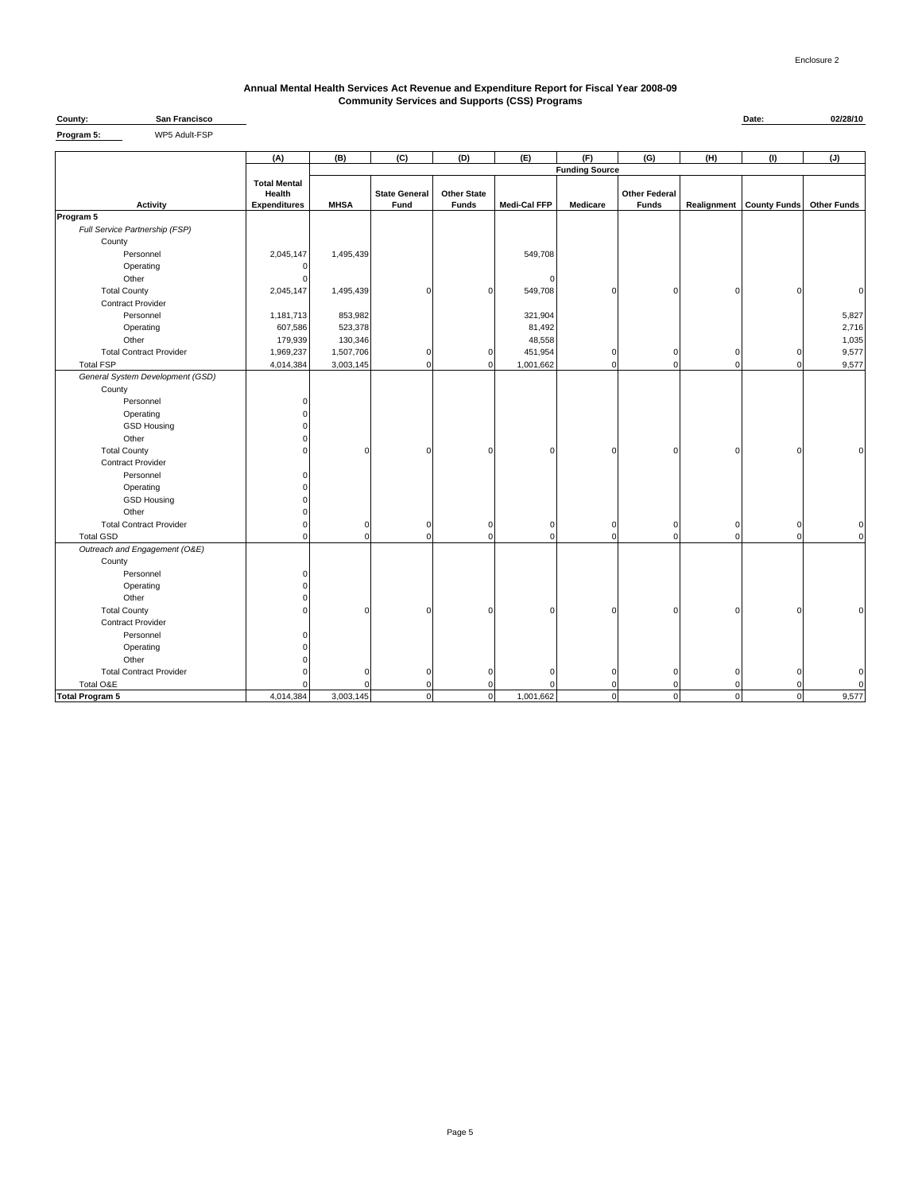Enclosure 2

## Annual Mental Health Services Act Revenue and Expenditure Report for Fiscal Year 2008-09
## Community Services and Supports (CSS) Programs

**County:** San Francisco **Date:** 02/28/10

**Program 5:** WP5 Adult-FSP

| | (A) | (B) | (C) | (D) | (E) | (F) | (G) | (H) | (I) | (J) |
|---|---|---|---|---|---|---|---|---|---|---|
| | | Funding Source | | | | | | | | |
| **Activity** | **Total Mental Health Expenditures** | **MHSA** | **State General Fund** | **Other State Funds** | **Medi-Cal FFP** | **Medicare** | **Other Federal Funds** | **Realignment** | **County Funds** | **Other Funds** |
| **Program 5** | | | | | | | | | | |
| *Full Service Partnership (FSP)* | | | | | | | | | | |
| County | | | | | | | | | | |
| Personnel | 2,045,147 | 1,495,439 | | | 549,708 | | | | | |
| Operating | 0 | | | | | | | | | |
| Other | 0 | | | | 0 | | | | | |
| Total County | 2,045,147 | 1,495,439 | 0 | 0 | 549,708 | 0 | 0 | 0 | 0 | 0 |
| Contract Provider | | | | | | | | | | |
| Personnel | 1,181,713 | 853,982 | | | 321,904 | | | | | 5,827 |
| Operating | 607,586 | 523,378 | | | 81,492 | | | | | 2,716 |
| Other | 179,939 | 130,346 | | | 48,558 | | | | | 1,035 |
| Total Contract Provider | 1,969,237 | 1,507,706 | 0 | 0 | 451,954 | 0 | 0 | 0 | 0 | 9,577 |
| Total FSP | 4,014,384 | 3,003,145 | 0 | 0 | 1,001,662 | 0 | 0 | 0 | 0 | 9,577 |
| *General System Development (GSD)* | | | | | | | | | | |
| County | | | | | | | | | | |
| Personnel | 0 | | | | | | | | | |
| Operating | 0 | | | | | | | | | |
| GSD Housing | 0 | | | | | | | | | |
| Other | 0 | | | | | | | | | |
| Total County | 0 | 0 | 0 | 0 | 0 | 0 | 0 | 0 | 0 | 0 |
| Contract Provider | | | | | | | | | | |
| Personnel | 0 | | | | | | | | | |
| Operating | 0 | | | | | | | | | |
| GSD Housing | 0 | | | | | | | | | |
| Other | 0 | | | | | | | | | |
| Total Contract Provider | 0 | 0 | 0 | 0 | 0 | 0 | 0 | 0 | 0 | 0 |
| Total GSD | 0 | 0 | 0 | 0 | 0 | 0 | 0 | 0 | 0 | 0 |
| *Outreach and Engagement (O&E)* | | | | | | | | | | |
| County | | | | | | | | | | |
| Personnel | 0 | | | | | | | | | |
| Operating | 0 | | | | | | | | | |
| Other | 0 | | | | | | | | | |
| Total County | 0 | 0 | 0 | 0 | 0 | 0 | 0 | 0 | 0 | 0 |
| Contract Provider | | | | | | | | | | |
| Personnel | 0 | | | | | | | | | |
| Operating | 0 | | | | | | | | | |
| Other | 0 | | | | | | | | | |
| Total Contract Provider | 0 | 0 | 0 | 0 | 0 | 0 | 0 | 0 | 0 | 0 |
| Total O&E | 0 | 0 | 0 | 0 | 0 | 0 | 0 | 0 | 0 | 0 |
| **Total Program 5** | 4,014,384 | 3,003,145 | 0 | 0 | 1,001,662 | 0 | 0 | 0 | 0 | 9,577 |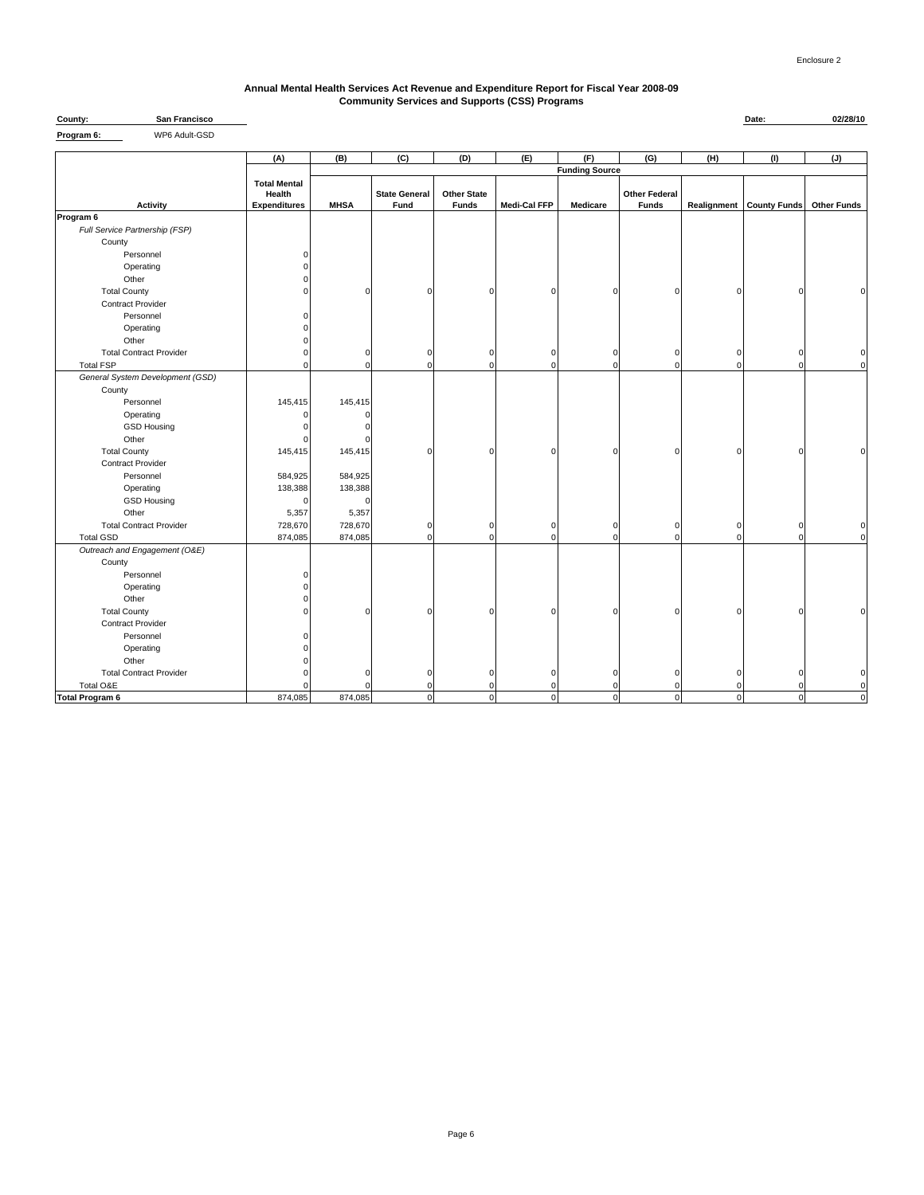Enclosure 2

## Annual Mental Health Services Act Revenue and Expenditure Report for Fiscal Year 2008-09
## Community Services and Supports (CSS) Programs

**County:** San Francisco **Date:** 02/28/10

**Program 6:** WP6 Adult-GSD

| | (A) | (B) | (C) | (D) | (E) | (F) | (G) | (H) | (I) | (J) |
|---|---|---|---|---|---|---|---|---|---|---|
| | | Funding Source | | | | | | | | |
| **Activity** | **Total Mental Health Expenditures** | **MHSA** | **State General Fund** | **Other State Funds** | **Medi-Cal FFP** | **Medicare** | **Other Federal Funds** | **Realignment** | **County Funds** | **Other Funds** |
| **Program 6** | | | | | | | | | | |
| *Full Service Partnership (FSP)* | | | | | | | | | | |
| County | | | | | | | | | | |
| Personnel | 0 | | | | | | | | | |
| Operating | 0 | | | | | | | | | |
| Other | 0 | | | | | | | | | |
| Total County | 0 | 0 | 0 | 0 | 0 | 0 | 0 | 0 | 0 | 0 |
| Contract Provider | | | | | | | | | | |
| Personnel | 0 | | | | | | | | | |
| Operating | 0 | | | | | | | | | |
| Other | 0 | | | | | | | | | |
| Total Contract Provider | 0 | 0 | 0 | 0 | 0 | 0 | 0 | 0 | 0 | 0 |
| Total FSP | 0 | 0 | 0 | 0 | 0 | 0 | 0 | 0 | 0 | 0 |
| *General System Development (GSD)* | | | | | | | | | | |
| County | | | | | | | | | | |
| Personnel | 145,415 | 145,415 | | | | | | | | |
| Operating | 0 | 0 | | | | | | | | |
| GSD Housing | 0 | 0 | | | | | | | | |
| Other | 0 | 0 | | | | | | | | |
| Total County | 145,415 | 145,415 | 0 | 0 | 0 | 0 | 0 | 0 | 0 | 0 |
| Contract Provider | | | | | | | | | | |
| Personnel | 584,925 | 584,925 | | | | | | | | |
| Operating | 138,388 | 138,388 | | | | | | | | |
| GSD Housing | 0 | 0 | | | | | | | | |
| Other | 5,357 | 5,357 | | | | | | | | |
| Total Contract Provider | 728,670 | 728,670 | 0 | 0 | 0 | 0 | 0 | 0 | 0 | 0 |
| Total GSD | 874,085 | 874,085 | 0 | 0 | 0 | 0 | 0 | 0 | 0 | 0 |
| *Outreach and Engagement (O&E)* | | | | | | | | | | |
| County | | | | | | | | | | |
| Personnel | 0 | | | | | | | | | |
| Operating | 0 | | | | | | | | | |
| Other | 0 | | | | | | | | | |
| Total County | 0 | 0 | 0 | 0 | 0 | 0 | 0 | 0 | 0 | 0 |
| Contract Provider | | | | | | | | | | |
| Personnel | 0 | | | | | | | | | |
| Operating | 0 | | | | | | | | | |
| Other | 0 | | | | | | | | | |
| Total Contract Provider | 0 | 0 | 0 | 0 | 0 | 0 | 0 | 0 | 0 | 0 |
| Total O&E | 0 | 0 | 0 | 0 | 0 | 0 | 0 | 0 | 0 | 0 |
| **Total Program 6** | 874,085 | 874,085 | 0 | 0 | 0 | 0 | 0 | 0 | 0 | 0 |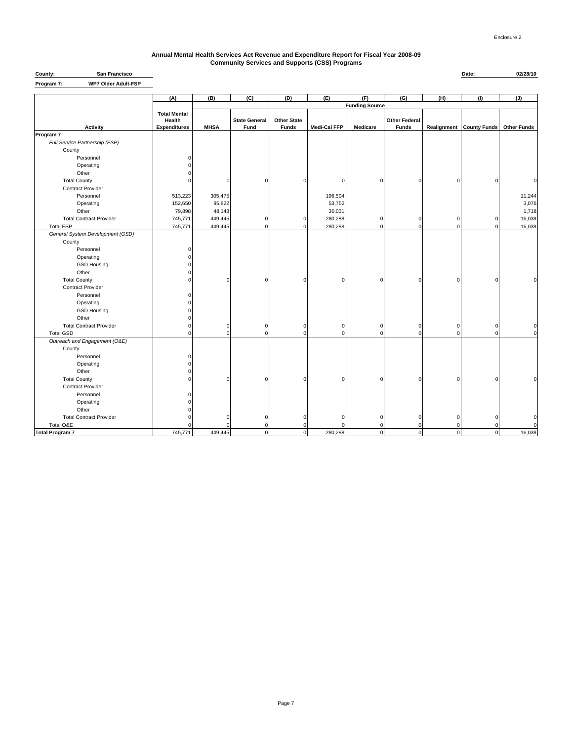Enclosure 2

# Annual Mental Health Services Act Revenue and Expenditure Report for Fiscal Year 2008-09
## Community Services and Supports (CSS) Programs

**County:** San Francisco  **Date:** 02/28/10

**Program 7:** WP7 Older Adult-FSP

| | (A) | (B) | (C) | (D) | (E) | (F) | (G) | (H) | (I) | (J) |
|---|---|---|---|---|---|---|---|---|---|---|
| | | Funding Source | | | | | | | | |
| **Activity** | **Total Mental Health Expenditures** | **MHSA** | **State General Fund** | **Other State Funds** | **Medi-Cal FFP** | **Medicare** | **Other Federal Funds** | **Realignment** | **County Funds** | **Other Funds** |
| **Program 7** | | | | | | | | | | |
| *Full Service Partnership (FSP)* | | | | | | | | | | |
| County | | | | | | | | | | |
| Personnel | 0 | | | | | | | | | |
| Operating | 0 | | | | | | | | | |
| Other | 0 | | | | | | | | | |
| Total County | 0 | 0 | 0 | 0 | 0 | 0 | 0 | 0 | 0 | 0 |
| Contract Provider | | | | | | | | | | |
| Personnel | 513,223 | 305,475 | | | 196,504 | | | | | 11,244 |
| Operating | 152,650 | 95,822 | | | 53,752 | | | | | 3,076 |
| Other | 79,898 | 48,148 | | | 30,031 | | | | | 1,718 |
| Total Contract Provider | 745,771 | 449,445 | 0 | 0 | 280,288 | 0 | 0 | 0 | 0 | 16,038 |
| Total FSP | 745,771 | 449,445 | 0 | 0 | 280,288 | 0 | 0 | 0 | 0 | 16,038 |
| *General System Development (GSD)* | | | | | | | | | | |
| County | | | | | | | | | | |
| Personnel | 0 | | | | | | | | | |
| Operating | 0 | | | | | | | | | |
| GSD Housing | 0 | | | | | | | | | |
| Other | 0 | | | | | | | | | |
| Total County | 0 | 0 | 0 | 0 | 0 | 0 | 0 | 0 | 0 | 0 |
| Contract Provider | | | | | | | | | | |
| Personnel | 0 | | | | | | | | | |
| Operating | 0 | | | | | | | | | |
| GSD Housing | 0 | | | | | | | | | |
| Other | 0 | | | | | | | | | |
| Total Contract Provider | 0 | 0 | 0 | 0 | 0 | 0 | 0 | 0 | 0 | 0 |
| Total GSD | 0 | 0 | 0 | 0 | 0 | 0 | 0 | 0 | 0 | 0 |
| *Outreach and Engagement (O&E)* | | | | | | | | | | |
| County | | | | | | | | | | |
| Personnel | 0 | | | | | | | | | |
| Operating | 0 | | | | | | | | | |
| Other | 0 | | | | | | | | | |
| Total County | 0 | 0 | 0 | 0 | 0 | 0 | 0 | 0 | 0 | 0 |
| Contract Provider | | | | | | | | | | |
| Personnel | 0 | | | | | | | | | |
| Operating | 0 | | | | | | | | | |
| Other | 0 | | | | | | | | | |
| Total Contract Provider | 0 | 0 | 0 | 0 | 0 | 0 | 0 | 0 | 0 | 0 |
| Total O&E | 0 | 0 | 0 | 0 | 0 | 0 | 0 | 0 | 0 | 0 |
| **Total Program 7** | 745,771 | 449,445 | 0 | 0 | 280,288 | 0 | 0 | 0 | 0 | 16,038 |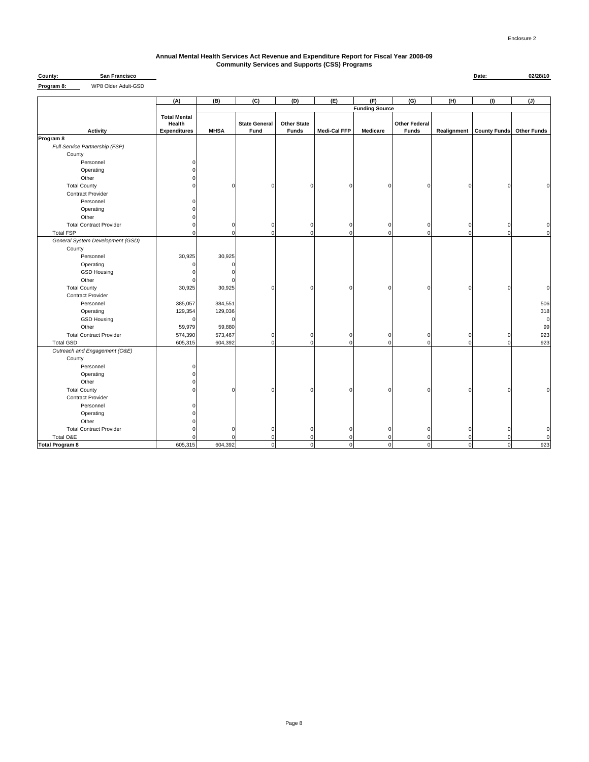Enclosure 2

# Annual Mental Health Services Act Revenue and Expenditure Report for Fiscal Year 2008-09
## Community Services and Supports (CSS) Programs

**County:** San Francisco  **Date:** 02/28/10

**Program 8:** WP8 Older Adult-GSD

| | (A) | (B) | (C) | (D) | (E) | (F) | (G) | (H) | (I) | (J) |
|---|---|---|---|---|---|---|---|---|---|---|
| | | Funding Source | | | | | | | | |
| **Activity** | **Total Mental Health Expenditures** | **MHSA** | **State General Fund** | **Other State Funds** | **Medi-Cal FFP** | **Medicare** | **Other Federal Funds** | **Realignment** | **County Funds** | **Other Funds** |
| **Program 8** | | | | | | | | | | |
| *Full Service Partnership (FSP)* | | | | | | | | | | |
| County | | | | | | | | | | |
| Personnel | 0 | | | | | | | | | |
| Operating | 0 | | | | | | | | | |
| Other | 0 | | | | | | | | | |
| Total County | 0 | 0 | 0 | 0 | 0 | 0 | 0 | 0 | 0 | 0 |
| Contract Provider | | | | | | | | | | |
| Personnel | 0 | | | | | | | | | |
| Operating | 0 | | | | | | | | | |
| Other | 0 | | | | | | | | | |
| Total Contract Provider | 0 | 0 | 0 | 0 | 0 | 0 | 0 | 0 | 0 | 0 |
| Total FSP | 0 | 0 | 0 | 0 | 0 | 0 | 0 | 0 | 0 | 0 |
| *General System Development (GSD)* | | | | | | | | | | |
| County | | | | | | | | | | |
| Personnel | 30,925 | 30,925 | | | | | | | | |
| Operating | 0 | 0 | | | | | | | | |
| GSD Housing | 0 | 0 | | | | | | | | |
| Other | 0 | 0 | | | | | | | | |
| Total County | 30,925 | 30,925 | 0 | 0 | 0 | 0 | 0 | 0 | 0 | 0 |
| Contract Provider | | | | | | | | | | |
| Personnel | 385,057 | 384,551 | | | | | | | | 506 |
| Operating | 129,354 | 129,036 | | | | | | | | 318 |
| GSD Housing | 0 | 0 | | | | | | | | 0 |
| Other | 59,979 | 59,880 | | | | | | | | 99 |
| Total Contract Provider | 574,390 | 573,467 | 0 | 0 | 0 | 0 | 0 | 0 | 0 | 923 |
| Total GSD | 605,315 | 604,392 | 0 | 0 | 0 | 0 | 0 | 0 | 0 | 923 |
| *Outreach and Engagement (O&E)* | | | | | | | | | | |
| County | | | | | | | | | | |
| Personnel | 0 | | | | | | | | | |
| Operating | 0 | | | | | | | | | |
| Other | 0 | | | | | | | | | |
| Total County | 0 | 0 | 0 | 0 | 0 | 0 | 0 | 0 | 0 | 0 |
| Contract Provider | | | | | | | | | | |
| Personnel | 0 | | | | | | | | | |
| Operating | 0 | | | | | | | | | |
| Other | 0 | | | | | | | | | |
| Total Contract Provider | 0 | 0 | 0 | 0 | 0 | 0 | 0 | 0 | 0 | 0 |
| Total O&E | 0 | 0 | 0 | 0 | 0 | 0 | 0 | 0 | 0 | 0 |
| **Total Program 8** | 605,315 | 604,392 | 0 | 0 | 0 | 0 | 0 | 0 | 0 | 923 |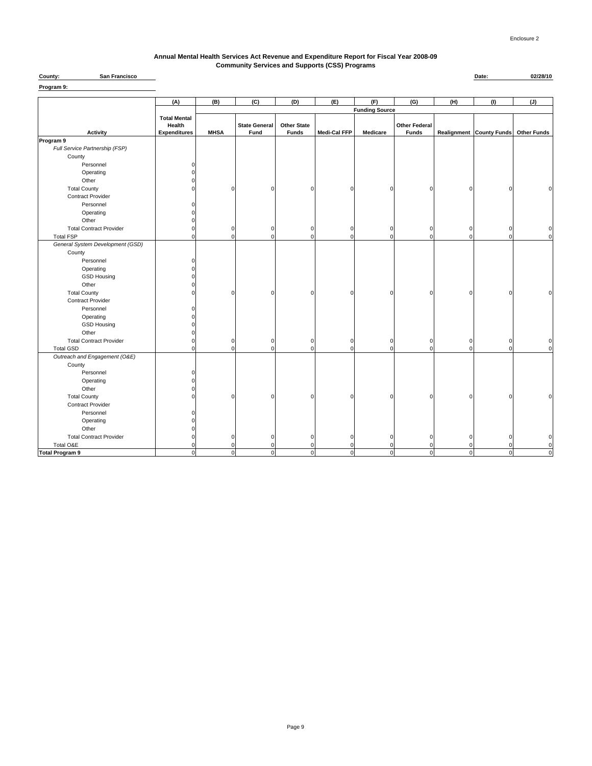Enclosure 2

# Annual Mental Health Services Act Revenue and Expenditure Report for Fiscal Year 2008-09
## Community Services and Supports (CSS) Programs

**County:** San Francisco **Date:** 02/28/10

**Program 9:**

| | (A) | (B) | (C) | (D) | (E) | (F) | (G) | (H) | (I) | (J) |
|---|---|---|---|---|---|---|---|---|---|---|
| | | Funding Source | | | | | | | | |
| **Activity** | **Total Mental Health Expenditures** | **MHSA** | **State General Fund** | **Other State Funds** | **Medi-Cal FFP** | **Medicare** | **Other Federal Funds** | **Realignment** | **County Funds** | **Other Funds** |
| **Program 9** | | | | | | | | | | |
| *Full Service Partnership (FSP)* | | | | | | | | | | |
| County | | | | | | | | | | |
| Personnel | 0 | | | | | | | | | |
| Operating | 0 | | | | | | | | | |
| Other | 0 | | | | | | | | | |
| Total County | 0 | 0 | 0 | 0 | 0 | 0 | 0 | 0 | 0 | 0 |
| Contract Provider | | | | | | | | | | |
| Personnel | 0 | | | | | | | | | |
| Operating | 0 | | | | | | | | | |
| Other | 0 | | | | | | | | | |
| Total Contract Provider | 0 | 0 | 0 | 0 | 0 | 0 | 0 | 0 | 0 | 0 |
| Total FSP | 0 | 0 | 0 | 0 | 0 | 0 | 0 | 0 | 0 | 0 |
| *General System Development (GSD)* | | | | | | | | | | |
| County | | | | | | | | | | |
| Personnel | 0 | | | | | | | | | |
| Operating | 0 | | | | | | | | | |
| GSD Housing | 0 | | | | | | | | | |
| Other | 0 | | | | | | | | | |
| Total County | 0 | 0 | 0 | 0 | 0 | 0 | 0 | 0 | 0 | 0 |
| Contract Provider | | | | | | | | | | |
| Personnel | 0 | | | | | | | | | |
| Operating | 0 | | | | | | | | | |
| GSD Housing | 0 | | | | | | | | | |
| Other | 0 | | | | | | | | | |
| Total Contract Provider | 0 | 0 | 0 | 0 | 0 | 0 | 0 | 0 | 0 | 0 |
| Total GSD | 0 | 0 | 0 | 0 | 0 | 0 | 0 | 0 | 0 | 0 |
| *Outreach and Engagement (O&E)* | | | | | | | | | | |
| County | | | | | | | | | | |
| Personnel | 0 | | | | | | | | | |
| Operating | 0 | | | | | | | | | |
| Other | 0 | | | | | | | | | |
| Total County | 0 | 0 | 0 | 0 | 0 | 0 | 0 | 0 | 0 | 0 |
| Contract Provider | | | | | | | | | | |
| Personnel | 0 | | | | | | | | | |
| Operating | 0 | | | | | | | | | |
| Other | 0 | | | | | | | | | |
| Total Contract Provider | 0 | 0 | 0 | 0 | 0 | 0 | 0 | 0 | 0 | 0 |
| Total O&E | 0 | 0 | 0 | 0 | 0 | 0 | 0 | 0 | 0 | 0 |
| **Total Program 9** | 0 | 0 | 0 | 0 | 0 | 0 | 0 | 0 | 0 | 0 |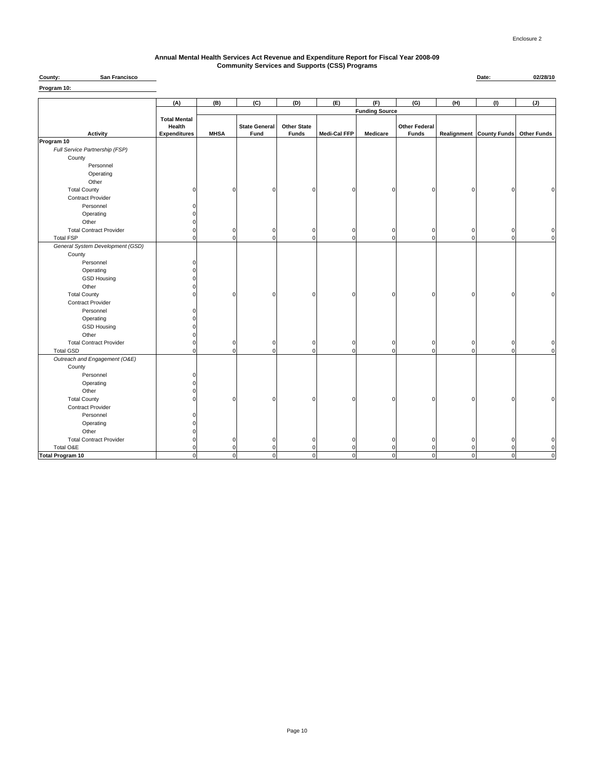Enclosure 2

**Annual Mental Health Services Act Revenue and Expenditure Report for Fiscal Year 2008-09**
**Community Services and Supports (CSS) Programs**

**County:** San Francisco **Date:** 02/28/10

**Program 10:**

| | (A) | (B) | (C) | (D) | (E) | (F) | (G) | (H) | (I) | (J) |
|---|---|---|---|---|---|---|---|---|---|---|
| | | Funding Source | | | | | | | | |
| **Activity** | **Total Mental Health Expenditures** | **MHSA** | **State General Fund** | **Other State Funds** | **Medi-Cal FFP** | **Medicare** | **Other Federal Funds** | **Realignment** | **County Funds** | **Other Funds** |
| **Program 10** | | | | | | | | | | |
| *Full Service Partnership (FSP)* | | | | | | | | | | |
| County | | | | | | | | | | |
| Personnel | | | | | | | | | | |
| Operating | | | | | | | | | | |
| Other | | | | | | | | | | |
| Total County | 0 | 0 | 0 | 0 | 0 | 0 | 0 | 0 | 0 | 0 |
| Contract Provider | | | | | | | | | | |
| Personnel | 0 | | | | | | | | | |
| Operating | 0 | | | | | | | | | |
| Other | 0 | | | | | | | | | |
| Total Contract Provider | 0 | 0 | 0 | 0 | 0 | 0 | 0 | 0 | 0 | 0 |
| Total FSP | 0 | 0 | 0 | 0 | 0 | 0 | 0 | 0 | 0 | 0 |
| *General System Development (GSD)* | | | | | | | | | | |
| County | | | | | | | | | | |
| Personnel | 0 | | | | | | | | | |
| Operating | 0 | | | | | | | | | |
| GSD Housing | 0 | | | | | | | | | |
| Other | 0 | | | | | | | | | |
| Total County | 0 | 0 | 0 | 0 | 0 | 0 | 0 | 0 | 0 | 0 |
| Contract Provider | | | | | | | | | | |
| Personnel | 0 | | | | | | | | | |
| Operating | 0 | | | | | | | | | |
| GSD Housing | 0 | | | | | | | | | |
| Other | 0 | | | | | | | | | |
| Total Contract Provider | 0 | 0 | 0 | 0 | 0 | 0 | 0 | 0 | 0 | 0 |
| Total GSD | 0 | 0 | 0 | 0 | 0 | 0 | 0 | 0 | 0 | 0 |
| *Outreach and Engagement (O&E)* | | | | | | | | | | |
| County | | | | | | | | | | |
| Personnel | 0 | | | | | | | | | |
| Operating | 0 | | | | | | | | | |
| Other | 0 | | | | | | | | | |
| Total County | 0 | 0 | 0 | 0 | 0 | 0 | 0 | 0 | 0 | 0 |
| Contract Provider | | | | | | | | | | |
| Personnel | 0 | | | | | | | | | |
| Operating | 0 | | | | | | | | | |
| Other | 0 | | | | | | | | | |
| Total Contract Provider | 0 | 0 | 0 | 0 | 0 | 0 | 0 | 0 | 0 | 0 |
| Total O&E | 0 | 0 | 0 | 0 | 0 | 0 | 0 | 0 | 0 | 0 |
| **Total Program 10** | 0 | 0 | 0 | 0 | 0 | 0 | 0 | 0 | 0 | 0 |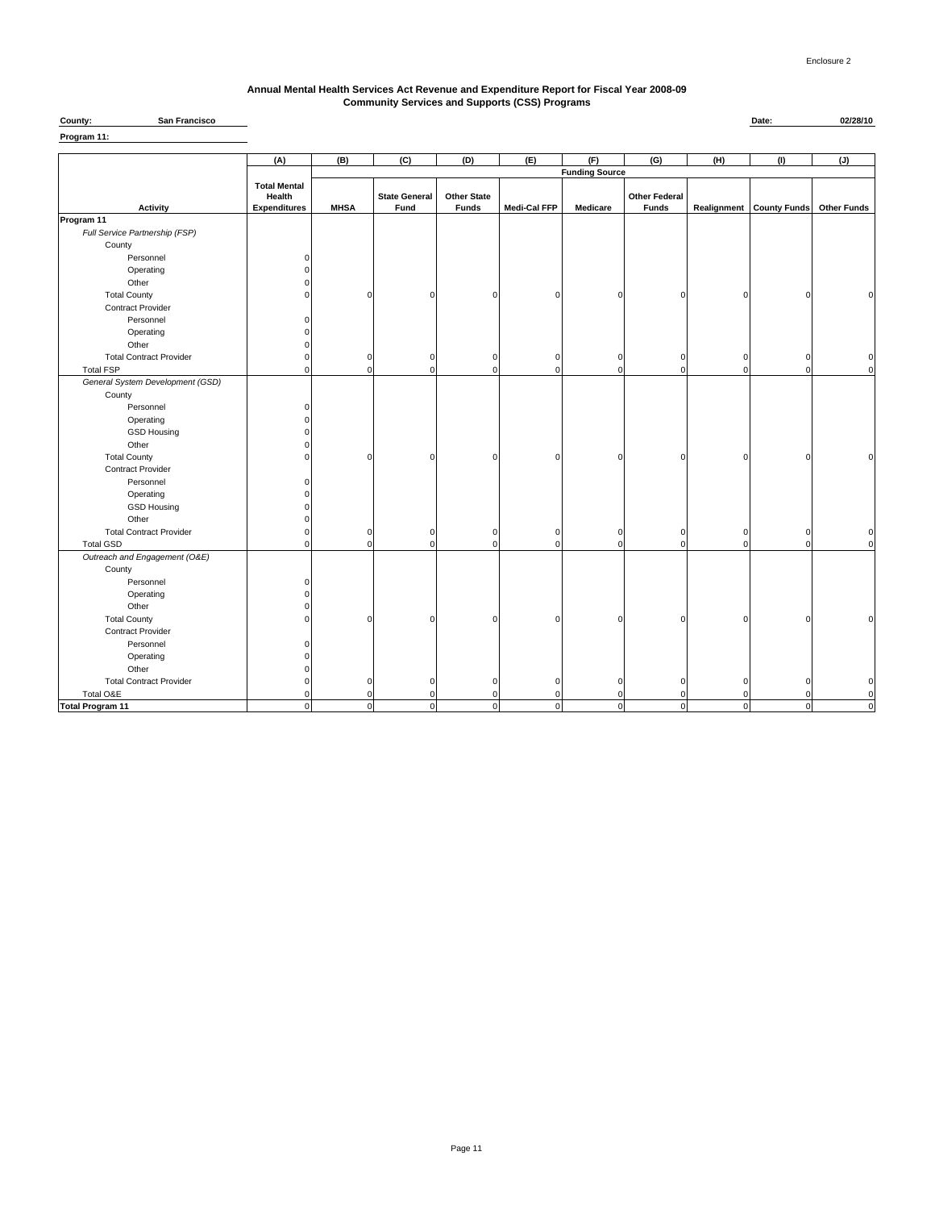Enclosure 2

## Annual Mental Health Services Act Revenue and Expenditure Report for Fiscal Year 2008-09
## Community Services and Supports (CSS) Programs

**County:** San Francisco **Date:** 02/28/10

**Program 11:**

| | (A) | (B) | (C) | (D) | (E) | (F) | (G) | (H) | (I) | (J) |
|---|---|---|---|---|---|---|---|---|---|---|
| | | Funding Source | | | | | | | | |
| Activity | Total Mental Health Expenditures | MHSA | State General Fund | Other State Funds | Medi-Cal FFP | Medicare | Other Federal Funds | Realignment | County Funds | Other Funds |
| **Program 11** | | | | | | | | | | |
| *Full Service Partnership (FSP)* | | | | | | | | | | |
| County | | | | | | | | | | |
| Personnel | 0 | | | | | | | | | |
| Operating | 0 | | | | | | | | | |
| Other | 0 | | | | | | | | | |
| Total County | 0 | 0 | 0 | 0 | 0 | 0 | 0 | 0 | 0 | 0 |
| Contract Provider | | | | | | | | | | |
| Personnel | 0 | | | | | | | | | |
| Operating | 0 | | | | | | | | | |
| Other | 0 | | | | | | | | | |
| Total Contract Provider | 0 | 0 | 0 | 0 | 0 | 0 | 0 | 0 | 0 | 0 |
| Total FSP | 0 | 0 | 0 | 0 | 0 | 0 | 0 | 0 | 0 | 0 |
| *General System Development (GSD)* | | | | | | | | | | |
| County | | | | | | | | | | |
| Personnel | 0 | | | | | | | | | |
| Operating | 0 | | | | | | | | | |
| GSD Housing | 0 | | | | | | | | | |
| Other | 0 | | | | | | | | | |
| Total County | 0 | 0 | 0 | 0 | 0 | 0 | 0 | 0 | 0 | 0 |
| Contract Provider | | | | | | | | | | |
| Personnel | 0 | | | | | | | | | |
| Operating | 0 | | | | | | | | | |
| GSD Housing | 0 | | | | | | | | | |
| Other | 0 | | | | | | | | | |
| Total Contract Provider | 0 | 0 | 0 | 0 | 0 | 0 | 0 | 0 | 0 | 0 |
| Total GSD | 0 | 0 | 0 | 0 | 0 | 0 | 0 | 0 | 0 | 0 |
| *Outreach and Engagement (O&E)* | | | | | | | | | | |
| County | | | | | | | | | | |
| Personnel | 0 | | | | | | | | | |
| Operating | 0 | | | | | | | | | |
| Other | 0 | | | | | | | | | |
| Total County | 0 | 0 | 0 | 0 | 0 | 0 | 0 | 0 | 0 | 0 |
| Contract Provider | | | | | | | | | | |
| Personnel | 0 | | | | | | | | | |
| Operating | 0 | | | | | | | | | |
| Other | 0 | | | | | | | | | |
| Total Contract Provider | 0 | 0 | 0 | 0 | 0 | 0 | 0 | 0 | 0 | 0 |
| Total O&E | 0 | 0 | 0 | 0 | 0 | 0 | 0 | 0 | 0 | 0 |
| **Total Program 11** | 0 | 0 | 0 | 0 | 0 | 0 | 0 | 0 | 0 | 0 |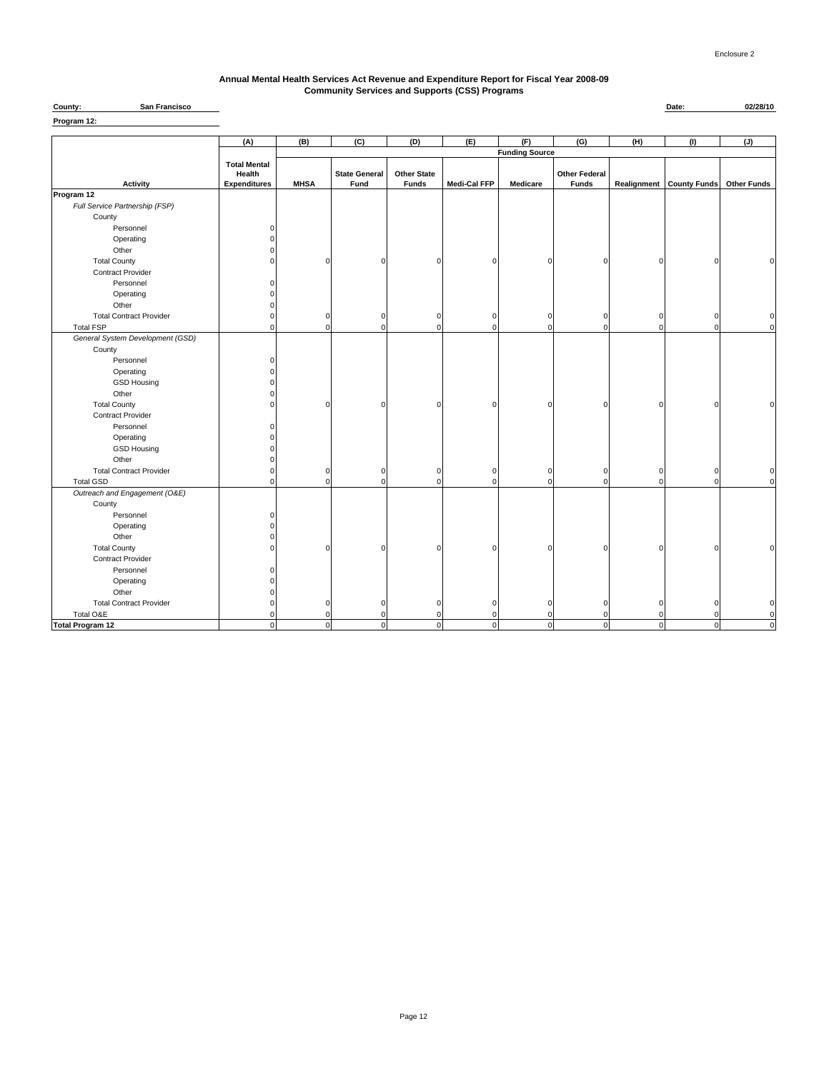Enclosure 2

# Annual Mental Health Services Act Revenue and Expenditure Report for Fiscal Year 2008-09
## Community Services and Supports (CSS) Programs

**County:** San Francisco

**Date:** 02/28/10

**Program 12:**

| | (A) | (B) | (C) | (D) | (E) | (F) | (G) | (H) | (I) | (J) |
|---|---|---|---|---|---|---|---|---|---|---|
| | | Funding Source | | | | | | | | |
| **Activity** | **Total Mental Health Expenditures** | **MHSA** | **State General Fund** | **Other State Funds** | **Medi-Cal FFP** | **Medicare** | **Other Federal Funds** | **Realignment** | **County Funds** | **Other Funds** |
| **Program 12** | | | | | | | | | | |
| *Full Service Partnership (FSP)* | | | | | | | | | | |
| County | | | | | | | | | | |
| Personnel | 0 | | | | | | | | | |
| Operating | 0 | | | | | | | | | |
| Other | 0 | | | | | | | | | |
| Total County | 0 | 0 | 0 | 0 | 0 | 0 | 0 | 0 | 0 | 0 |
| Contract Provider | | | | | | | | | | |
| Personnel | 0 | | | | | | | | | |
| Operating | 0 | | | | | | | | | |
| Other | 0 | | | | | | | | | |
| Total Contract Provider | 0 | 0 | 0 | 0 | 0 | 0 | 0 | 0 | 0 | 0 |
| Total FSP | 0 | 0 | 0 | 0 | 0 | 0 | 0 | 0 | 0 | 0 |
| *General System Development (GSD)* | | | | | | | | | | |
| County | | | | | | | | | | |
| Personnel | 0 | | | | | | | | | |
| Operating | 0 | | | | | | | | | |
| GSD Housing | 0 | | | | | | | | | |
| Other | 0 | | | | | | | | | |
| Total County | 0 | 0 | 0 | 0 | 0 | 0 | 0 | 0 | 0 | 0 |
| Contract Provider | | | | | | | | | | |
| Personnel | 0 | | | | | | | | | |
| Operating | 0 | | | | | | | | | |
| GSD Housing | 0 | | | | | | | | | |
| Other | 0 | | | | | | | | | |
| Total Contract Provider | 0 | 0 | 0 | 0 | 0 | 0 | 0 | 0 | 0 | 0 |
| Total GSD | 0 | 0 | 0 | 0 | 0 | 0 | 0 | 0 | 0 | 0 |
| *Outreach and Engagement (O&E)* | | | | | | | | | | |
| County | | | | | | | | | | |
| Personnel | 0 | | | | | | | | | |
| Operating | 0 | | | | | | | | | |
| Other | 0 | | | | | | | | | |
| Total County | 0 | 0 | 0 | 0 | 0 | 0 | 0 | 0 | 0 | 0 |
| Contract Provider | | | | | | | | | | |
| Personnel | 0 | | | | | | | | | |
| Operating | 0 | | | | | | | | | |
| Other | 0 | | | | | | | | | |
| Total Contract Provider | 0 | 0 | 0 | 0 | 0 | 0 | 0 | 0 | 0 | 0 |
| Total O&E | 0 | 0 | 0 | 0 | 0 | 0 | 0 | 0 | 0 | 0 |
| **Total Program 12** | 0 | 0 | 0 | 0 | 0 | 0 | 0 | 0 | 0 | 0 |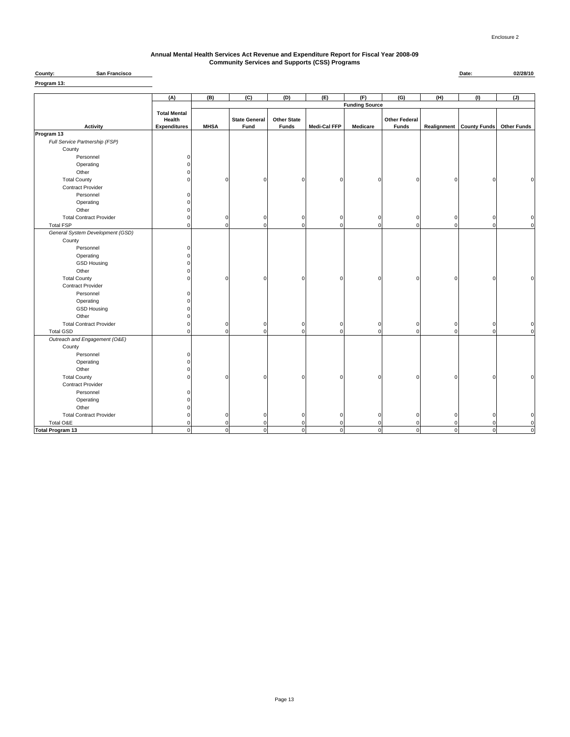Enclosure 2

**Annual Mental Health Services Act Revenue and Expenditure Report for Fiscal Year 2008-09**
**Community Services and Supports (CSS) Programs**

**County:** San Francisco **Date:** 02/28/10

**Program 13:**

| | (A) | (B) | (C) | (D) | (E) | (F) | (G) | (H) | (I) | (J) |
|---|---|---|---|---|---|---|---|---|---|---|
| | | Funding Source | | | | | | | | |
| Activity | Total Mental Health Expenditures | MHSA | State General Fund | Other State Funds | Medi-Cal FFP | Medicare | Other Federal Funds | Realignment | County Funds | Other Funds |
| **Program 13** | | | | | | | | | | |
| *Full Service Partnership (FSP)* | | | | | | | | | | |
| County | | | | | | | | | | |
| Personnel | 0 | | | | | | | | | |
| Operating | 0 | | | | | | | | | |
| Other | 0 | | | | | | | | | |
| Total County | 0 | 0 | 0 | 0 | 0 | 0 | 0 | 0 | 0 | 0 |
| Contract Provider | | | | | | | | | | |
| Personnel | 0 | | | | | | | | | |
| Operating | 0 | | | | | | | | | |
| Other | 0 | | | | | | | | | |
| Total Contract Provider | 0 | 0 | 0 | 0 | 0 | 0 | 0 | 0 | 0 | 0 |
| Total FSP | 0 | 0 | 0 | 0 | 0 | 0 | 0 | 0 | 0 | 0 |
| *General System Development (GSD)* | | | | | | | | | | |
| County | | | | | | | | | | |
| Personnel | 0 | | | | | | | | | |
| Operating | 0 | | | | | | | | | |
| GSD Housing | 0 | | | | | | | | | |
| Other | 0 | | | | | | | | | |
| Total County | 0 | 0 | 0 | 0 | 0 | 0 | 0 | 0 | 0 | 0 |
| Contract Provider | | | | | | | | | | |
| Personnel | 0 | | | | | | | | | |
| Operating | 0 | | | | | | | | | |
| GSD Housing | 0 | | | | | | | | | |
| Other | 0 | | | | | | | | | |
| Total Contract Provider | 0 | 0 | 0 | 0 | 0 | 0 | 0 | 0 | 0 | 0 |
| Total GSD | 0 | 0 | 0 | 0 | 0 | 0 | 0 | 0 | 0 | 0 |
| *Outreach and Engagement (O&E)* | | | | | | | | | | |
| County | | | | | | | | | | |
| Personnel | 0 | | | | | | | | | |
| Operating | 0 | | | | | | | | | |
| Other | 0 | | | | | | | | | |
| Total County | 0 | 0 | 0 | 0 | 0 | 0 | 0 | 0 | 0 | 0 |
| Contract Provider | | | | | | | | | | |
| Personnel | 0 | | | | | | | | | |
| Operating | 0 | | | | | | | | | |
| Other | 0 | | | | | | | | | |
| Total Contract Provider | 0 | 0 | 0 | 0 | 0 | 0 | 0 | 0 | 0 | 0 |
| Total O&E | 0 | 0 | 0 | 0 | 0 | 0 | 0 | 0 | 0 | 0 |
| **Total Program 13** | 0 | 0 | 0 | 0 | 0 | 0 | 0 | 0 | 0 | 0 |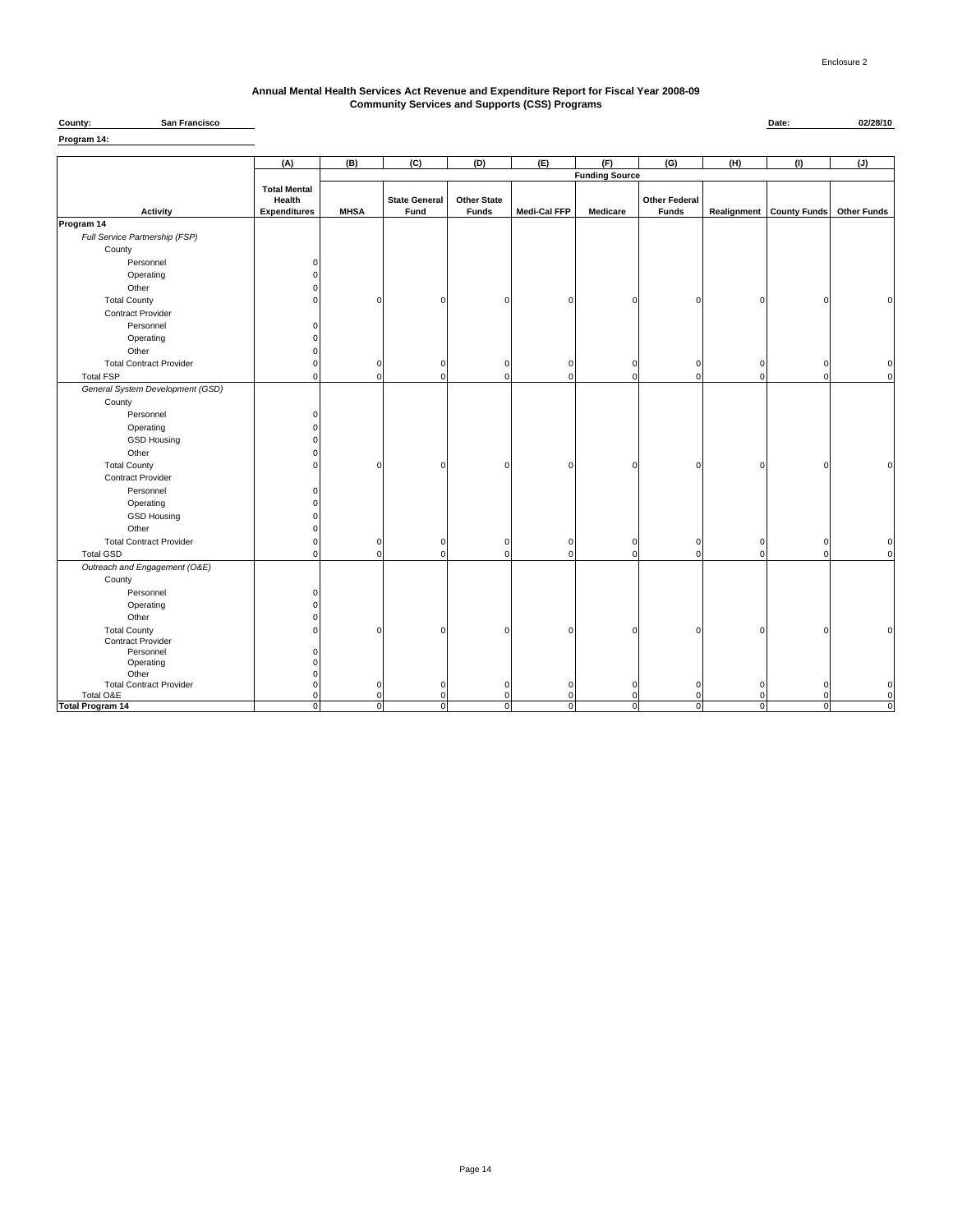Enclosure 2

# Annual Mental Health Services Act Revenue and Expenditure Report for Fiscal Year 2008-09
## Community Services and Supports (CSS) Programs

**County:** San Francisco **Date:** 02/28/10

**Program 14:**

| | (A) | (B) | (C) | (D) | (E) | (F) | (G) | (H) | (I) | (J) |
|---|---|---|---|---|---|---|---|---|---|---|
| | | Funding Source | | | | | | | | |
| **Activity** | **Total Mental Health Expenditures** | **MHSA** | **State General Fund** | **Other State Funds** | **Medi-Cal FFP** | **Medicare** | **Other Federal Funds** | **Realignment** | **County Funds** | **Other Funds** |
| **Program 14** | | | | | | | | | | |
| *Full Service Partnership (FSP)* | | | | | | | | | | |
| County | | | | | | | | | | |
| Personnel | 0 | | | | | | | | | |
| Operating | 0 | | | | | | | | | |
| Other | 0 | | | | | | | | | |
| Total County | 0 | 0 | 0 | 0 | 0 | 0 | 0 | 0 | 0 | 0 |
| Contract Provider | | | | | | | | | | |
| Personnel | 0 | | | | | | | | | |
| Operating | 0 | | | | | | | | | |
| Other | 0 | | | | | | | | | |
| Total Contract Provider | 0 | 0 | 0 | 0 | 0 | 0 | 0 | 0 | 0 | 0 |
| Total FSP | 0 | 0 | 0 | 0 | 0 | 0 | 0 | 0 | 0 | 0 |
| *General System Development (GSD)* | | | | | | | | | | |
| County | | | | | | | | | | |
| Personnel | 0 | | | | | | | | | |
| Operating | 0 | | | | | | | | | |
| GSD Housing | 0 | | | | | | | | | |
| Other | 0 | | | | | | | | | |
| Total County | 0 | 0 | 0 | 0 | 0 | 0 | 0 | 0 | 0 | 0 |
| Contract Provider | | | | | | | | | | |
| Personnel | 0 | | | | | | | | | |
| Operating | 0 | | | | | | | | | |
| GSD Housing | 0 | | | | | | | | | |
| Other | 0 | | | | | | | | | |
| Total Contract Provider | 0 | 0 | 0 | 0 | 0 | 0 | 0 | 0 | 0 | 0 |
| Total GSD | 0 | 0 | 0 | 0 | 0 | 0 | 0 | 0 | 0 | 0 |
| *Outreach and Engagement (O&E)* | | | | | | | | | | |
| County | | | | | | | | | | |
| Personnel | 0 | | | | | | | | | |
| Operating | 0 | | | | | | | | | |
| Other | 0 | | | | | | | | | |
| Total County | 0 | 0 | 0 | 0 | 0 | 0 | 0 | 0 | 0 | 0 |
| Contract Provider | | | | | | | | | | |
| Personnel | 0 | | | | | | | | | |
| Operating | 0 | | | | | | | | | |
| Other | 0 | | | | | | | | | |
| Total Contract Provider | 0 | 0 | 0 | 0 | 0 | 0 | 0 | 0 | 0 | 0 |
| Total O&E | 0 | 0 | 0 | 0 | 0 | 0 | 0 | 0 | 0 | 0 |
| **Total Program 14** | 0 | 0 | 0 | 0 | 0 | 0 | 0 | 0 | 0 | 0 |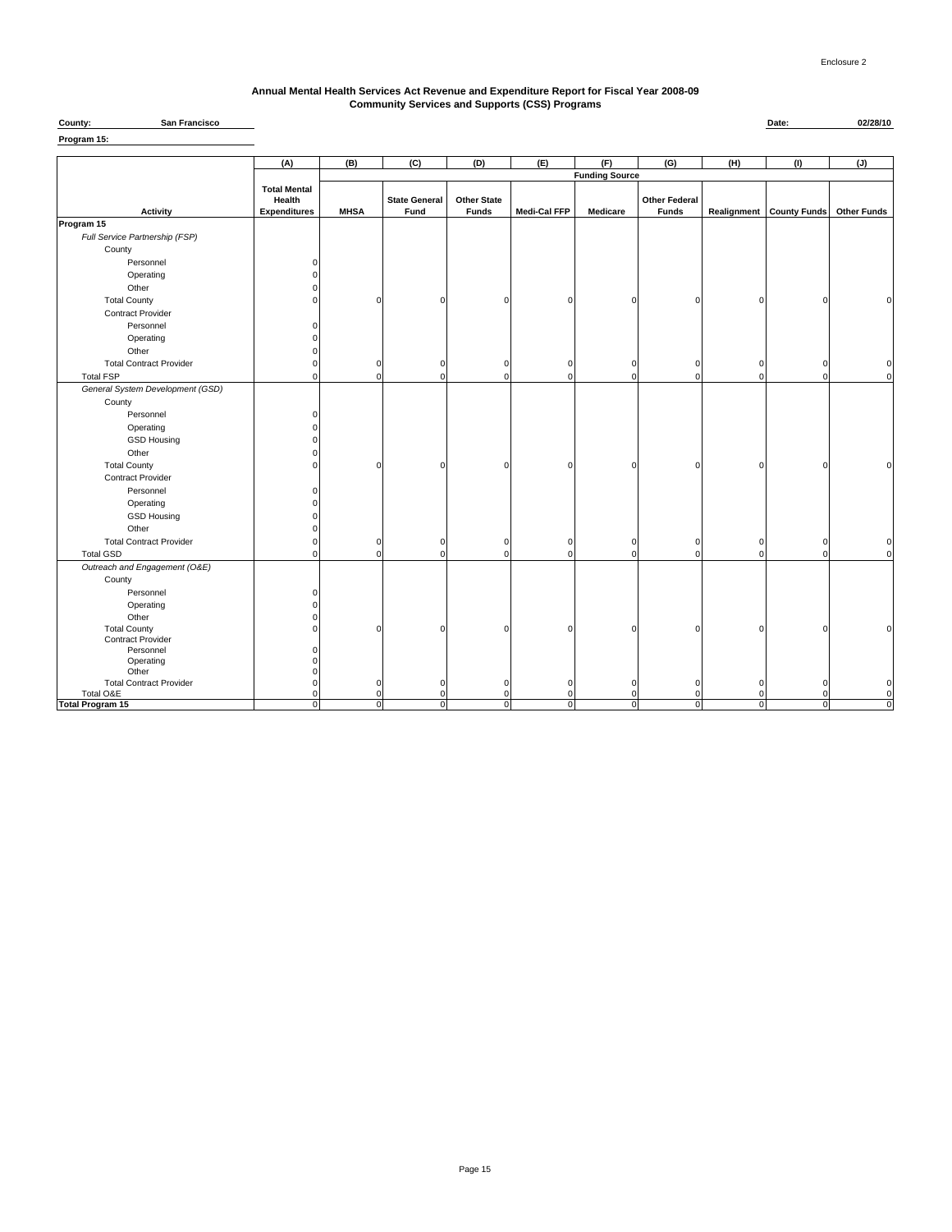Enclosure 2

**Annual Mental Health Services Act Revenue and Expenditure Report for Fiscal Year 2008-09**
**Community Services and Supports (CSS) Programs**

**County:** San Francisco **Date:** 02/28/10

**Program 15:**

| | (A) | (B) | (C) | (D) | (E) | (F) | (G) | (H) | (I) | (J) |
|---|---|---|---|---|---|---|---|---|---|---|
| | | Funding Source | | | | | | | | |
| Activity | Total Mental Health Expenditures | MHSA | State General Fund | Other State Funds | Medi-Cal FFP | Medicare | Other Federal Funds | Realignment | County Funds | Other Funds |
| **Program 15** | | | | | | | | | | |
| *Full Service Partnership (FSP)* | | | | | | | | | | |
| County | | | | | | | | | | |
| Personnel | 0 | | | | | | | | | |
| Operating | 0 | | | | | | | | | |
| Other | 0 | | | | | | | | | |
| Total County | 0 | 0 | 0 | 0 | 0 | 0 | 0 | 0 | 0 | 0 |
| Contract Provider | | | | | | | | | | |
| Personnel | 0 | | | | | | | | | |
| Operating | 0 | | | | | | | | | |
| Other | 0 | | | | | | | | | |
| Total Contract Provider | 0 | 0 | 0 | 0 | 0 | 0 | 0 | 0 | 0 | 0 |
| Total FSP | 0 | 0 | 0 | 0 | 0 | 0 | 0 | 0 | 0 | 0 |
| *General System Development (GSD)* | | | | | | | | | | |
| County | | | | | | | | | | |
| Personnel | 0 | | | | | | | | | |
| Operating | 0 | | | | | | | | | |
| GSD Housing | 0 | | | | | | | | | |
| Other | 0 | | | | | | | | | |
| Total County | 0 | 0 | 0 | 0 | 0 | 0 | 0 | 0 | 0 | 0 |
| Contract Provider | | | | | | | | | | |
| Personnel | 0 | | | | | | | | | |
| Operating | 0 | | | | | | | | | |
| GSD Housing | 0 | | | | | | | | | |
| Other | 0 | | | | | | | | | |
| Total Contract Provider | 0 | 0 | 0 | 0 | 0 | 0 | 0 | 0 | 0 | 0 |
| Total GSD | 0 | 0 | 0 | 0 | 0 | 0 | 0 | 0 | 0 | 0 |
| *Outreach and Engagement (O&E)* | | | | | | | | | | |
| County | | | | | | | | | | |
| Personnel | 0 | | | | | | | | | |
| Operating | 0 | | | | | | | | | |
| Other | 0 | | | | | | | | | |
| Total County | 0 | 0 | 0 | 0 | 0 | 0 | 0 | 0 | 0 | 0 |
| Contract Provider | | | | | | | | | | |
| Personnel | 0 | | | | | | | | | |
| Operating | 0 | | | | | | | | | |
| Other | 0 | | | | | | | | | |
| Total Contract Provider | 0 | 0 | 0 | 0 | 0 | 0 | 0 | 0 | 0 | 0 |
| Total O&E | 0 | 0 | 0 | 0 | 0 | 0 | 0 | 0 | 0 | 0 |
| **Total Program 15** | 0 | 0 | 0 | 0 | 0 | 0 | 0 | 0 | 0 | 0 |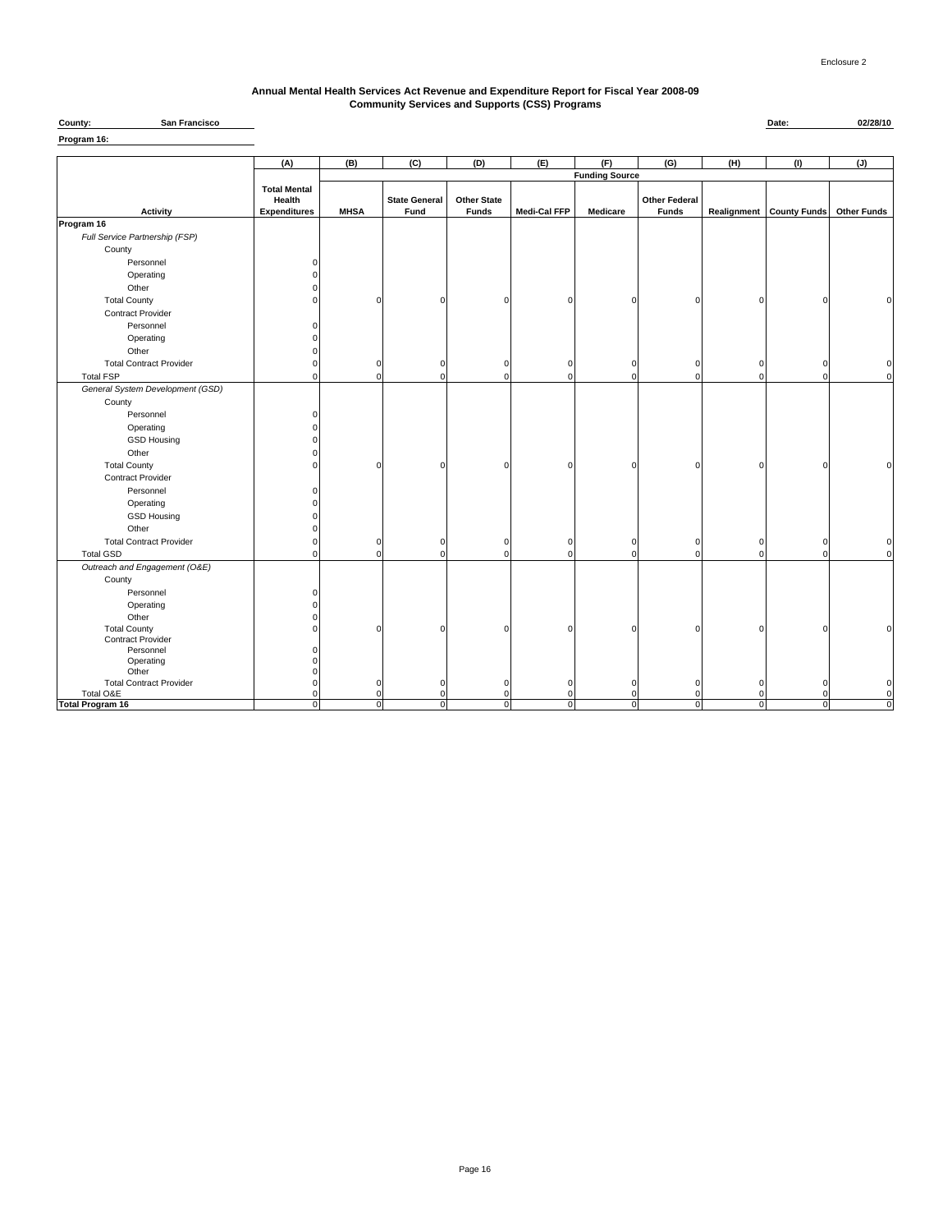Enclosure 2

**Annual Mental Health Services Act Revenue and Expenditure Report for Fiscal Year 2008-09**
**Community Services and Supports (CSS) Programs**

**County:** San Francisco **Date:** 02/28/10

**Program 16:**

| | (A) | (B) | (C) | (D) | (E) | (F) | (G) | (H) | (I) | (J) |
|---|---|---|---|---|---|---|---|---|---|---|
| | | Funding Source | | | | | | | | |
| Activity | Total Mental Health Expenditures | MHSA | State General Fund | Other State Funds | Medi-Cal FFP | Medicare | Other Federal Funds | Realignment | County Funds | Other Funds |
| **Program 16** | | | | | | | | | | |
| *Full Service Partnership (FSP)* | | | | | | | | | | |
| County | | | | | | | | | | |
| Personnel | 0 | | | | | | | | | |
| Operating | 0 | | | | | | | | | |
| Other | 0 | | | | | | | | | |
| Total County | 0 | 0 | 0 | 0 | 0 | 0 | 0 | 0 | 0 | 0 |
| Contract Provider | | | | | | | | | | |
| Personnel | 0 | | | | | | | | | |
| Operating | 0 | | | | | | | | | |
| Other | 0 | | | | | | | | | |
| Total Contract Provider | 0 | 0 | 0 | 0 | 0 | 0 | 0 | 0 | 0 | 0 |
| Total FSP | 0 | 0 | 0 | 0 | 0 | 0 | 0 | 0 | 0 | 0 |
| *General System Development (GSD)* | | | | | | | | | | |
| County | | | | | | | | | | |
| Personnel | 0 | | | | | | | | | |
| Operating | 0 | | | | | | | | | |
| GSD Housing | 0 | | | | | | | | | |
| Other | 0 | | | | | | | | | |
| Total County | 0 | 0 | 0 | 0 | 0 | 0 | 0 | 0 | 0 | 0 |
| Contract Provider | | | | | | | | | | |
| Personnel | 0 | | | | | | | | | |
| Operating | 0 | | | | | | | | | |
| GSD Housing | 0 | | | | | | | | | |
| Other | 0 | | | | | | | | | |
| Total Contract Provider | 0 | 0 | 0 | 0 | 0 | 0 | 0 | 0 | 0 | 0 |
| Total GSD | 0 | 0 | 0 | 0 | 0 | 0 | 0 | 0 | 0 | 0 |
| *Outreach and Engagement (O&E)* | | | | | | | | | | |
| County | | | | | | | | | | |
| Personnel | 0 | | | | | | | | | |
| Operating | 0 | | | | | | | | | |
| Other | 0 | | | | | | | | | |
| Total County | 0 | 0 | 0 | 0 | 0 | 0 | 0 | 0 | 0 | 0 |
| Contract Provider | | | | | | | | | | |
| Personnel | 0 | | | | | | | | | |
| Operating | 0 | | | | | | | | | |
| Other | 0 | | | | | | | | | |
| Total Contract Provider | 0 | 0 | 0 | 0 | 0 | 0 | 0 | 0 | 0 | 0 |
| Total O&E | 0 | 0 | 0 | 0 | 0 | 0 | 0 | 0 | 0 | 0 |
| **Total Program 16** | 0 | 0 | 0 | 0 | 0 | 0 | 0 | 0 | 0 | 0 |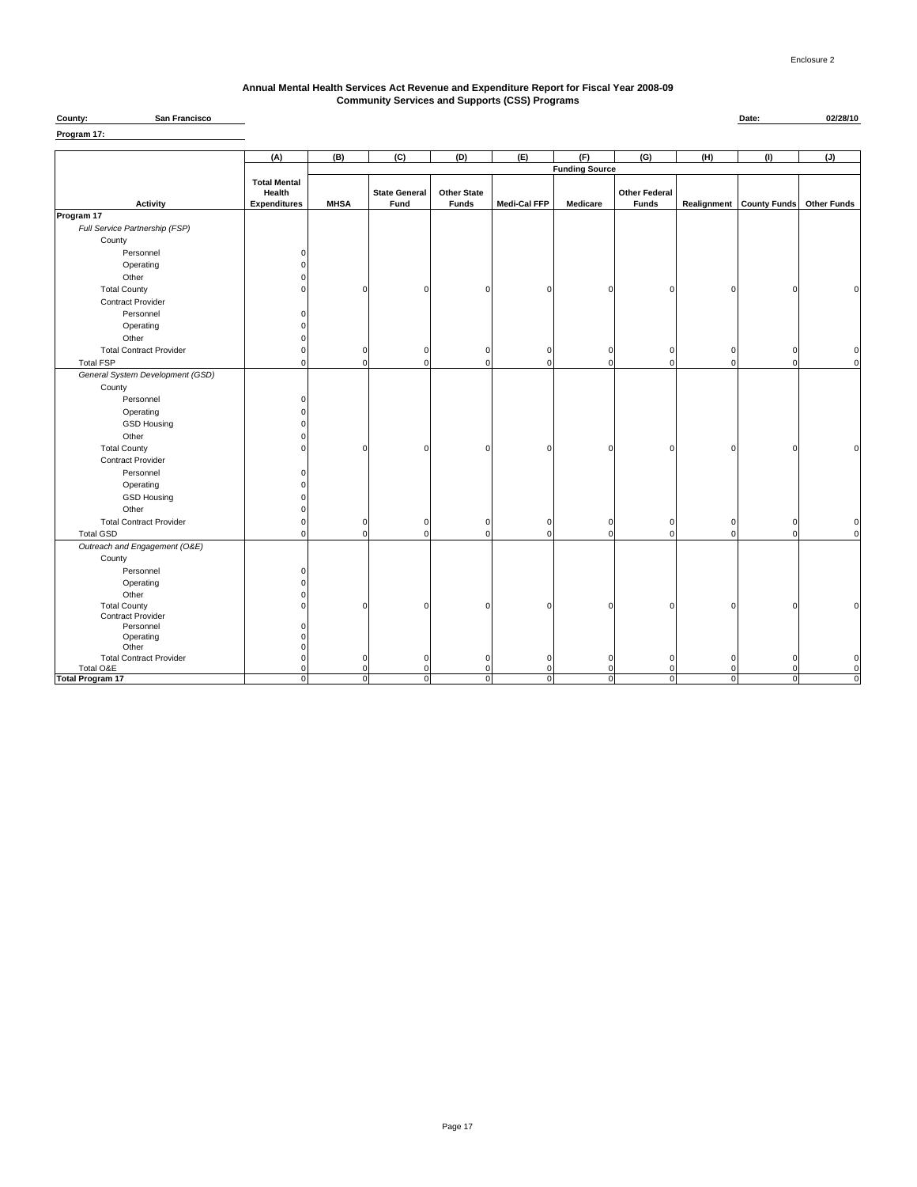Enclosure 2

**Annual Mental Health Services Act Revenue and Expenditure Report for Fiscal Year 2008-09**
**Community Services and Supports (CSS) Programs**

**County:** San Francisco **Date:** 02/28/10

**Program 17:**

| | (A) | (B) | (C) | (D) | (E) | (F) | (G) | (H) | (I) | (J) |
|---|---|---|---|---|---|---|---|---|---|---|
| | | Funding Source | | | | | | | | |
| **Activity** | **Total Mental Health Expenditures** | **MHSA** | **State General Fund** | **Other State Funds** | **Medi-Cal FFP** | **Medicare** | **Other Federal Funds** | **Realignment** | **County Funds** | **Other Funds** |
| **Program 17** | | | | | | | | | | |
| *Full Service Partnership (FSP)* | | | | | | | | | | |
| County | | | | | | | | | | |
| Personnel | 0 | | | | | | | | | |
| Operating | 0 | | | | | | | | | |
| Other | 0 | | | | | | | | | |
| Total County | 0 | 0 | 0 | 0 | 0 | 0 | 0 | 0 | 0 | 0 |
| Contract Provider | | | | | | | | | | |
| Personnel | 0 | | | | | | | | | |
| Operating | 0 | | | | | | | | | |
| Other | 0 | | | | | | | | | |
| Total Contract Provider | 0 | 0 | 0 | 0 | 0 | 0 | 0 | 0 | 0 | 0 |
| Total FSP | 0 | 0 | 0 | 0 | 0 | 0 | 0 | 0 | 0 | 0 |
| *General System Development (GSD)* | | | | | | | | | | |
| County | | | | | | | | | | |
| Personnel | 0 | | | | | | | | | |
| Operating | 0 | | | | | | | | | |
| GSD Housing | 0 | | | | | | | | | |
| Other | 0 | | | | | | | | | |
| Total County | 0 | 0 | 0 | 0 | 0 | 0 | 0 | 0 | 0 | 0 |
| Contract Provider | | | | | | | | | | |
| Personnel | 0 | | | | | | | | | |
| Operating | 0 | | | | | | | | | |
| GSD Housing | 0 | | | | | | | | | |
| Other | 0 | | | | | | | | | |
| Total Contract Provider | 0 | 0 | 0 | 0 | 0 | 0 | 0 | 0 | 0 | 0 |
| Total GSD | 0 | 0 | 0 | 0 | 0 | 0 | 0 | 0 | 0 | 0 |
| *Outreach and Engagement (O&E)* | | | | | | | | | | |
| County | | | | | | | | | | |
| Personnel | 0 | | | | | | | | | |
| Operating | 0 | | | | | | | | | |
| Other | 0 | | | | | | | | | |
| Total County | 0 | 0 | 0 | 0 | 0 | 0 | 0 | 0 | 0 | 0 |
| Contract Provider | | | | | | | | | | |
| Personnel | 0 | | | | | | | | | |
| Operating | 0 | | | | | | | | | |
| Other | 0 | | | | | | | | | |
| Total Contract Provider | 0 | 0 | 0 | 0 | 0 | 0 | 0 | 0 | 0 | 0 |
| Total O&E | 0 | 0 | 0 | 0 | 0 | 0 | 0 | 0 | 0 | 0 |
| **Total Program 17** | 0 | 0 | 0 | 0 | 0 | 0 | 0 | 0 | 0 | 0 |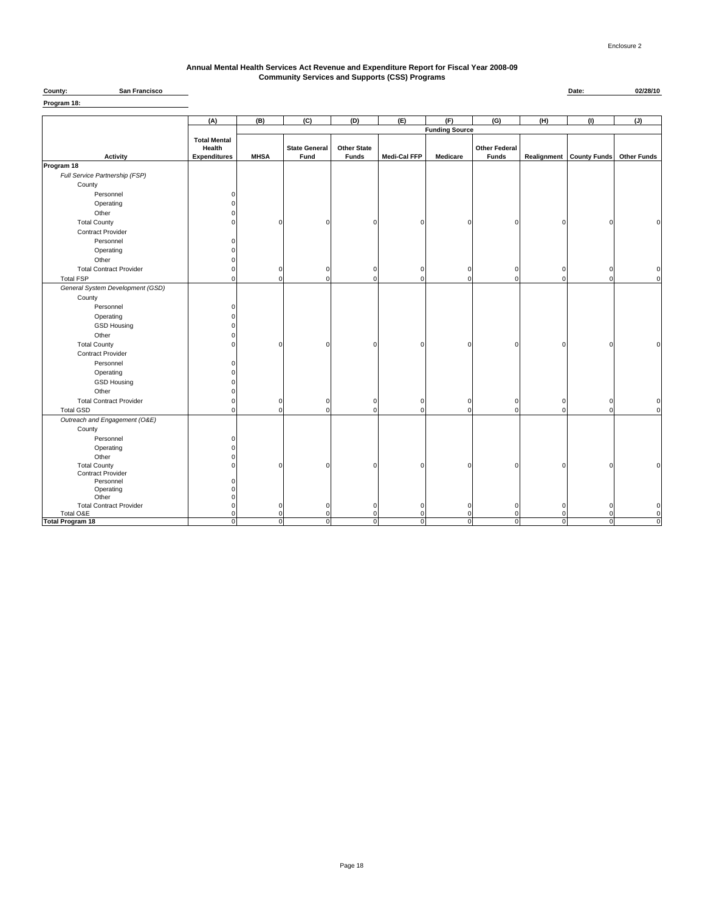Enclosure 2

**Annual Mental Health Services Act Revenue and Expenditure Report for Fiscal Year 2008-09**
**Community Services and Supports (CSS) Programs**

**County:** San Francisco **Date:** 02/28/10

**Program 18:**

| | (A) | (B) | (C) | (D) | (E) | (F) | (G) | (H) | (I) | (J) |
|---|---|---|---|---|---|---|---|---|---|---|
| | | Funding Source | | | | | | | | |
| Activity | Total Mental Health Expenditures | MHSA | State General Fund | Other State Funds | Medi-Cal FFP | Medicare | Other Federal Funds | Realignment | County Funds | Other Funds |
| **Program 18** | | | | | | | | | | |
| *Full Service Partnership (FSP)* | | | | | | | | | | |
| County | | | | | | | | | | |
| Personnel | 0 | | | | | | | | | |
| Operating | 0 | | | | | | | | | |
| Other | 0 | | | | | | | | | |
| Total County | 0 | 0 | 0 | 0 | 0 | 0 | 0 | 0 | 0 | 0 |
| Contract Provider | | | | | | | | | | |
| Personnel | 0 | | | | | | | | | |
| Operating | 0 | | | | | | | | | |
| Other | 0 | | | | | | | | | |
| Total Contract Provider | 0 | 0 | 0 | 0 | 0 | 0 | 0 | 0 | 0 | 0 |
| Total FSP | 0 | 0 | 0 | 0 | 0 | 0 | 0 | 0 | 0 | 0 |
| *General System Development (GSD)* | | | | | | | | | | |
| County | | | | | | | | | | |
| Personnel | 0 | | | | | | | | | |
| Operating | 0 | | | | | | | | | |
| GSD Housing | 0 | | | | | | | | | |
| Other | 0 | | | | | | | | | |
| Total County | 0 | 0 | 0 | 0 | 0 | 0 | 0 | 0 | 0 | 0 |
| Contract Provider | | | | | | | | | | |
| Personnel | 0 | | | | | | | | | |
| Operating | 0 | | | | | | | | | |
| GSD Housing | 0 | | | | | | | | | |
| Other | 0 | | | | | | | | | |
| Total Contract Provider | 0 | 0 | 0 | 0 | 0 | 0 | 0 | 0 | 0 | 0 |
| Total GSD | 0 | 0 | 0 | 0 | 0 | 0 | 0 | 0 | 0 | 0 |
| *Outreach and Engagement (O&E)* | | | | | | | | | | |
| County | | | | | | | | | | |
| Personnel | 0 | | | | | | | | | |
| Operating | 0 | | | | | | | | | |
| Other | 0 | | | | | | | | | |
| Total County | 0 | 0 | 0 | 0 | 0 | 0 | 0 | 0 | 0 | 0 |
| Contract Provider | | | | | | | | | | |
| Personnel | 0 | | | | | | | | | |
| Operating | 0 | | | | | | | | | |
| Other | 0 | | | | | | | | | |
| Total Contract Provider | 0 | 0 | 0 | 0 | 0 | 0 | 0 | 0 | 0 | 0 |
| Total O&E | 0 | 0 | 0 | 0 | 0 | 0 | 0 | 0 | 0 | 0 |
| **Total Program 18** | 0 | 0 | 0 | 0 | 0 | 0 | 0 | 0 | 0 | 0 |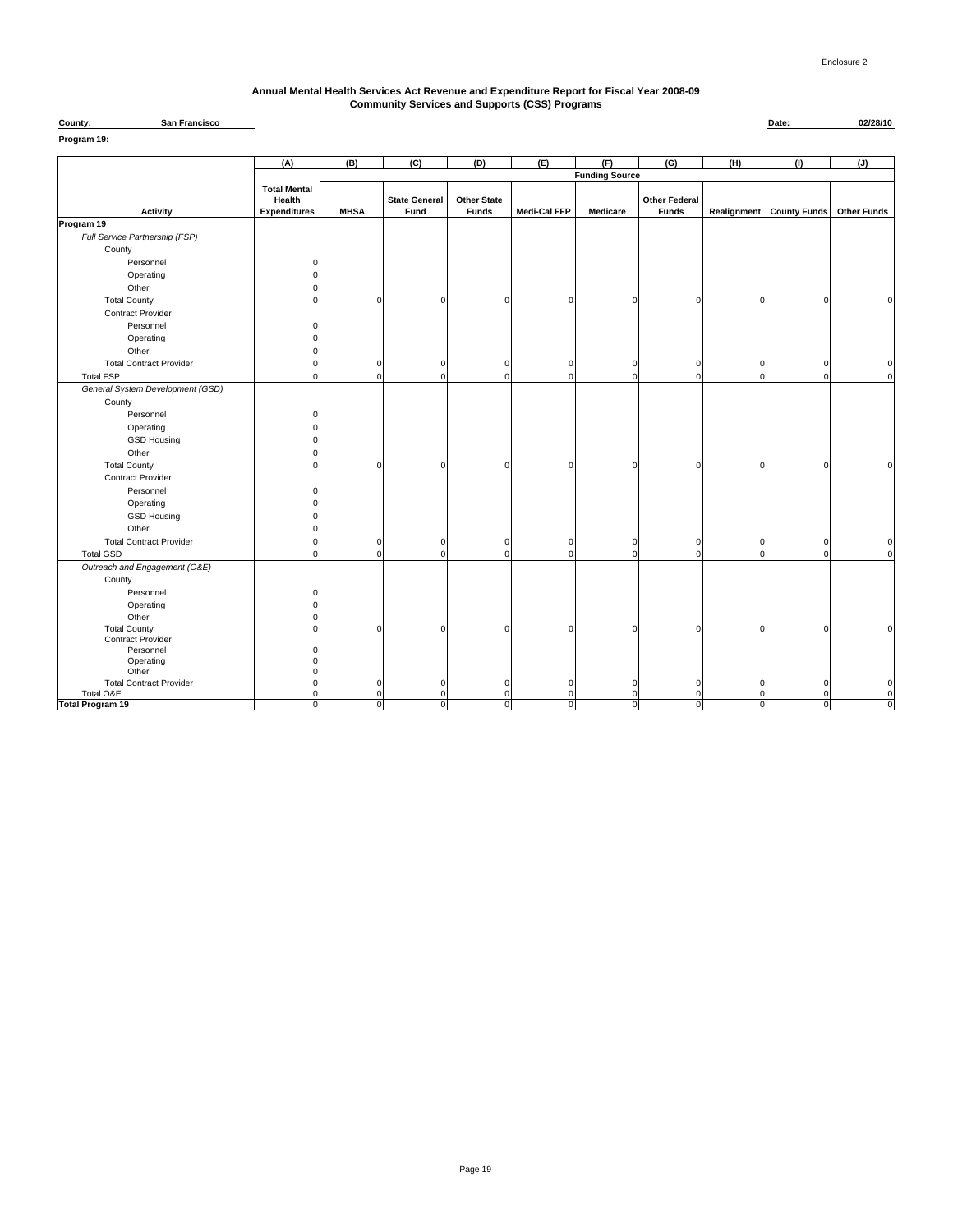Enclosure 2

**Annual Mental Health Services Act Revenue and Expenditure Report for Fiscal Year 2008-09**
**Community Services and Supports (CSS) Programs**

**County:** San Francisco **Date:** 02/28/10

**Program 19:**

| | (A) | (B) | (C) | (D) | (E) | (F) | (G) | (H) | (I) | (J) |
|---|---|---|---|---|---|---|---|---|---|---|
| | | Funding Source | | | | | | | | |
| Activity | Total Mental Health Expenditures | MHSA | State General Fund | Other State Funds | Medi-Cal FFP | Medicare | Other Federal Funds | Realignment | County Funds | Other Funds |
| **Program 19** | | | | | | | | | | |
| *Full Service Partnership (FSP)* | | | | | | | | | | |
| County | | | | | | | | | | |
| Personnel | 0 | | | | | | | | | |
| Operating | 0 | | | | | | | | | |
| Other | 0 | | | | | | | | | |
| Total County | 0 | 0 | 0 | 0 | 0 | 0 | 0 | 0 | 0 | 0 |
| Contract Provider | | | | | | | | | | |
| Personnel | 0 | | | | | | | | | |
| Operating | 0 | | | | | | | | | |
| Other | 0 | | | | | | | | | |
| Total Contract Provider | 0 | 0 | 0 | 0 | 0 | 0 | 0 | 0 | 0 | 0 |
| Total FSP | 0 | 0 | 0 | 0 | 0 | 0 | 0 | 0 | 0 | 0 |
| *General System Development (GSD)* | | | | | | | | | | |
| County | | | | | | | | | | |
| Personnel | 0 | | | | | | | | | |
| Operating | 0 | | | | | | | | | |
| GSD Housing | 0 | | | | | | | | | |
| Other | 0 | | | | | | | | | |
| Total County | 0 | 0 | 0 | 0 | 0 | 0 | 0 | 0 | 0 | 0 |
| Contract Provider | | | | | | | | | | |
| Personnel | 0 | | | | | | | | | |
| Operating | 0 | | | | | | | | | |
| GSD Housing | 0 | | | | | | | | | |
| Other | 0 | | | | | | | | | |
| Total Contract Provider | 0 | 0 | 0 | 0 | 0 | 0 | 0 | 0 | 0 | 0 |
| Total GSD | 0 | 0 | 0 | 0 | 0 | 0 | 0 | 0 | 0 | 0 |
| *Outreach and Engagement (O&E)* | | | | | | | | | | |
| County | | | | | | | | | | |
| Personnel | 0 | | | | | | | | | |
| Operating | 0 | | | | | | | | | |
| Other | 0 | | | | | | | | | |
| Total County | 0 | 0 | 0 | 0 | 0 | 0 | 0 | 0 | 0 | 0 |
| Contract Provider | | | | | | | | | | |
| Personnel | 0 | | | | | | | | | |
| Operating | 0 | | | | | | | | | |
| Other | 0 | | | | | | | | | |
| Total Contract Provider | 0 | 0 | 0 | 0 | 0 | 0 | 0 | 0 | 0 | 0 |
| Total O&E | 0 | 0 | 0 | 0 | 0 | 0 | 0 | 0 | 0 | 0 |
| **Total Program 19** | 0 | 0 | 0 | 0 | 0 | 0 | 0 | 0 | 0 | 0 |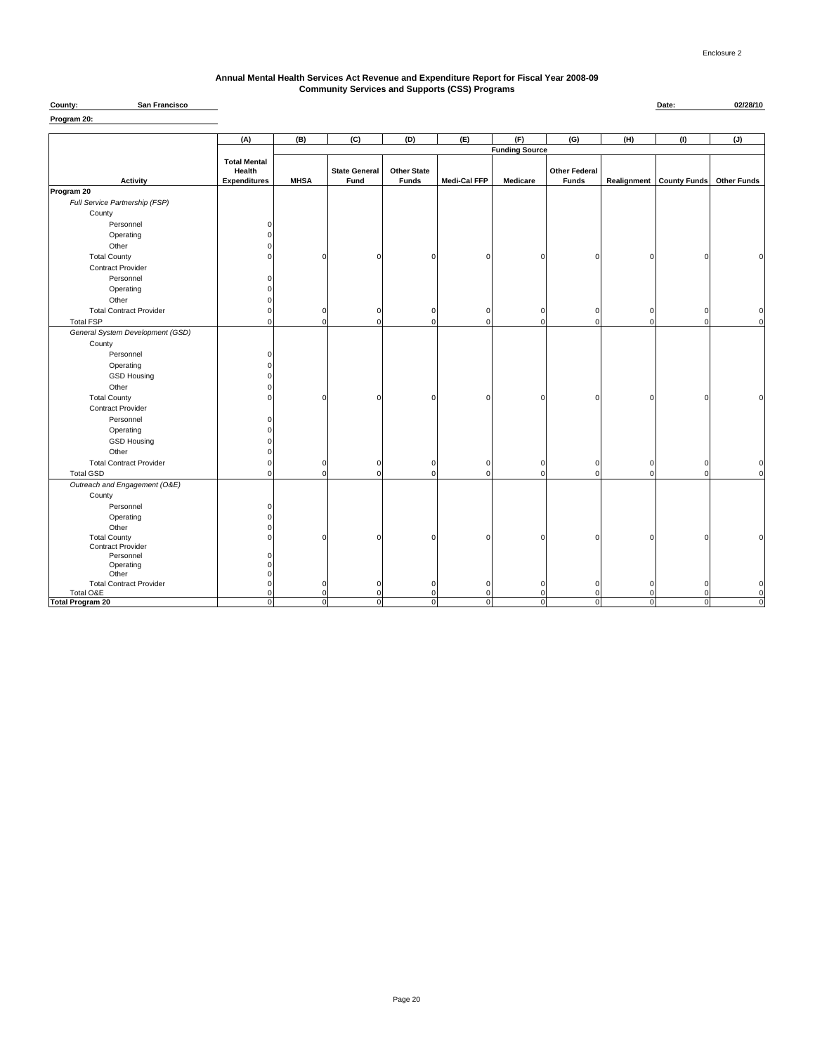Enclosure 2

**Annual Mental Health Services Act Revenue and Expenditure Report for Fiscal Year 2008-09**
**Community Services and Supports (CSS) Programs**

**County:** San Francisco **Date:** 02/28/10

**Program 20:**

| | (A) | (B) | (C) | (D) | (E) | (F) | (G) | (H) | (I) | (J) |
|---|---|---|---|---|---|---|---|---|---|---|
| | | Funding Source | | | | | | | | |
| Activity | Total Mental Health Expenditures | MHSA | State General Fund | Other State Funds | Medi-Cal FFP | Medicare | Other Federal Funds | Realignment | County Funds | Other Funds |
| **Program 20** | | | | | | | | | | |
| *Full Service Partnership (FSP)* | | | | | | | | | | |
| County | | | | | | | | | | |
| Personnel | 0 | | | | | | | | | |
| Operating | 0 | | | | | | | | | |
| Other | 0 | | | | | | | | | |
| Total County | 0 | 0 | 0 | 0 | 0 | 0 | 0 | 0 | 0 | 0 |
| Contract Provider | | | | | | | | | | |
| Personnel | 0 | | | | | | | | | |
| Operating | 0 | | | | | | | | | |
| Other | 0 | | | | | | | | | |
| Total Contract Provider | 0 | 0 | 0 | 0 | 0 | 0 | 0 | 0 | 0 | 0 |
| Total FSP | 0 | 0 | 0 | 0 | 0 | 0 | 0 | 0 | 0 | 0 |
| *General System Development (GSD)* | | | | | | | | | | |
| County | | | | | | | | | | |
| Personnel | 0 | | | | | | | | | |
| Operating | 0 | | | | | | | | | |
| GSD Housing | 0 | | | | | | | | | |
| Other | 0 | | | | | | | | | |
| Total County | 0 | 0 | 0 | 0 | 0 | 0 | 0 | 0 | 0 | 0 |
| Contract Provider | | | | | | | | | | |
| Personnel | 0 | | | | | | | | | |
| Operating | 0 | | | | | | | | | |
| GSD Housing | 0 | | | | | | | | | |
| Other | 0 | | | | | | | | | |
| Total Contract Provider | 0 | 0 | 0 | 0 | 0 | 0 | 0 | 0 | 0 | 0 |
| Total GSD | 0 | 0 | 0 | 0 | 0 | 0 | 0 | 0 | 0 | 0 |
| *Outreach and Engagement (O&E)* | | | | | | | | | | |
| County | | | | | | | | | | |
| Personnel | 0 | | | | | | | | | |
| Operating | 0 | | | | | | | | | |
| Other | 0 | | | | | | | | | |
| Total County | 0 | 0 | 0 | 0 | 0 | 0 | 0 | 0 | 0 | 0 |
| Contract Provider | | | | | | | | | | |
| Personnel | 0 | | | | | | | | | |
| Operating | 0 | | | | | | | | | |
| Other | 0 | | | | | | | | | |
| Total Contract Provider | 0 | 0 | 0 | 0 | 0 | 0 | 0 | 0 | 0 | 0 |
| Total O&E | 0 | 0 | 0 | 0 | 0 | 0 | 0 | 0 | 0 | 0 |
| **Total Program 20** | 0 | 0 | 0 | 0 | 0 | 0 | 0 | 0 | 0 | 0 |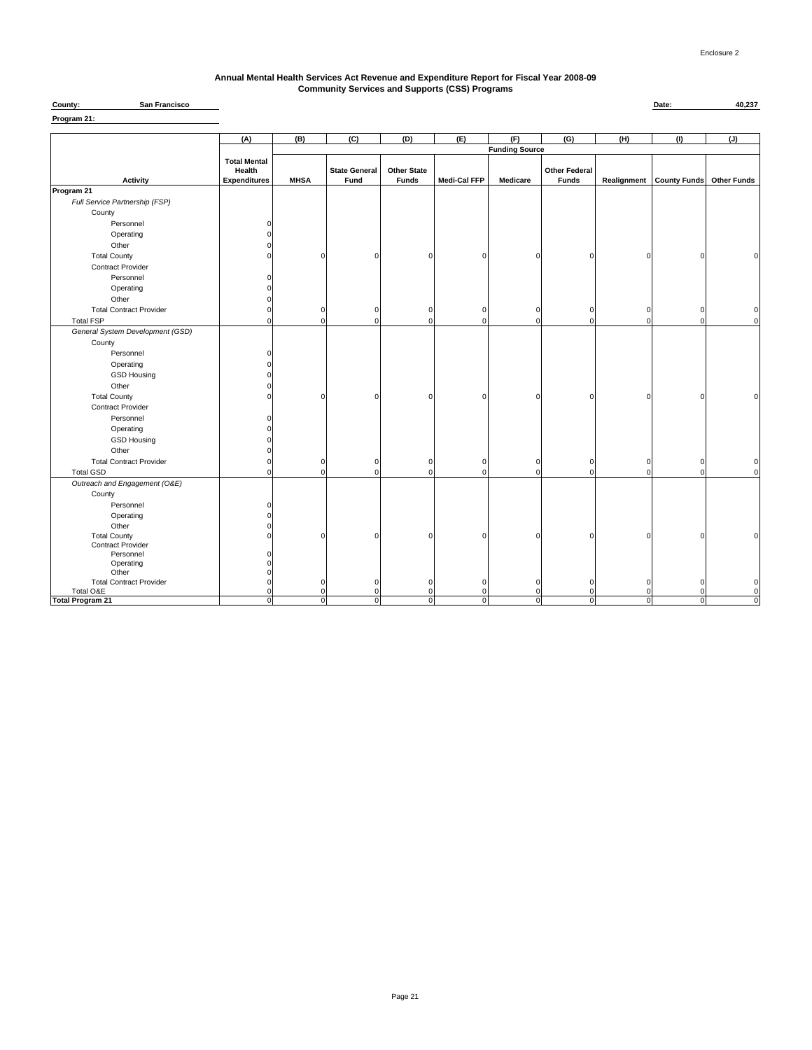Enclosure 2

# Annual Mental Health Services Act Revenue and Expenditure Report for Fiscal Year 2008-09
## Community Services and Supports (CSS) Programs

**County:** San Francisco **Date:** 40,237

**Program 21:**

| | (A) | (B) | (C) | (D) | (E) | (F) | (G) | (H) | (I) | (J) |
|---|---|---|---|---|---|---|---|---|---|---|
| | | Funding Source | | | | | | | | |
| Activity | Total Mental Health Expenditures | MHSA | State General Fund | Other State Funds | Medi-Cal FFP | Medicare | Other Federal Funds | Realignment | County Funds | Other Funds |
| **Program 21** | | | | | | | | | | |
| *Full Service Partnership (FSP)* | | | | | | | | | | |
| County | | | | | | | | | | |
| Personnel | 0 | | | | | | | | | |
| Operating | 0 | | | | | | | | | |
| Other | 0 | | | | | | | | | |
| Total County | 0 | 0 | 0 | 0 | 0 | 0 | 0 | 0 | 0 | 0 |
| Contract Provider | | | | | | | | | | |
| Personnel | 0 | | | | | | | | | |
| Operating | 0 | | | | | | | | | |
| Other | 0 | | | | | | | | | |
| Total Contract Provider | 0 | 0 | 0 | 0 | 0 | 0 | 0 | 0 | 0 | 0 |
| Total FSP | 0 | 0 | 0 | 0 | 0 | 0 | 0 | 0 | 0 | 0 |
| *General System Development (GSD)* | | | | | | | | | | |
| County | | | | | | | | | | |
| Personnel | 0 | | | | | | | | | |
| Operating | 0 | | | | | | | | | |
| GSD Housing | 0 | | | | | | | | | |
| Other | 0 | | | | | | | | | |
| Total County | 0 | 0 | 0 | 0 | 0 | 0 | 0 | 0 | 0 | 0 |
| Contract Provider | | | | | | | | | | |
| Personnel | 0 | | | | | | | | | |
| Operating | 0 | | | | | | | | | |
| GSD Housing | 0 | | | | | | | | | |
| Other | 0 | | | | | | | | | |
| Total Contract Provider | 0 | 0 | 0 | 0 | 0 | 0 | 0 | 0 | 0 | 0 |
| Total GSD | 0 | 0 | 0 | 0 | 0 | 0 | 0 | 0 | 0 | 0 |
| *Outreach and Engagement (O&E)* | | | | | | | | | | |
| County | | | | | | | | | | |
| Personnel | 0 | | | | | | | | | |
| Operating | 0 | | | | | | | | | |
| Other | 0 | | | | | | | | | |
| Total County | 0 | 0 | 0 | 0 | 0 | 0 | 0 | 0 | 0 | 0 |
| Contract Provider | | | | | | | | | | |
| Personnel | 0 | | | | | | | | | |
| Operating | 0 | | | | | | | | | |
| Other | 0 | | | | | | | | | |
| Total Contract Provider | 0 | 0 | 0 | 0 | 0 | 0 | 0 | 0 | 0 | 0 |
| Total O&E | 0 | 0 | 0 | 0 | 0 | 0 | 0 | 0 | 0 | 0 |
| **Total Program 21** | 0 | 0 | 0 | 0 | 0 | 0 | 0 | 0 | 0 | 0 |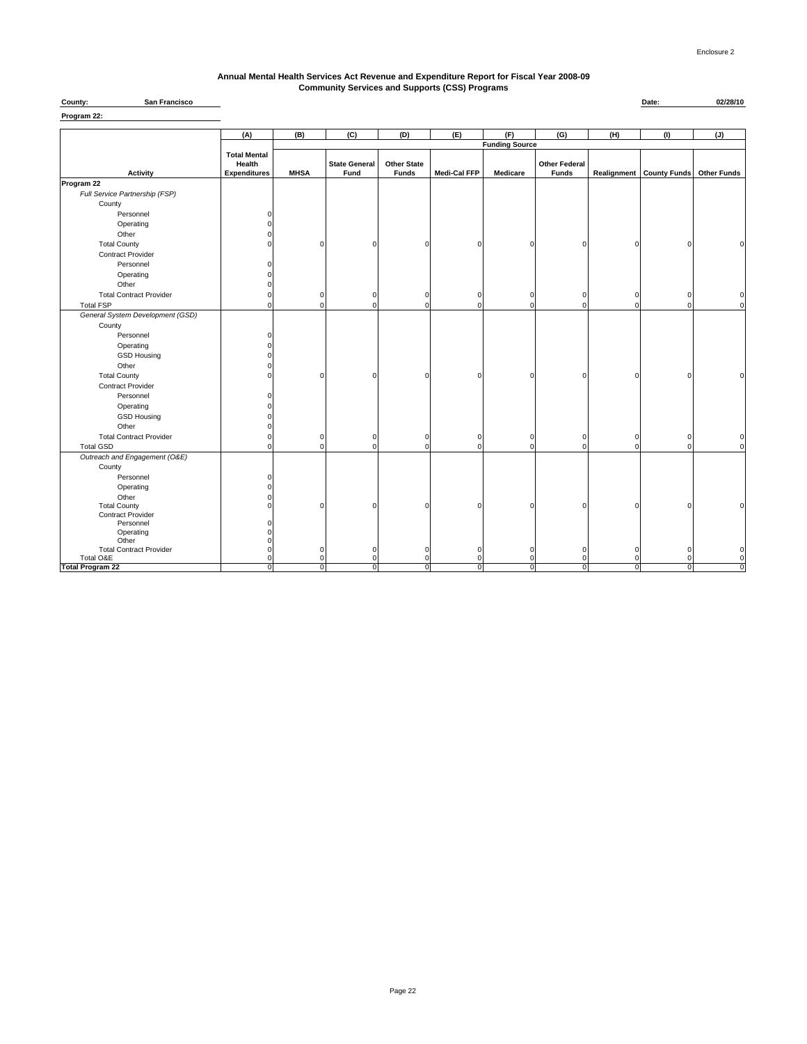Enclosure 2

# Annual Mental Health Services Act Revenue and Expenditure Report for Fiscal Year 2008-09
## Community Services and Supports (CSS) Programs

**County:** San Francisco **Date:** 02/28/10

**Program 22:**

| | (A) | (B) | (C) | (D) | (E) | (F) | (G) | (H) | (I) | (J) |
|---|---|---|---|---|---|---|---|---|---|---|
| | | Funding Source | | | | | | | | |
| Activity | Total Mental Health Expenditures | MHSA | State General Fund | Other State Funds | Medi-Cal FFP | Medicare | Other Federal Funds | Realignment | County Funds | Other Funds |
| **Program 22** | | | | | | | | | | |
| *Full Service Partnership (FSP)* | | | | | | | | | | |
| County | | | | | | | | | | |
| Personnel | 0 | | | | | | | | | |
| Operating | 0 | | | | | | | | | |
| Other | 0 | | | | | | | | | |
| Total County | 0 | 0 | 0 | 0 | 0 | 0 | 0 | 0 | 0 | 0 |
| Contract Provider | | | | | | | | | | |
| Personnel | 0 | | | | | | | | | |
| Operating | 0 | | | | | | | | | |
| Other | 0 | | | | | | | | | |
| Total Contract Provider | 0 | 0 | 0 | 0 | 0 | 0 | 0 | 0 | 0 | 0 |
| Total FSP | 0 | 0 | 0 | 0 | 0 | 0 | 0 | 0 | 0 | 0 |
| *General System Development (GSD)* | | | | | | | | | | |
| County | | | | | | | | | | |
| Personnel | 0 | | | | | | | | | |
| Operating | 0 | | | | | | | | | |
| GSD Housing | 0 | | | | | | | | | |
| Other | 0 | | | | | | | | | |
| Total County | 0 | 0 | 0 | 0 | 0 | 0 | 0 | 0 | 0 | 0 |
| Contract Provider | | | | | | | | | | |
| Personnel | 0 | | | | | | | | | |
| Operating | 0 | | | | | | | | | |
| GSD Housing | 0 | | | | | | | | | |
| Other | 0 | | | | | | | | | |
| Total Contract Provider | 0 | 0 | 0 | 0 | 0 | 0 | 0 | 0 | 0 | 0 |
| Total GSD | 0 | 0 | 0 | 0 | 0 | 0 | 0 | 0 | 0 | 0 |
| *Outreach and Engagement (O&E)* | | | | | | | | | | |
| County | | | | | | | | | | |
| Personnel | 0 | | | | | | | | | |
| Operating | 0 | | | | | | | | | |
| Other | 0 | | | | | | | | | |
| Total County | 0 | 0 | 0 | 0 | 0 | 0 | 0 | 0 | 0 | 0 |
| Contract Provider | | | | | | | | | | |
| Personnel | 0 | | | | | | | | | |
| Operating | 0 | | | | | | | | | |
| Other | 0 | | | | | | | | | |
| Total Contract Provider | 0 | 0 | 0 | 0 | 0 | 0 | 0 | 0 | 0 | 0 |
| Total O&E | 0 | 0 | 0 | 0 | 0 | 0 | 0 | 0 | 0 | 0 |
| **Total Program 22** | 0 | 0 | 0 | 0 | 0 | 0 | 0 | 0 | 0 | 0 |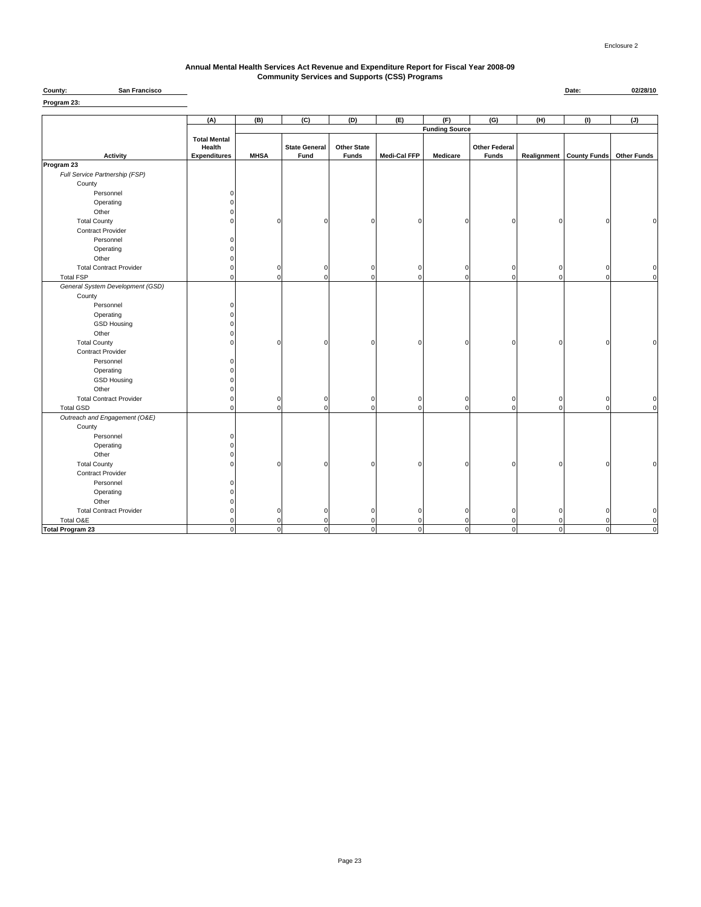Enclosure 2

# Annual Mental Health Services Act Revenue and Expenditure Report for Fiscal Year 2008-09
## Community Services and Supports (CSS) Programs

**County:** San Francisco **Date:** 02/28/10

**Program 23:**

| | (A) | (B) | (C) | (D) | (E) | (F) | (G) | (H) | (I) | (J) |
|---|---|---|---|---|---|---|---|---|---|---|
| | | Funding Source | | | | | | | | |
| **Activity** | **Total Mental Health Expenditures** | **MHSA** | **State General Fund** | **Other State Funds** | **Medi-Cal FFP** | **Medicare** | **Other Federal Funds** | **Realignment** | **County Funds** | **Other Funds** |
| **Program 23** | | | | | | | | | | |
| *Full Service Partnership (FSP)* | | | | | | | | | | |
| County | | | | | | | | | | |
| Personnel | 0 | | | | | | | | | |
| Operating | 0 | | | | | | | | | |
| Other | 0 | | | | | | | | | |
| Total County | 0 | 0 | 0 | 0 | 0 | 0 | 0 | 0 | 0 | 0 |
| Contract Provider | | | | | | | | | | |
| Personnel | 0 | | | | | | | | | |
| Operating | 0 | | | | | | | | | |
| Other | 0 | | | | | | | | | |
| Total Contract Provider | 0 | 0 | 0 | 0 | 0 | 0 | 0 | 0 | 0 | 0 |
| Total FSP | 0 | 0 | 0 | 0 | 0 | 0 | 0 | 0 | 0 | 0 |
| *General System Development (GSD)* | | | | | | | | | | |
| County | | | | | | | | | | |
| Personnel | 0 | | | | | | | | | |
| Operating | 0 | | | | | | | | | |
| GSD Housing | 0 | | | | | | | | | |
| Other | 0 | | | | | | | | | |
| Total County | 0 | 0 | 0 | 0 | 0 | 0 | 0 | 0 | 0 | 0 |
| Contract Provider | | | | | | | | | | |
| Personnel | 0 | | | | | | | | | |
| Operating | 0 | | | | | | | | | |
| GSD Housing | 0 | | | | | | | | | |
| Other | 0 | | | | | | | | | |
| Total Contract Provider | 0 | 0 | 0 | 0 | 0 | 0 | 0 | 0 | 0 | 0 |
| Total GSD | 0 | 0 | 0 | 0 | 0 | 0 | 0 | 0 | 0 | 0 |
| *Outreach and Engagement (O&E)* | | | | | | | | | | |
| County | | | | | | | | | | |
| Personnel | 0 | | | | | | | | | |
| Operating | 0 | | | | | | | | | |
| Other | 0 | | | | | | | | | |
| Total County | 0 | 0 | 0 | 0 | 0 | 0 | 0 | 0 | 0 | 0 |
| Contract Provider | | | | | | | | | | |
| Personnel | 0 | | | | | | | | | |
| Operating | 0 | | | | | | | | | |
| Other | 0 | | | | | | | | | |
| Total Contract Provider | 0 | 0 | 0 | 0 | 0 | 0 | 0 | 0 | 0 | 0 |
| Total O&E | 0 | 0 | 0 | 0 | 0 | 0 | 0 | 0 | 0 | 0 |
| **Total Program 23** | 0 | 0 | 0 | 0 | 0 | 0 | 0 | 0 | 0 | 0 |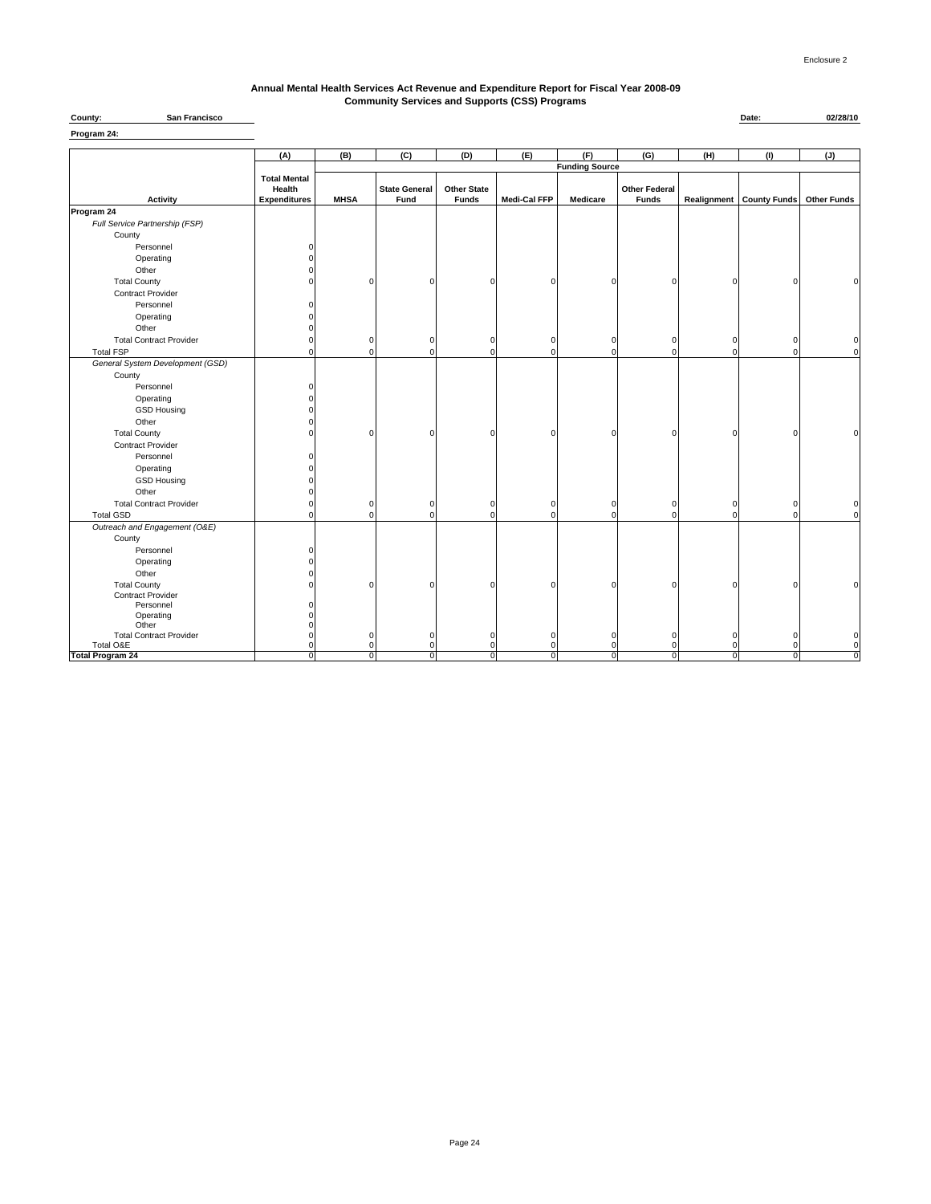Enclosure 2

**Annual Mental Health Services Act Revenue and Expenditure Report for Fiscal Year 2008-09**
**Community Services and Supports (CSS) Programs**

**County:** San Francisco **Date:** 02/28/10

**Program 24:**

| | (A) | (B) | (C) | (D) | (E) | (F) | (G) | (H) | (I) | (J) |
|---|---|---|---|---|---|---|---|---|---|---|
| | | Funding Source | | | | | | | | |
| Activity | Total Mental Health Expenditures | MHSA | State General Fund | Other State Funds | Medi-Cal FFP | Medicare | Other Federal Funds | Realignment | County Funds | Other Funds |
| **Program 24** | | | | | | | | | | |
| *Full Service Partnership (FSP)* | | | | | | | | | | |
| County | | | | | | | | | | |
| Personnel | 0 | | | | | | | | | |
| Operating | 0 | | | | | | | | | |
| Other | 0 | | | | | | | | | |
| Total County | 0 | 0 | 0 | 0 | 0 | 0 | 0 | 0 | 0 | 0 |
| Contract Provider | | | | | | | | | | |
| Personnel | 0 | | | | | | | | | |
| Operating | 0 | | | | | | | | | |
| Other | 0 | | | | | | | | | |
| Total Contract Provider | 0 | 0 | 0 | 0 | 0 | 0 | 0 | 0 | 0 | 0 |
| Total FSP | 0 | 0 | 0 | 0 | 0 | 0 | 0 | 0 | 0 | 0 |
| *General System Development (GSD)* | | | | | | | | | | |
| County | | | | | | | | | | |
| Personnel | 0 | | | | | | | | | |
| Operating | 0 | | | | | | | | | |
| GSD Housing | 0 | | | | | | | | | |
| Other | 0 | | | | | | | | | |
| Total County | 0 | 0 | 0 | 0 | 0 | 0 | 0 | 0 | 0 | 0 |
| Contract Provider | | | | | | | | | | |
| Personnel | 0 | | | | | | | | | |
| Operating | 0 | | | | | | | | | |
| GSD Housing | 0 | | | | | | | | | |
| Other | 0 | | | | | | | | | |
| Total Contract Provider | 0 | 0 | 0 | 0 | 0 | 0 | 0 | 0 | 0 | 0 |
| Total GSD | 0 | 0 | 0 | 0 | 0 | 0 | 0 | 0 | 0 | 0 |
| *Outreach and Engagement (O&E)* | | | | | | | | | | |
| County | | | | | | | | | | |
| Personnel | 0 | | | | | | | | | |
| Operating | 0 | | | | | | | | | |
| Other | 0 | | | | | | | | | |
| Total County | 0 | 0 | 0 | 0 | 0 | 0 | 0 | 0 | 0 | 0 |
| Contract Provider | | | | | | | | | | |
| Personnel | 0 | | | | | | | | | |
| Operating | 0 | | | | | | | | | |
| Other | 0 | | | | | | | | | |
| Total Contract Provider | 0 | 0 | 0 | 0 | 0 | 0 | 0 | 0 | 0 | 0 |
| Total O&E | 0 | 0 | 0 | 0 | 0 | 0 | 0 | 0 | 0 | 0 |
| **Total Program 24** | 0 | 0 | 0 | 0 | 0 | 0 | 0 | 0 | 0 | 0 |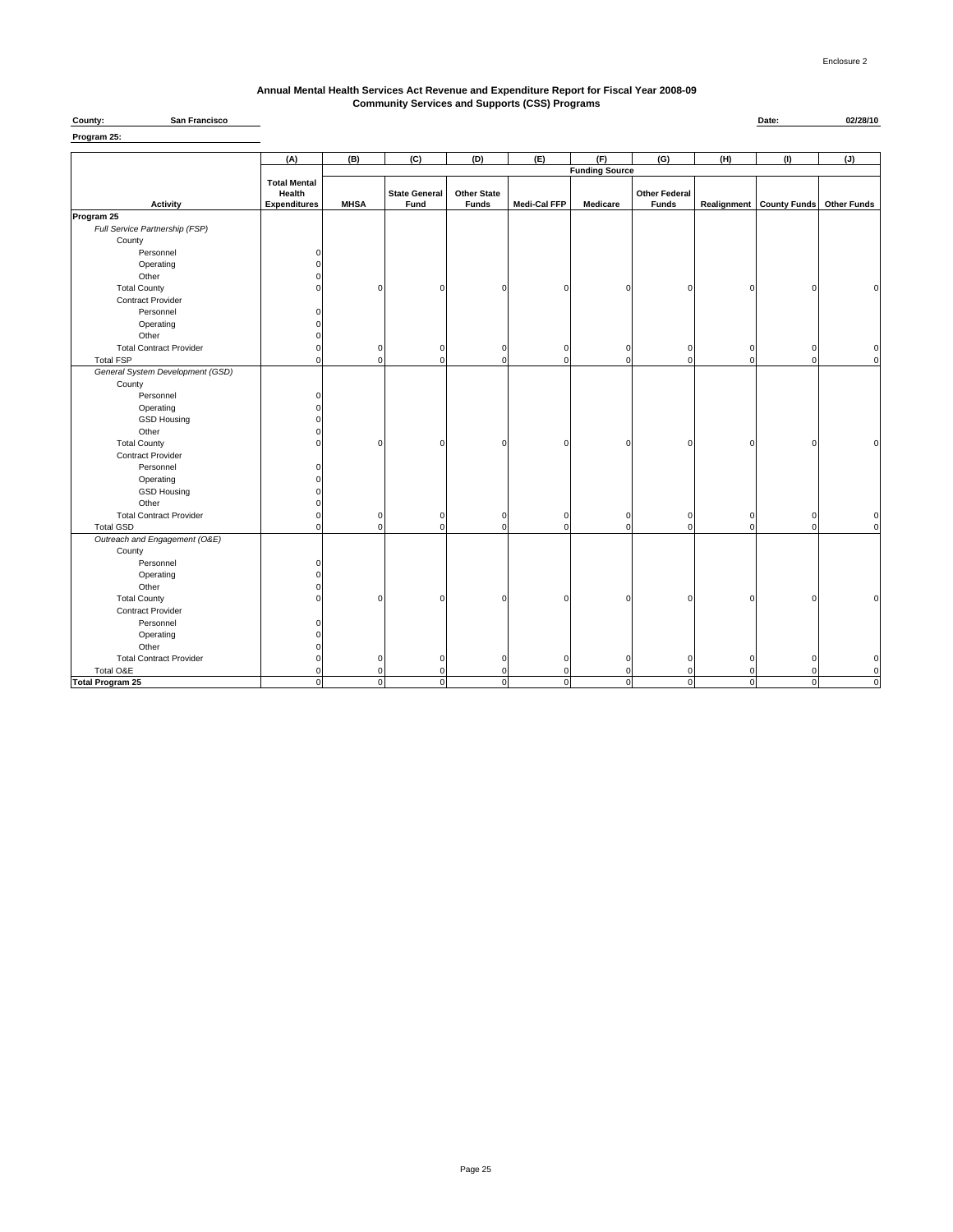Enclosure 2

**Annual Mental Health Services Act Revenue and Expenditure Report for Fiscal Year 2008-09**
**Community Services and Supports (CSS) Programs**

**County:** San Francisco

**Date:** 02/28/10

**Program 25:**

| | (A) | (B) | (C) | (D) | (E) | (F) | (G) | (H) | (I) | (J) |
|---|---|---|---|---|---|---|---|---|---|---|
| | | Funding Source | | | | | | | | |
| **Activity** | **Total Mental Health Expenditures** | **MHSA** | **State General Fund** | **Other State Funds** | **Medi-Cal FFP** | **Medicare** | **Other Federal Funds** | **Realignment** | **County Funds** | **Other Funds** |
| **Program 25** | | | | | | | | | | |
| *Full Service Partnership (FSP)* | | | | | | | | | | |
| County | | | | | | | | | | |
| Personnel | 0 | | | | | | | | | |
| Operating | 0 | | | | | | | | | |
| Other | 0 | | | | | | | | | |
| Total County | 0 | 0 | 0 | 0 | 0 | 0 | 0 | 0 | 0 | 0 |
| Contract Provider | | | | | | | | | | |
| Personnel | 0 | | | | | | | | | |
| Operating | 0 | | | | | | | | | |
| Other | 0 | | | | | | | | | |
| Total Contract Provider | 0 | 0 | 0 | 0 | 0 | 0 | 0 | 0 | 0 | 0 |
| Total FSP | 0 | 0 | 0 | 0 | 0 | 0 | 0 | 0 | 0 | 0 |
| *General System Development (GSD)* | | | | | | | | | | |
| County | | | | | | | | | | |
| Personnel | 0 | | | | | | | | | |
| Operating | 0 | | | | | | | | | |
| GSD Housing | 0 | | | | | | | | | |
| Other | 0 | | | | | | | | | |
| Total County | 0 | 0 | 0 | 0 | 0 | 0 | 0 | 0 | 0 | 0 |
| Contract Provider | | | | | | | | | | |
| Personnel | 0 | | | | | | | | | |
| Operating | 0 | | | | | | | | | |
| GSD Housing | 0 | | | | | | | | | |
| Other | 0 | | | | | | | | | |
| Total Contract Provider | 0 | 0 | 0 | 0 | 0 | 0 | 0 | 0 | 0 | 0 |
| Total GSD | 0 | 0 | 0 | 0 | 0 | 0 | 0 | 0 | 0 | 0 |
| *Outreach and Engagement (O&E)* | | | | | | | | | | |
| County | | | | | | | | | | |
| Personnel | 0 | | | | | | | | | |
| Operating | 0 | | | | | | | | | |
| Other | 0 | | | | | | | | | |
| Total County | 0 | 0 | 0 | 0 | 0 | 0 | 0 | 0 | 0 | 0 |
| Contract Provider | | | | | | | | | | |
| Personnel | 0 | | | | | | | | | |
| Operating | 0 | | | | | | | | | |
| Other | 0 | | | | | | | | | |
| Total Contract Provider | 0 | 0 | 0 | 0 | 0 | 0 | 0 | 0 | 0 | 0 |
| Total O&E | 0 | 0 | 0 | 0 | 0 | 0 | 0 | 0 | 0 | 0 |
| **Total Program 25** | 0 | 0 | 0 | 0 | 0 | 0 | 0 | 0 | 0 | 0 |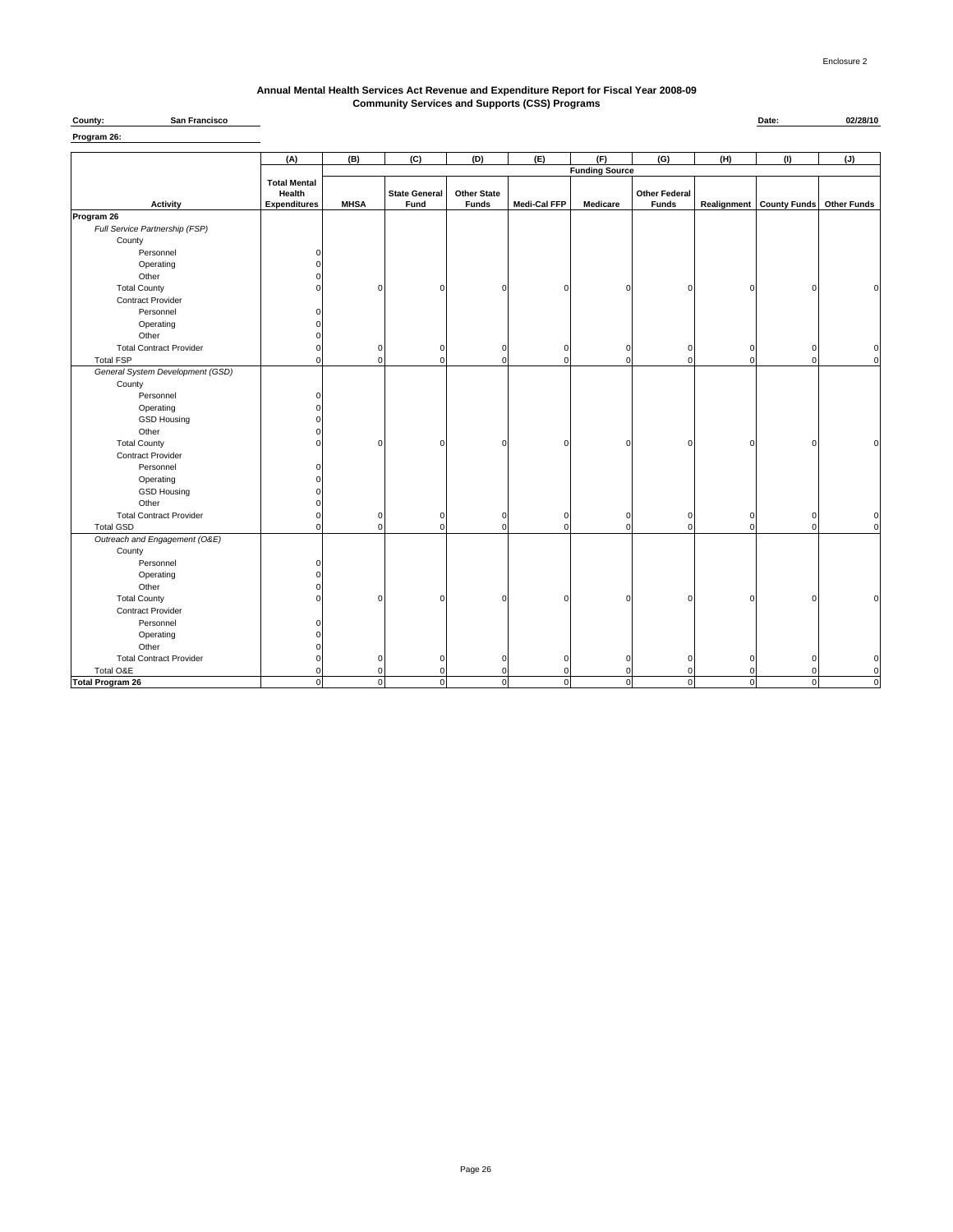Enclosure 2

**Annual Mental Health Services Act Revenue and Expenditure Report for Fiscal Year 2008-09**
**Community Services and Supports (CSS) Programs**

**County:** San Francisco **Date:** 02/28/10

**Program 26:**

| | (A) | (B) | (C) | (D) | (E) | (F) | (G) | (H) | (I) | (J) |
|---|---|---|---|---|---|---|---|---|---|---|
| | | Funding Source | | | | | | | | |
| Activity | Total Mental Health Expenditures | MHSA | State General Fund | Other State Funds | Medi-Cal FFP | Medicare | Other Federal Funds | Realignment | County Funds | Other Funds |
| **Program 26** | | | | | | | | | | |
| *Full Service Partnership (FSP)* | | | | | | | | | | |
| County | | | | | | | | | | |
| Personnel | 0 | | | | | | | | | |
| Operating | 0 | | | | | | | | | |
| Other | 0 | | | | | | | | | |
| Total County | 0 | 0 | 0 | 0 | 0 | 0 | 0 | 0 | 0 | 0 |
| Contract Provider | | | | | | | | | | |
| Personnel | 0 | | | | | | | | | |
| Operating | 0 | | | | | | | | | |
| Other | 0 | | | | | | | | | |
| Total Contract Provider | 0 | 0 | 0 | 0 | 0 | 0 | 0 | 0 | 0 | 0 |
| Total FSP | 0 | 0 | 0 | 0 | 0 | 0 | 0 | 0 | 0 | 0 |
| *General System Development (GSD)* | | | | | | | | | | |
| County | | | | | | | | | | |
| Personnel | 0 | | | | | | | | | |
| Operating | 0 | | | | | | | | | |
| GSD Housing | 0 | | | | | | | | | |
| Other | 0 | | | | | | | | | |
| Total County | 0 | 0 | 0 | 0 | 0 | 0 | 0 | 0 | 0 | 0 |
| Contract Provider | | | | | | | | | | |
| Personnel | 0 | | | | | | | | | |
| Operating | 0 | | | | | | | | | |
| GSD Housing | 0 | | | | | | | | | |
| Other | 0 | | | | | | | | | |
| Total Contract Provider | 0 | 0 | 0 | 0 | 0 | 0 | 0 | 0 | 0 | 0 |
| Total GSD | 0 | 0 | 0 | 0 | 0 | 0 | 0 | 0 | 0 | 0 |
| *Outreach and Engagement (O&E)* | | | | | | | | | | |
| County | | | | | | | | | | |
| Personnel | 0 | | | | | | | | | |
| Operating | 0 | | | | | | | | | |
| Other | 0 | | | | | | | | | |
| Total County | 0 | 0 | 0 | 0 | 0 | 0 | 0 | 0 | 0 | 0 |
| Contract Provider | | | | | | | | | | |
| Personnel | 0 | | | | | | | | | |
| Operating | 0 | | | | | | | | | |
| Other | 0 | | | | | | | | | |
| Total Contract Provider | 0 | 0 | 0 | 0 | 0 | 0 | 0 | 0 | 0 | 0 |
| Total O&E | 0 | 0 | 0 | 0 | 0 | 0 | 0 | 0 | 0 | 0 |
| **Total Program 26** | 0 | 0 | 0 | 0 | 0 | 0 | 0 | 0 | 0 | 0 |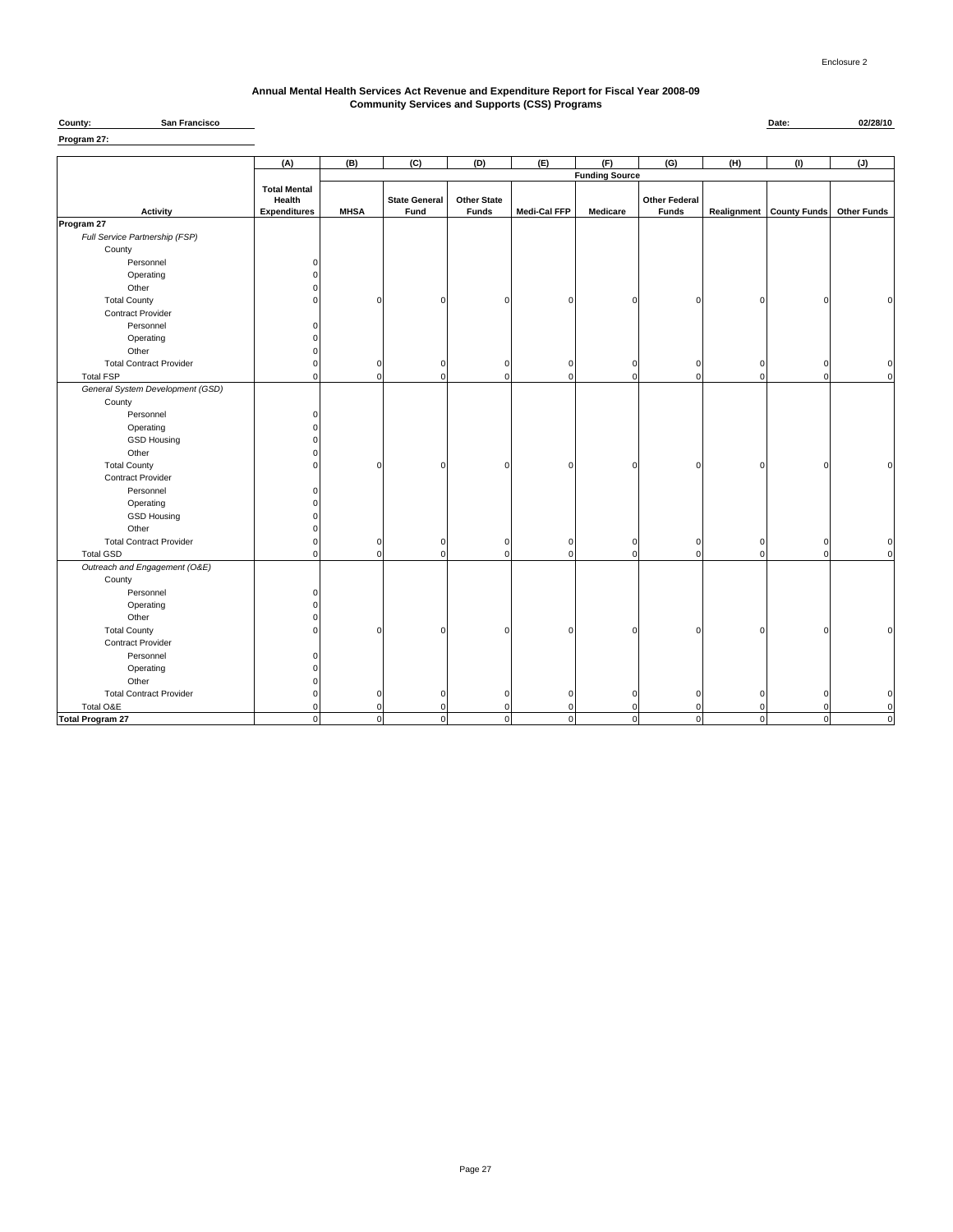Enclosure 2

# Annual Mental Health Services Act Revenue and Expenditure Report for Fiscal Year 2008-09
## Community Services and Supports (CSS) Programs

**County:** San Francisco **Date:** 02/28/10

**Program 27:**

| | (A) | (B) | (C) | (D) | (E) | (F) | (G) | (H) | (I) | (J) |
|---|---|---|---|---|---|---|---|---|---|---|
| | | Funding Source | | | | | | | | |
| **Activity** | **Total Mental Health Expenditures** | **MHSA** | **State General Fund** | **Other State Funds** | **Medi-Cal FFP** | **Medicare** | **Other Federal Funds** | **Realignment** | **County Funds** | **Other Funds** |
| **Program 27** | | | | | | | | | | |
| *Full Service Partnership (FSP)* | | | | | | | | | | |
| County | | | | | | | | | | |
| Personnel | 0 | | | | | | | | | |
| Operating | 0 | | | | | | | | | |
| Other | 0 | | | | | | | | | |
| Total County | 0 | 0 | 0 | 0 | 0 | 0 | 0 | 0 | 0 | 0 |
| Contract Provider | | | | | | | | | | |
| Personnel | 0 | | | | | | | | | |
| Operating | 0 | | | | | | | | | |
| Other | 0 | | | | | | | | | |
| Total Contract Provider | 0 | 0 | 0 | 0 | 0 | 0 | 0 | 0 | 0 | 0 |
| Total FSP | 0 | 0 | 0 | 0 | 0 | 0 | 0 | 0 | 0 | 0 |
| *General System Development (GSD)* | | | | | | | | | | |
| County | | | | | | | | | | |
| Personnel | 0 | | | | | | | | | |
| Operating | 0 | | | | | | | | | |
| GSD Housing | 0 | | | | | | | | | |
| Other | 0 | | | | | | | | | |
| Total County | 0 | 0 | 0 | 0 | 0 | 0 | 0 | 0 | 0 | 0 |
| Contract Provider | | | | | | | | | | |
| Personnel | 0 | | | | | | | | | |
| Operating | 0 | | | | | | | | | |
| GSD Housing | 0 | | | | | | | | | |
| Other | 0 | | | | | | | | | |
| Total Contract Provider | 0 | 0 | 0 | 0 | 0 | 0 | 0 | 0 | 0 | 0 |
| Total GSD | 0 | 0 | 0 | 0 | 0 | 0 | 0 | 0 | 0 | 0 |
| *Outreach and Engagement (O&E)* | | | | | | | | | | |
| County | | | | | | | | | | |
| Personnel | 0 | | | | | | | | | |
| Operating | 0 | | | | | | | | | |
| Other | 0 | | | | | | | | | |
| Total County | 0 | 0 | 0 | 0 | 0 | 0 | 0 | 0 | 0 | 0 |
| Contract Provider | | | | | | | | | | |
| Personnel | 0 | | | | | | | | | |
| Operating | 0 | | | | | | | | | |
| Other | 0 | | | | | | | | | |
| Total Contract Provider | 0 | 0 | 0 | 0 | 0 | 0 | 0 | 0 | 0 | 0 |
| Total O&E | 0 | 0 | 0 | 0 | 0 | 0 | 0 | 0 | 0 | 0 |
| **Total Program 27** | 0 | 0 | 0 | 0 | 0 | 0 | 0 | 0 | 0 | 0 |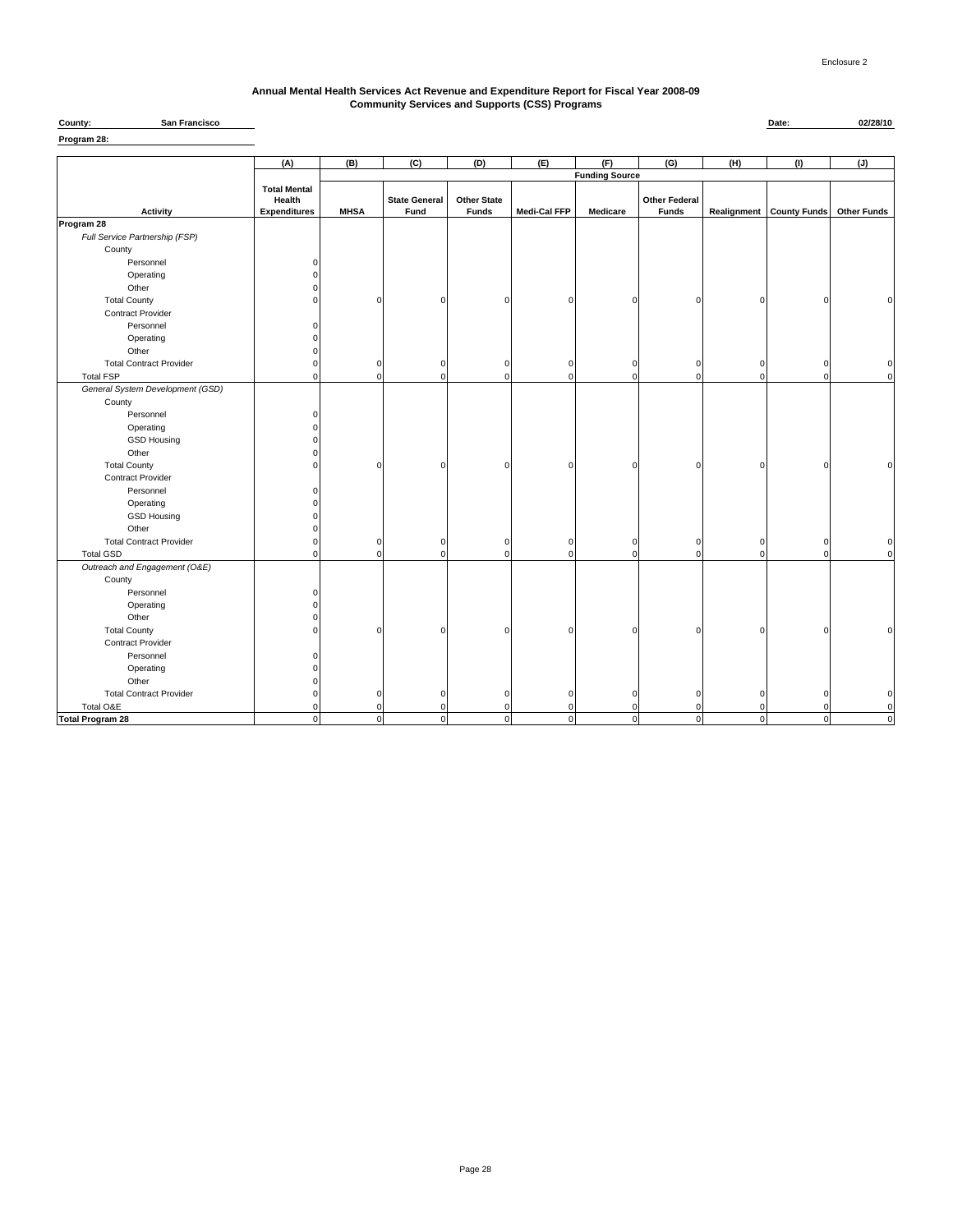Enclosure 2

**Annual Mental Health Services Act Revenue and Expenditure Report for Fiscal Year 2008-09**
**Community Services and Supports (CSS) Programs**

**County:** San Francisco **Date:** 02/28/10

**Program 28:**

| | (A) | (B) | (C) | (D) | (E) | (F) | (G) | (H) | (I) | (J) |
|---|---|---|---|---|---|---|---|---|---|---|
| | | Funding Source | | | | | | | | |
| **Activity** | **Total Mental Health Expenditures** | **MHSA** | **State General Fund** | **Other State Funds** | **Medi-Cal FFP** | **Medicare** | **Other Federal Funds** | **Realignment** | **County Funds** | **Other Funds** |
| **Program 28** | | | | | | | | | | |
| *Full Service Partnership (FSP)* | | | | | | | | | | |
| County | | | | | | | | | | |
| Personnel | 0 | | | | | | | | | |
| Operating | 0 | | | | | | | | | |
| Other | 0 | | | | | | | | | |
| Total County | 0 | 0 | 0 | 0 | 0 | 0 | 0 | 0 | 0 | 0 |
| Contract Provider | | | | | | | | | | |
| Personnel | 0 | | | | | | | | | |
| Operating | 0 | | | | | | | | | |
| Other | 0 | | | | | | | | | |
| Total Contract Provider | 0 | 0 | 0 | 0 | 0 | 0 | 0 | 0 | 0 | 0 |
| Total FSP | 0 | 0 | 0 | 0 | 0 | 0 | 0 | 0 | 0 | 0 |
| *General System Development (GSD)* | | | | | | | | | | |
| County | | | | | | | | | | |
| Personnel | 0 | | | | | | | | | |
| Operating | 0 | | | | | | | | | |
| GSD Housing | 0 | | | | | | | | | |
| Other | 0 | | | | | | | | | |
| Total County | 0 | 0 | 0 | 0 | 0 | 0 | 0 | 0 | 0 | 0 |
| Contract Provider | | | | | | | | | | |
| Personnel | 0 | | | | | | | | | |
| Operating | 0 | | | | | | | | | |
| GSD Housing | 0 | | | | | | | | | |
| Other | 0 | | | | | | | | | |
| Total Contract Provider | 0 | 0 | 0 | 0 | 0 | 0 | 0 | 0 | 0 | 0 |
| Total GSD | 0 | 0 | 0 | 0 | 0 | 0 | 0 | 0 | 0 | 0 |
| *Outreach and Engagement (O&E)* | | | | | | | | | | |
| County | | | | | | | | | | |
| Personnel | 0 | | | | | | | | | |
| Operating | 0 | | | | | | | | | |
| Other | 0 | | | | | | | | | |
| Total County | 0 | 0 | 0 | 0 | 0 | 0 | 0 | 0 | 0 | 0 |
| Contract Provider | | | | | | | | | | |
| Personnel | 0 | | | | | | | | | |
| Operating | 0 | | | | | | | | | |
| Other | 0 | | | | | | | | | |
| Total Contract Provider | 0 | 0 | 0 | 0 | 0 | 0 | 0 | 0 | 0 | 0 |
| Total O&E | 0 | 0 | 0 | 0 | 0 | 0 | 0 | 0 | 0 | 0 |
| **Total Program 28** | 0 | 0 | 0 | 0 | 0 | 0 | 0 | 0 | 0 | 0 |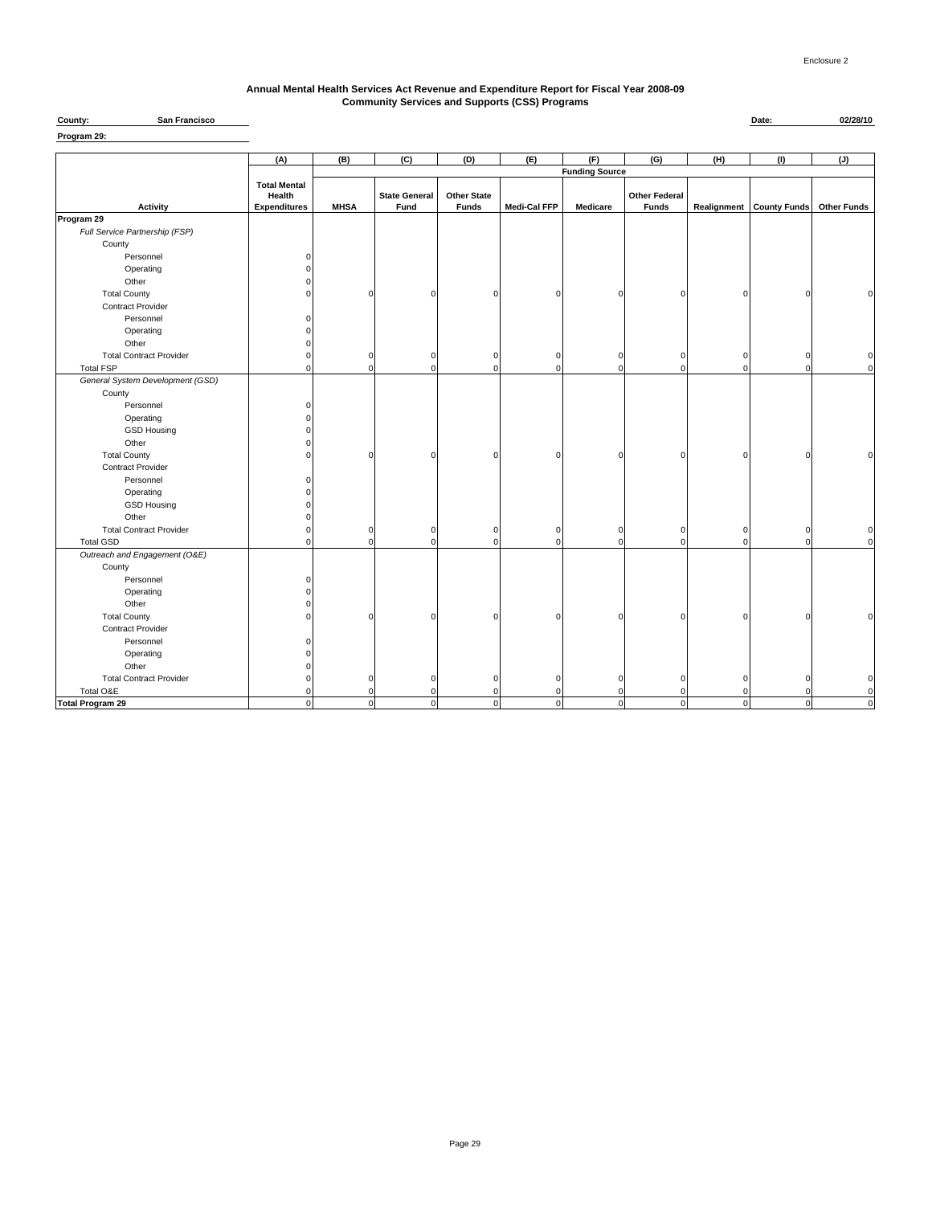Enclosure 2

**Annual Mental Health Services Act Revenue and Expenditure Report for Fiscal Year 2008-09**
**Community Services and Supports (CSS) Programs**

**County:** San Francisco | **Date:** 02/28/10

**Program 29:**

| | (A) | (B) | (C) | (D) | (E) | (F) | (G) | (H) | (I) | (J) |
|---|---|---|---|---|---|---|---|---|---|---|
| | | Funding Source | | | | | | | | |
| **Activity** | **Total Mental Health Expenditures** | **MHSA** | **State General Fund** | **Other State Funds** | **Medi-Cal FFP** | **Medicare** | **Other Federal Funds** | **Realignment** | **County Funds** | **Other Funds** |
| **Program 29** | | | | | | | | | | |
| *Full Service Partnership (FSP)* | | | | | | | | | | |
| County | | | | | | | | | | |
| Personnel | 0 | | | | | | | | | |
| Operating | 0 | | | | | | | | | |
| Other | 0 | | | | | | | | | |
| Total County | 0 | 0 | 0 | 0 | 0 | 0 | 0 | 0 | 0 | 0 |
| Contract Provider | | | | | | | | | | |
| Personnel | 0 | | | | | | | | | |
| Operating | 0 | | | | | | | | | |
| Other | 0 | | | | | | | | | |
| Total Contract Provider | 0 | 0 | 0 | 0 | 0 | 0 | 0 | 0 | 0 | 0 |
| Total FSP | 0 | 0 | 0 | 0 | 0 | 0 | 0 | 0 | 0 | 0 |
| *General System Development (GSD)* | | | | | | | | | | |
| County | | | | | | | | | | |
| Personnel | 0 | | | | | | | | | |
| Operating | 0 | | | | | | | | | |
| GSD Housing | 0 | | | | | | | | | |
| Other | 0 | | | | | | | | | |
| Total County | 0 | 0 | 0 | 0 | 0 | 0 | 0 | 0 | 0 | 0 |
| Contract Provider | | | | | | | | | | |
| Personnel | 0 | | | | | | | | | |
| Operating | 0 | | | | | | | | | |
| GSD Housing | 0 | | | | | | | | | |
| Other | 0 | | | | | | | | | |
| Total Contract Provider | 0 | 0 | 0 | 0 | 0 | 0 | 0 | 0 | 0 | 0 |
| Total GSD | 0 | 0 | 0 | 0 | 0 | 0 | 0 | 0 | 0 | 0 |
| *Outreach and Engagement (O&E)* | | | | | | | | | | |
| County | | | | | | | | | | |
| Personnel | 0 | | | | | | | | | |
| Operating | 0 | | | | | | | | | |
| Other | 0 | | | | | | | | | |
| Total County | 0 | 0 | 0 | 0 | 0 | 0 | 0 | 0 | 0 | 0 |
| Contract Provider | | | | | | | | | | |
| Personnel | 0 | | | | | | | | | |
| Operating | 0 | | | | | | | | | |
| Other | 0 | | | | | | | | | |
| Total Contract Provider | 0 | 0 | 0 | 0 | 0 | 0 | 0 | 0 | 0 | 0 |
| Total O&E | 0 | 0 | 0 | 0 | 0 | 0 | 0 | 0 | 0 | 0 |
| **Total Program 29** | 0 | 0 | 0 | 0 | 0 | 0 | 0 | 0 | 0 | 0 |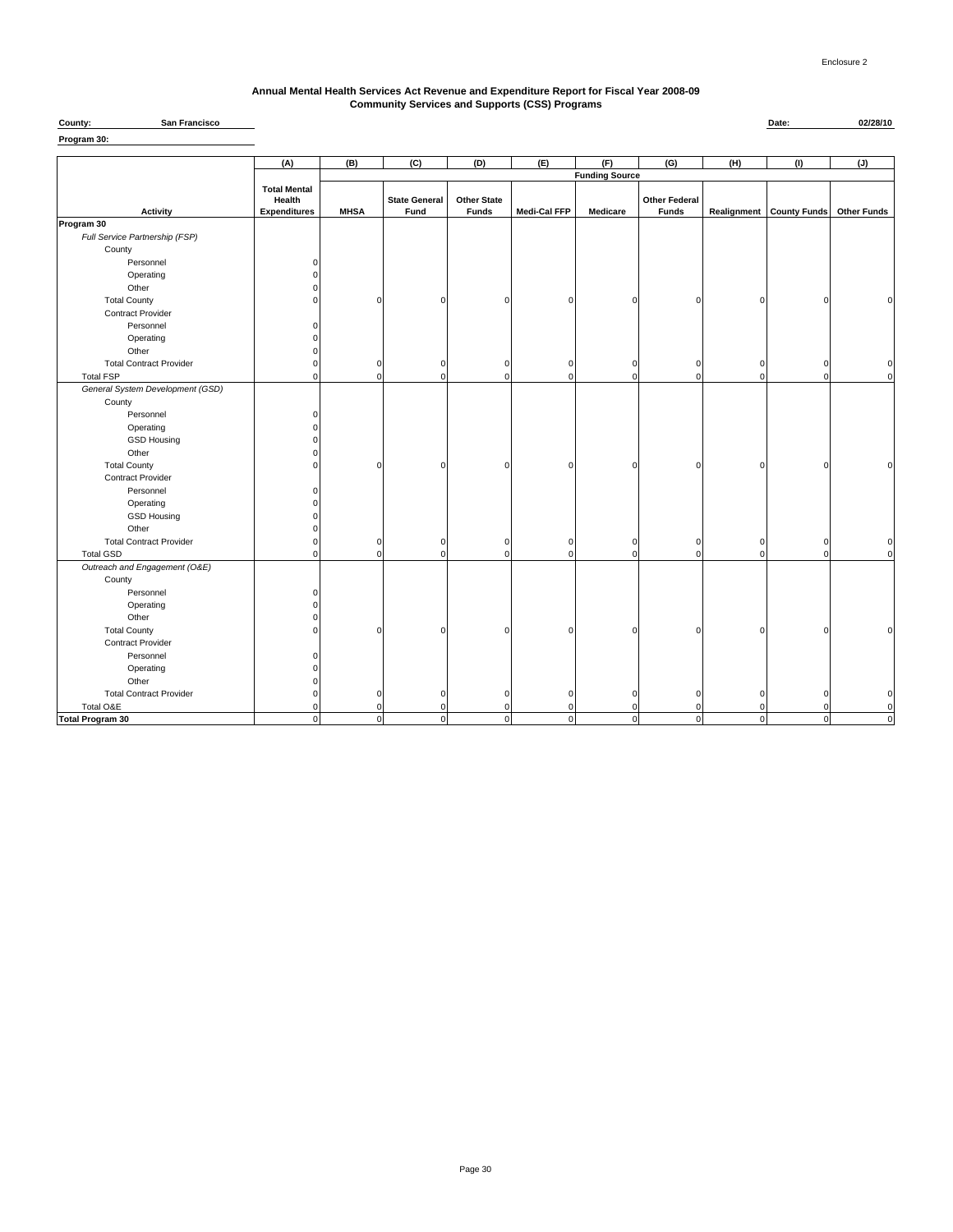Enclosure 2

# Annual Mental Health Services Act Revenue and Expenditure Report for Fiscal Year 2008-09
## Community Services and Supports (CSS) Programs

**County:** San Francisco  **Date:** 02/28/10

**Program 30:**

| | (A) | (B) | (C) | (D) | (E) | (F) | (G) | (H) | (I) | (J) |
|---|---|---|---|---|---|---|---|---|---|---|
| | | Funding Source | | | | | | | | |
| **Activity** | **Total Mental Health Expenditures** | **MHSA** | **State General Fund** | **Other State Funds** | **Medi-Cal FFP** | **Medicare** | **Other Federal Funds** | **Realignment** | **County Funds** | **Other Funds** |
| **Program 30** | | | | | | | | | | |
| *Full Service Partnership (FSP)* | | | | | | | | | | |
| County | | | | | | | | | | |
| Personnel | 0 | | | | | | | | | |
| Operating | 0 | | | | | | | | | |
| Other | 0 | | | | | | | | | |
| Total County | 0 | 0 | 0 | 0 | 0 | 0 | 0 | 0 | 0 | 0 |
| Contract Provider | | | | | | | | | | |
| Personnel | 0 | | | | | | | | | |
| Operating | 0 | | | | | | | | | |
| Other | 0 | | | | | | | | | |
| Total Contract Provider | 0 | 0 | 0 | 0 | 0 | 0 | 0 | 0 | 0 | 0 |
| Total FSP | 0 | 0 | 0 | 0 | 0 | 0 | 0 | 0 | 0 | 0 |
| *General System Development (GSD)* | | | | | | | | | | |
| County | | | | | | | | | | |
| Personnel | 0 | | | | | | | | | |
| Operating | 0 | | | | | | | | | |
| GSD Housing | 0 | | | | | | | | | |
| Other | 0 | | | | | | | | | |
| Total County | 0 | 0 | 0 | 0 | 0 | 0 | 0 | 0 | 0 | 0 |
| Contract Provider | | | | | | | | | | |
| Personnel | 0 | | | | | | | | | |
| Operating | 0 | | | | | | | | | |
| GSD Housing | 0 | | | | | | | | | |
| Other | 0 | | | | | | | | | |
| Total Contract Provider | 0 | 0 | 0 | 0 | 0 | 0 | 0 | 0 | 0 | 0 |
| Total GSD | 0 | 0 | 0 | 0 | 0 | 0 | 0 | 0 | 0 | 0 |
| *Outreach and Engagement (O&E)* | | | | | | | | | | |
| County | | | | | | | | | | |
| Personnel | 0 | | | | | | | | | |
| Operating | 0 | | | | | | | | | |
| Other | 0 | | | | | | | | | |
| Total County | 0 | 0 | 0 | 0 | 0 | 0 | 0 | 0 | 0 | 0 |
| Contract Provider | | | | | | | | | | |
| Personnel | 0 | | | | | | | | | |
| Operating | 0 | | | | | | | | | |
| Other | 0 | | | | | | | | | |
| Total Contract Provider | 0 | 0 | 0 | 0 | 0 | 0 | 0 | 0 | 0 | 0 |
| Total O&E | 0 | 0 | 0 | 0 | 0 | 0 | 0 | 0 | 0 | 0 |
| **Total Program 30** | 0 | 0 | 0 | 0 | 0 | 0 | 0 | 0 | 0 | 0 |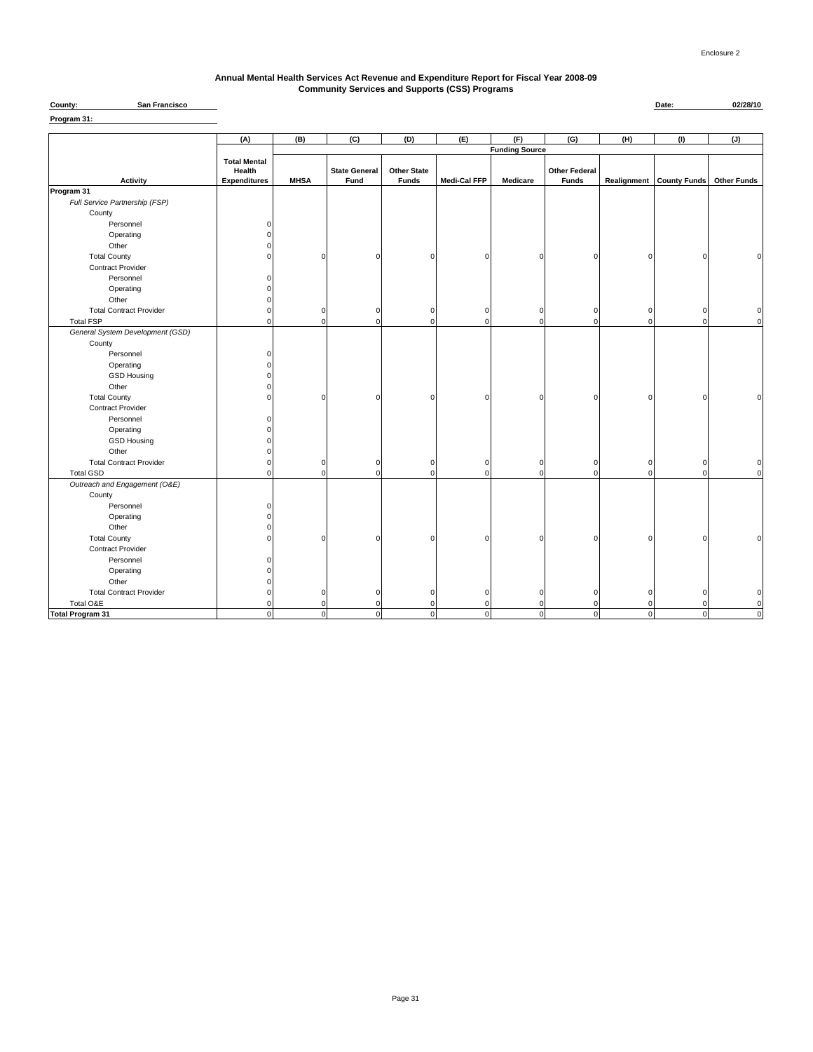Enclosure 2

**Annual Mental Health Services Act Revenue and Expenditure Report for Fiscal Year 2008-09**
**Community Services and Supports (CSS) Programs**

**County:** **San Francisco** **Date:** **02/28/10**

**Program 31:**

| | (A) | (B) | (C) | (D) | (E) | (F) | (G) | (H) | (I) | (J) |
|---|---|---|---|---|---|---|---|---|---|---|
| | | Funding Source | | | | | | | | |
| **Activity** | **Total Mental Health Expenditures** | **MHSA** | **State General Fund** | **Other State Funds** | **Medi-Cal FFP** | **Medicare** | **Other Federal Funds** | **Realignment** | **County Funds** | **Other Funds** |
| **Program 31** | | | | | | | | | | |
| *Full Service Partnership (FSP)* | | | | | | | | | | |
| County | | | | | | | | | | |
| Personnel | 0 | | | | | | | | | |
| Operating | 0 | | | | | | | | | |
| Other | 0 | | | | | | | | | |
| Total County | 0 | 0 | 0 | 0 | 0 | 0 | 0 | 0 | 0 | 0 |
| Contract Provider | | | | | | | | | | |
| Personnel | 0 | | | | | | | | | |
| Operating | 0 | | | | | | | | | |
| Other | 0 | | | | | | | | | |
| Total Contract Provider | 0 | 0 | 0 | 0 | 0 | 0 | 0 | 0 | 0 | 0 |
| Total FSP | 0 | 0 | 0 | 0 | 0 | 0 | 0 | 0 | 0 | 0 |
| *General System Development (GSD)* | | | | | | | | | | |
| County | | | | | | | | | | |
| Personnel | 0 | | | | | | | | | |
| Operating | 0 | | | | | | | | | |
| GSD Housing | 0 | | | | | | | | | |
| Other | 0 | | | | | | | | | |
| Total County | 0 | 0 | 0 | 0 | 0 | 0 | 0 | 0 | 0 | 0 |
| Contract Provider | | | | | | | | | | |
| Personnel | 0 | | | | | | | | | |
| Operating | 0 | | | | | | | | | |
| GSD Housing | 0 | | | | | | | | | |
| Other | 0 | | | | | | | | | |
| Total Contract Provider | 0 | 0 | 0 | 0 | 0 | 0 | 0 | 0 | 0 | 0 |
| Total GSD | 0 | 0 | 0 | 0 | 0 | 0 | 0 | 0 | 0 | 0 |
| *Outreach and Engagement (O&E)* | | | | | | | | | | |
| County | | | | | | | | | | |
| Personnel | 0 | | | | | | | | | |
| Operating | 0 | | | | | | | | | |
| Other | 0 | | | | | | | | | |
| Total County | 0 | 0 | 0 | 0 | 0 | 0 | 0 | 0 | 0 | 0 |
| Contract Provider | | | | | | | | | | |
| Personnel | 0 | | | | | | | | | |
| Operating | 0 | | | | | | | | | |
| Other | 0 | | | | | | | | | |
| Total Contract Provider | 0 | 0 | 0 | 0 | 0 | 0 | 0 | 0 | 0 | 0 |
| Total O&E | 0 | 0 | 0 | 0 | 0 | 0 | 0 | 0 | 0 | 0 |
| **Total Program 31** | 0 | 0 | 0 | 0 | 0 | 0 | 0 | 0 | 0 | 0 |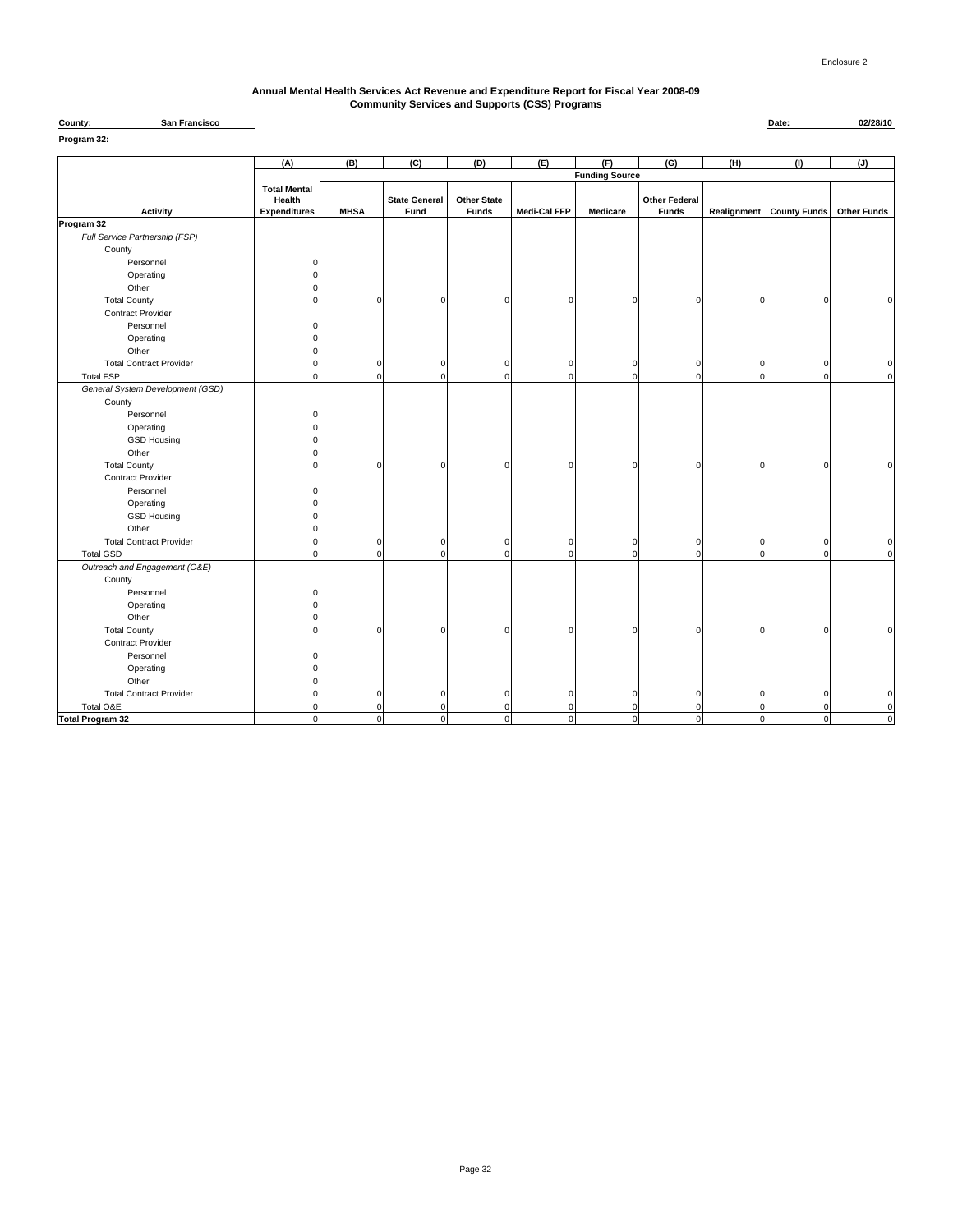Enclosure 2

**Annual Mental Health Services Act Revenue and Expenditure Report for Fiscal Year 2008-09**
**Community Services and Supports (CSS) Programs**

**County:** San Francisco **Date:** 02/28/10

**Program 32:**

| | (A) | (B) | (C) | (D) | (E) | (F) | (G) | (H) | (I) | (J) |
|---|---|---|---|---|---|---|---|---|---|---|
| | | Funding Source | | | | | | | | |
| **Activity** | **Total Mental Health Expenditures** | **MHSA** | **State General Fund** | **Other State Funds** | **Medi-Cal FFP** | **Medicare** | **Other Federal Funds** | **Realignment** | **County Funds** | **Other Funds** |
| **Program 32** | | | | | | | | | | |
| *Full Service Partnership (FSP)* | | | | | | | | | | |
| County | | | | | | | | | | |
| Personnel | 0 | | | | | | | | | |
| Operating | 0 | | | | | | | | | |
| Other | 0 | | | | | | | | | |
| Total County | 0 | 0 | 0 | 0 | 0 | 0 | 0 | 0 | 0 | 0 |
| Contract Provider | | | | | | | | | | |
| Personnel | 0 | | | | | | | | | |
| Operating | 0 | | | | | | | | | |
| Other | 0 | | | | | | | | | |
| Total Contract Provider | 0 | 0 | 0 | 0 | 0 | 0 | 0 | 0 | 0 | 0 |
| Total FSP | 0 | 0 | 0 | 0 | 0 | 0 | 0 | 0 | 0 | 0 |
| *General System Development (GSD)* | | | | | | | | | | |
| County | | | | | | | | | | |
| Personnel | 0 | | | | | | | | | |
| Operating | 0 | | | | | | | | | |
| GSD Housing | 0 | | | | | | | | | |
| Other | 0 | | | | | | | | | |
| Total County | 0 | 0 | 0 | 0 | 0 | 0 | 0 | 0 | 0 | 0 |
| Contract Provider | | | | | | | | | | |
| Personnel | 0 | | | | | | | | | |
| Operating | 0 | | | | | | | | | |
| GSD Housing | 0 | | | | | | | | | |
| Other | 0 | | | | | | | | | |
| Total Contract Provider | 0 | 0 | 0 | 0 | 0 | 0 | 0 | 0 | 0 | 0 |
| Total GSD | 0 | 0 | 0 | 0 | 0 | 0 | 0 | 0 | 0 | 0 |
| *Outreach and Engagement (O&E)* | | | | | | | | | | |
| County | | | | | | | | | | |
| Personnel | 0 | | | | | | | | | |
| Operating | 0 | | | | | | | | | |
| Other | 0 | | | | | | | | | |
| Total County | 0 | 0 | 0 | 0 | 0 | 0 | 0 | 0 | 0 | 0 |
| Contract Provider | | | | | | | | | | |
| Personnel | 0 | | | | | | | | | |
| Operating | 0 | | | | | | | | | |
| Other | 0 | | | | | | | | | |
| Total Contract Provider | 0 | 0 | 0 | 0 | 0 | 0 | 0 | 0 | 0 | 0 |
| Total O&E | 0 | 0 | 0 | 0 | 0 | 0 | 0 | 0 | 0 | 0 |
| **Total Program 32** | 0 | 0 | 0 | 0 | 0 | 0 | 0 | 0 | 0 | 0 |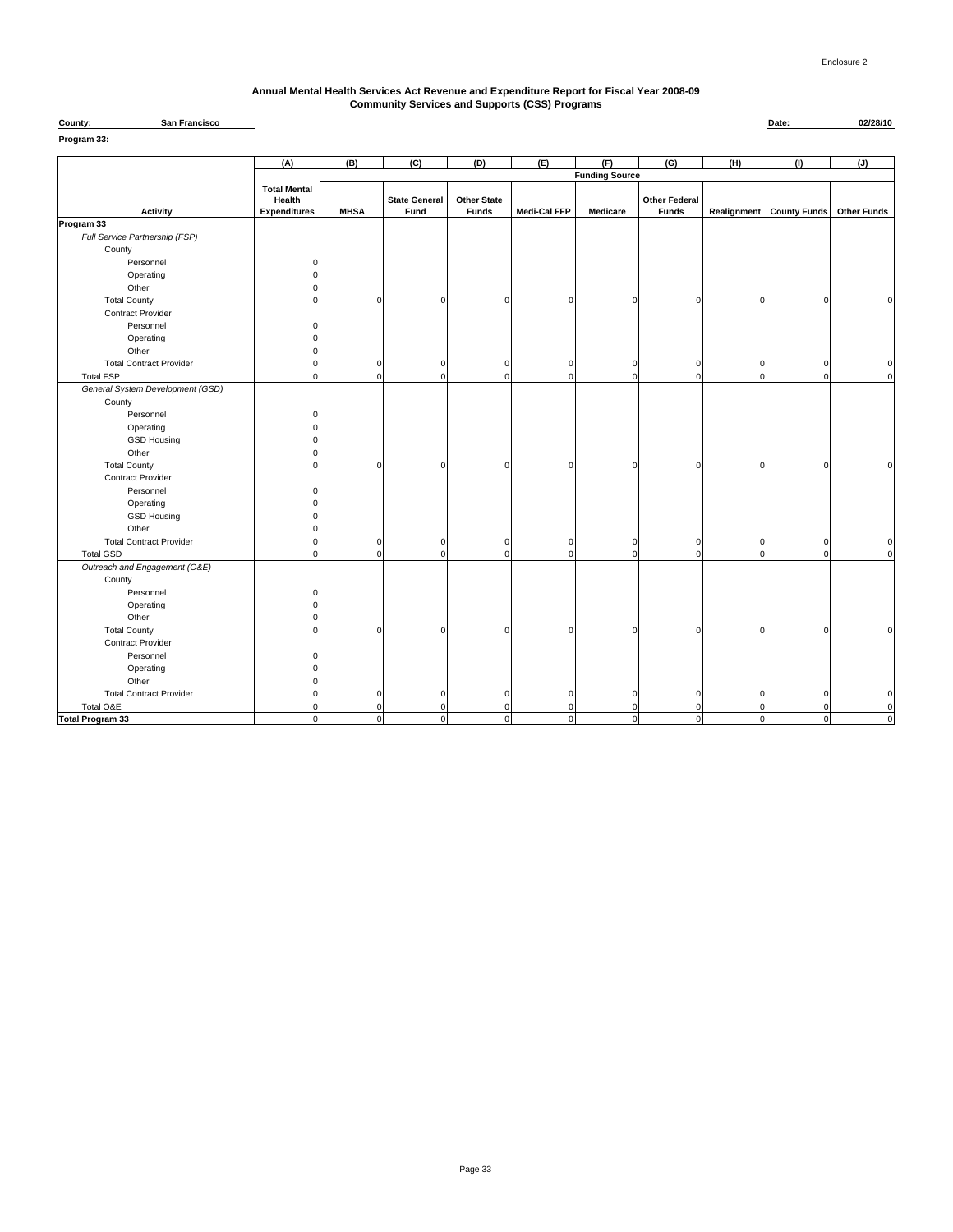Enclosure 2

**Annual Mental Health Services Act Revenue and Expenditure Report for Fiscal Year 2008-09**
**Community Services and Supports (CSS) Programs**

**County:** San Francisco **Date:** 02/28/10

**Program 33:**

| | (A) | (B) | (C) | (D) | (E) | (F) | (G) | (H) | (I) | (J) |
|---|---|---|---|---|---|---|---|---|---|---|
| | | Funding Source | | | | | | | | |
| **Activity** | **Total Mental Health Expenditures** | **MHSA** | **State General Fund** | **Other State Funds** | **Medi-Cal FFP** | **Medicare** | **Other Federal Funds** | **Realignment** | **County Funds** | **Other Funds** |
| **Program 33** | | | | | | | | | | |
| *Full Service Partnership (FSP)* | | | | | | | | | | |
| County | | | | | | | | | | |
| Personnel | 0 | | | | | | | | | |
| Operating | 0 | | | | | | | | | |
| Other | 0 | | | | | | | | | |
| Total County | 0 | 0 | 0 | 0 | 0 | 0 | 0 | 0 | 0 | 0 |
| Contract Provider | | | | | | | | | | |
| Personnel | 0 | | | | | | | | | |
| Operating | 0 | | | | | | | | | |
| Other | 0 | | | | | | | | | |
| Total Contract Provider | 0 | 0 | 0 | 0 | 0 | 0 | 0 | 0 | 0 | 0 |
| Total FSP | 0 | 0 | 0 | 0 | 0 | 0 | 0 | 0 | 0 | 0 |
| *General System Development (GSD)* | | | | | | | | | | |
| County | | | | | | | | | | |
| Personnel | 0 | | | | | | | | | |
| Operating | 0 | | | | | | | | | |
| GSD Housing | 0 | | | | | | | | | |
| Other | 0 | | | | | | | | | |
| Total County | 0 | 0 | 0 | 0 | 0 | 0 | 0 | 0 | 0 | 0 |
| Contract Provider | | | | | | | | | | |
| Personnel | 0 | | | | | | | | | |
| Operating | 0 | | | | | | | | | |
| GSD Housing | 0 | | | | | | | | | |
| Other | 0 | | | | | | | | | |
| Total Contract Provider | 0 | 0 | 0 | 0 | 0 | 0 | 0 | 0 | 0 | 0 |
| Total GSD | 0 | 0 | 0 | 0 | 0 | 0 | 0 | 0 | 0 | 0 |
| *Outreach and Engagement (O&E)* | | | | | | | | | | |
| County | | | | | | | | | | |
| Personnel | 0 | | | | | | | | | |
| Operating | 0 | | | | | | | | | |
| Other | 0 | | | | | | | | | |
| Total County | 0 | 0 | 0 | 0 | 0 | 0 | 0 | 0 | 0 | 0 |
| Contract Provider | | | | | | | | | | |
| Personnel | 0 | | | | | | | | | |
| Operating | 0 | | | | | | | | | |
| Other | 0 | | | | | | | | | |
| Total Contract Provider | 0 | 0 | 0 | 0 | 0 | 0 | 0 | 0 | 0 | 0 |
| Total O&E | 0 | 0 | 0 | 0 | 0 | 0 | 0 | 0 | 0 | 0 |
| **Total Program 33** | 0 | 0 | 0 | 0 | 0 | 0 | 0 | 0 | 0 | 0 |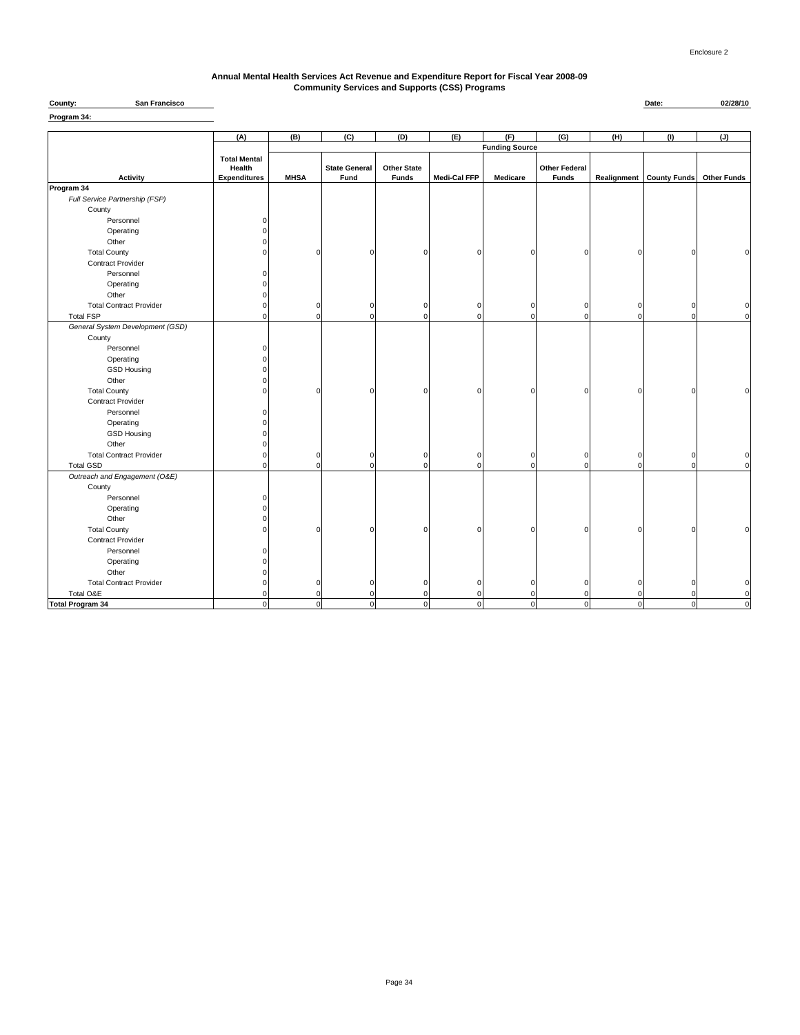Enclosure 2

**Annual Mental Health Services Act Revenue and Expenditure Report for Fiscal Year 2008-09**
**Community Services and Supports (CSS) Programs**

**County:** San Francisco **Date:** 02/28/10

**Program 34:**

| | (A) | (B) | (C) | (D) | (E) | (F) | (G) | (H) | (I) | (J) |
|---|---|---|---|---|---|---|---|---|---|---|
| | | Funding Source | | | | | | | | |
| **Activity** | **Total Mental Health Expenditures** | **MHSA** | **State General Fund** | **Other State Funds** | **Medi-Cal FFP** | **Medicare** | **Other Federal Funds** | **Realignment** | **County Funds** | **Other Funds** |
| **Program 34** | | | | | | | | | | |
| *Full Service Partnership (FSP)* | | | | | | | | | | |
| County | | | | | | | | | | |
| Personnel | 0 | | | | | | | | | |
| Operating | 0 | | | | | | | | | |
| Other | 0 | | | | | | | | | |
| Total County | 0 | 0 | 0 | 0 | 0 | 0 | 0 | 0 | 0 | 0 |
| Contract Provider | | | | | | | | | | |
| Personnel | 0 | | | | | | | | | |
| Operating | 0 | | | | | | | | | |
| Other | 0 | | | | | | | | | |
| Total Contract Provider | 0 | 0 | 0 | 0 | 0 | 0 | 0 | 0 | 0 | 0 |
| Total FSP | 0 | 0 | 0 | 0 | 0 | 0 | 0 | 0 | 0 | 0 |
| *General System Development (GSD)* | | | | | | | | | | |
| County | | | | | | | | | | |
| Personnel | 0 | | | | | | | | | |
| Operating | 0 | | | | | | | | | |
| GSD Housing | 0 | | | | | | | | | |
| Other | 0 | | | | | | | | | |
| Total County | 0 | 0 | 0 | 0 | 0 | 0 | 0 | 0 | 0 | 0 |
| Contract Provider | | | | | | | | | | |
| Personnel | 0 | | | | | | | | | |
| Operating | 0 | | | | | | | | | |
| GSD Housing | 0 | | | | | | | | | |
| Other | 0 | | | | | | | | | |
| Total Contract Provider | 0 | 0 | 0 | 0 | 0 | 0 | 0 | 0 | 0 | 0 |
| Total GSD | 0 | 0 | 0 | 0 | 0 | 0 | 0 | 0 | 0 | 0 |
| *Outreach and Engagement (O&E)* | | | | | | | | | | |
| County | | | | | | | | | | |
| Personnel | 0 | | | | | | | | | |
| Operating | 0 | | | | | | | | | |
| Other | 0 | | | | | | | | | |
| Total County | 0 | 0 | 0 | 0 | 0 | 0 | 0 | 0 | 0 | 0 |
| Contract Provider | | | | | | | | | | |
| Personnel | 0 | | | | | | | | | |
| Operating | 0 | | | | | | | | | |
| Other | 0 | | | | | | | | | |
| Total Contract Provider | 0 | 0 | 0 | 0 | 0 | 0 | 0 | 0 | 0 | 0 |
| Total O&E | 0 | 0 | 0 | 0 | 0 | 0 | 0 | 0 | 0 | 0 |
| **Total Program 34** | 0 | 0 | 0 | 0 | 0 | 0 | 0 | 0 | 0 | 0 |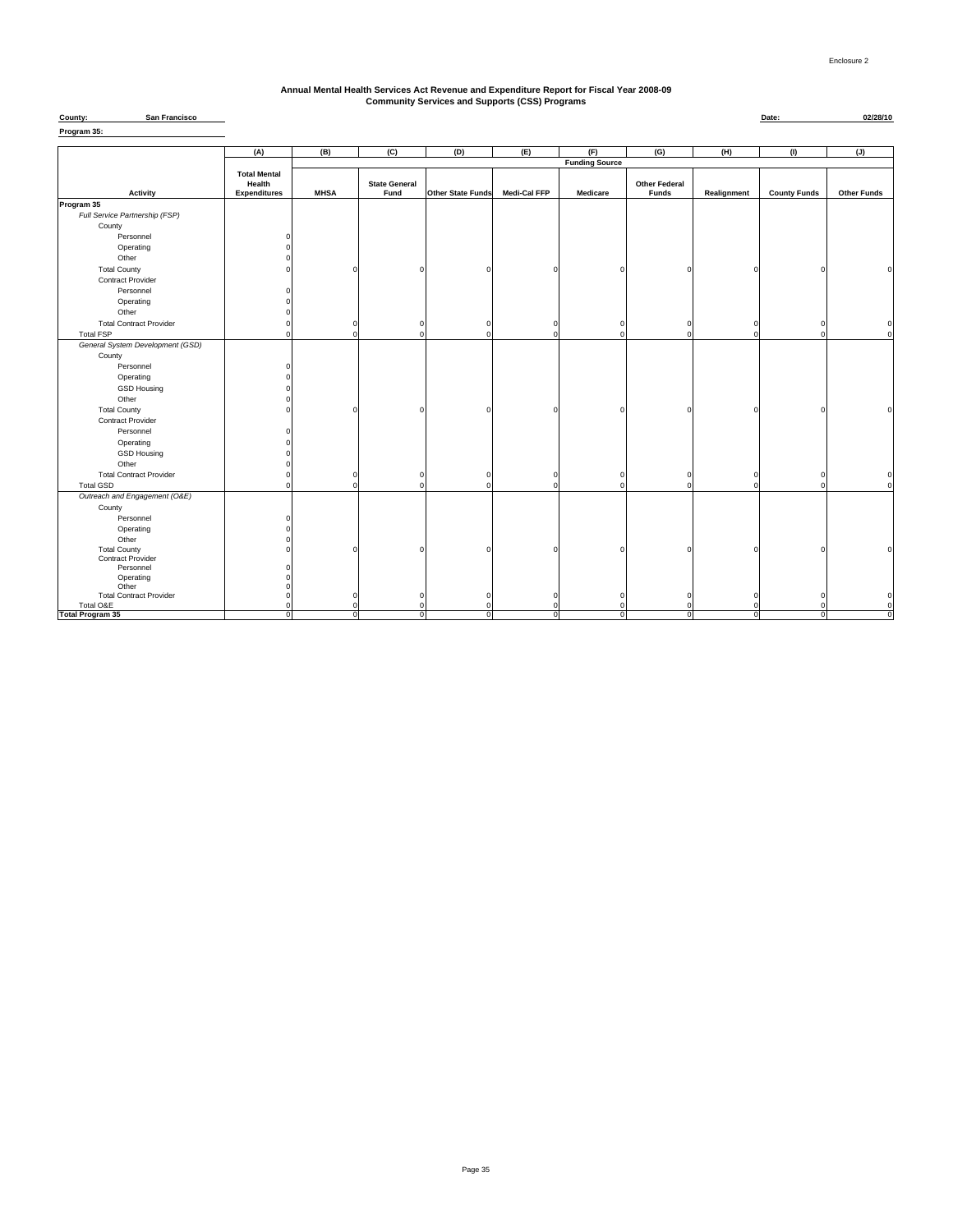Enclosure 2

# Annual Mental Health Services Act Revenue and Expenditure Report for Fiscal Year 2008-09
## Community Services and Supports (CSS) Programs

**County:** San Francisco **Date:** 02/28/10

**Program 35:**

| | (A) | (B) | (C) | (D) | (E) | (F) | (G) | (H) | (I) | (J) |
|---|---|---|---|---|---|---|---|---|---|---|
| | | Funding Source | | | | | | | | |
| Activity | Total Mental Health Expenditures | MHSA | State General Fund | Other State Funds | Medi-Cal FFP | Medicare | Other Federal Funds | Realignment | County Funds | Other Funds |
| **Program 35** | | | | | | | | | | |
| *Full Service Partnership (FSP)* | | | | | | | | | | |
| County | | | | | | | | | | |
| Personnel | 0 | | | | | | | | | |
| Operating | 0 | | | | | | | | | |
| Other | 0 | | | | | | | | | |
| Total County | 0 | 0 | 0 | 0 | 0 | 0 | 0 | 0 | 0 | 0 |
| Contract Provider | | | | | | | | | | |
| Personnel | 0 | | | | | | | | | |
| Operating | 0 | | | | | | | | | |
| Other | 0 | | | | | | | | | |
| Total Contract Provider | 0 | 0 | 0 | 0 | 0 | 0 | 0 | 0 | 0 | 0 |
| Total FSP | 0 | 0 | 0 | 0 | 0 | 0 | 0 | 0 | 0 | 0 |
| *General System Development (GSD)* | | | | | | | | | | |
| County | | | | | | | | | | |
| Personnel | 0 | | | | | | | | | |
| Operating | 0 | | | | | | | | | |
| GSD Housing | 0 | | | | | | | | | |
| Other | 0 | | | | | | | | | |
| Total County | 0 | 0 | 0 | 0 | 0 | 0 | 0 | 0 | 0 | 0 |
| Contract Provider | | | | | | | | | | |
| Personnel | 0 | | | | | | | | | |
| Operating | 0 | | | | | | | | | |
| GSD Housing | 0 | | | | | | | | | |
| Other | 0 | | | | | | | | | |
| Total Contract Provider | 0 | 0 | 0 | 0 | 0 | 0 | 0 | 0 | 0 | 0 |
| Total GSD | 0 | 0 | 0 | 0 | 0 | 0 | 0 | 0 | 0 | 0 |
| *Outreach and Engagement (O&E)* | | | | | | | | | | |
| County | | | | | | | | | | |
| Personnel | 0 | | | | | | | | | |
| Operating | 0 | | | | | | | | | |
| Other | 0 | | | | | | | | | |
| Total County | 0 | 0 | 0 | 0 | 0 | 0 | 0 | 0 | 0 | 0 |
| Contract Provider | | | | | | | | | | |
| Personnel | 0 | | | | | | | | | |
| Operating | 0 | | | | | | | | | |
| Other | 0 | | | | | | | | | |
| Total Contract Provider | 0 | 0 | 0 | 0 | 0 | 0 | 0 | 0 | 0 | 0 |
| Total O&E | 0 | 0 | 0 | 0 | 0 | 0 | 0 | 0 | 0 | 0 |
| **Total Program 35** | 0 | 0 | 0 | 0 | 0 | 0 | 0 | 0 | 0 | 0 |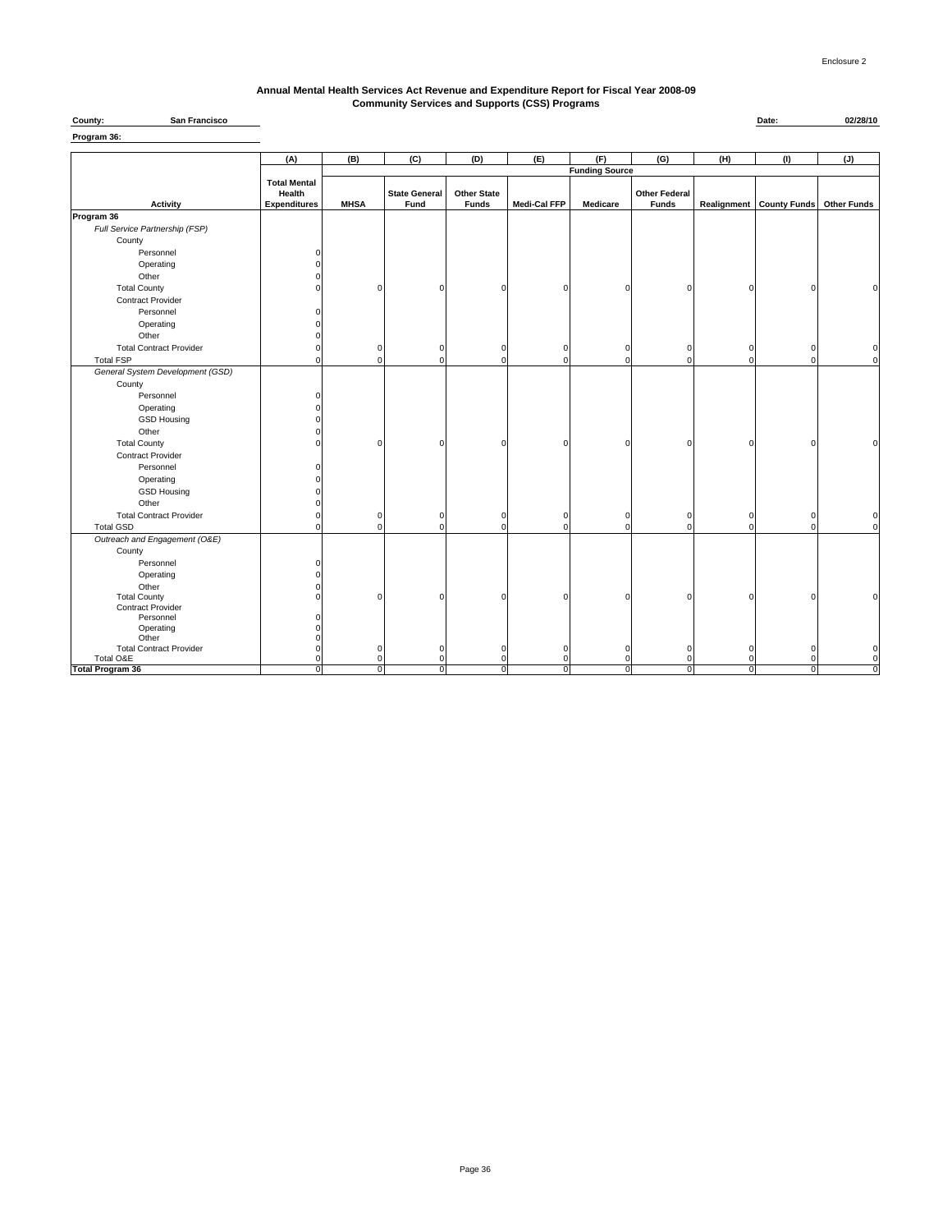Enclosure 2

# Annual Mental Health Services Act Revenue and Expenditure Report for Fiscal Year 2008-09
## Community Services and Supports (CSS) Programs

**County:** San Francisco

**Date:** 02/28/10

**Program 36:**

| Activity | (A) Total Mental Health Expenditures | (B) MHSA | (C) State General Fund | (D) Other State Funds | (E) Medi-Cal FFP | (F) Medicare | (G) Other Federal Funds | (H) Realignment | (I) County Funds | (J) Other Funds |
|---|---|---|---|---|---|---|---|---|---|---|
| | | Funding Source | | | | | | | | |
| **Program 36** | | | | | | | | | | |
| *Full Service Partnership (FSP)* | | | | | | | | | | |
| County | | | | | | | | | | |
| Personnel | 0 | | | | | | | | | |
| Operating | 0 | | | | | | | | | |
| Other | 0 | | | | | | | | | |
| Total County | 0 | 0 | 0 | 0 | 0 | 0 | 0 | 0 | 0 | 0 |
| Contract Provider | | | | | | | | | | |
| Personnel | 0 | | | | | | | | | |
| Operating | 0 | | | | | | | | | |
| Other | 0 | | | | | | | | | |
| Total Contract Provider | 0 | 0 | 0 | 0 | 0 | 0 | 0 | 0 | 0 | 0 |
| Total FSP | 0 | 0 | 0 | 0 | 0 | 0 | 0 | 0 | 0 | 0 |
| *General System Development (GSD)* | | | | | | | | | | |
| County | | | | | | | | | | |
| Personnel | 0 | | | | | | | | | |
| Operating | 0 | | | | | | | | | |
| GSD Housing | 0 | | | | | | | | | |
| Other | 0 | | | | | | | | | |
| Total County | 0 | 0 | 0 | 0 | 0 | 0 | 0 | 0 | 0 | 0 |
| Contract Provider | | | | | | | | | | |
| Personnel | 0 | | | | | | | | | |
| Operating | 0 | | | | | | | | | |
| GSD Housing | 0 | | | | | | | | | |
| Other | 0 | | | | | | | | | |
| Total Contract Provider | 0 | 0 | 0 | 0 | 0 | 0 | 0 | 0 | 0 | 0 |
| Total GSD | 0 | 0 | 0 | 0 | 0 | 0 | 0 | 0 | 0 | 0 |
| *Outreach and Engagement (O&E)* | | | | | | | | | | |
| County | | | | | | | | | | |
| Personnel | 0 | | | | | | | | | |
| Operating | 0 | | | | | | | | | |
| Other | 0 | | | | | | | | | |
| Total County | 0 | 0 | 0 | 0 | 0 | 0 | 0 | 0 | 0 | 0 |
| Contract Provider | | | | | | | | | | |
| Personnel | 0 | | | | | | | | | |
| Operating | 0 | | | | | | | | | |
| Other | 0 | | | | | | | | | |
| Total Contract Provider | 0 | 0 | 0 | 0 | 0 | 0 | 0 | 0 | 0 | 0 |
| Total O&E | 0 | 0 | 0 | 0 | 0 | 0 | 0 | 0 | 0 | 0 |
| **Total Program 36** | 0 | 0 | 0 | 0 | 0 | 0 | 0 | 0 | 0 | 0 |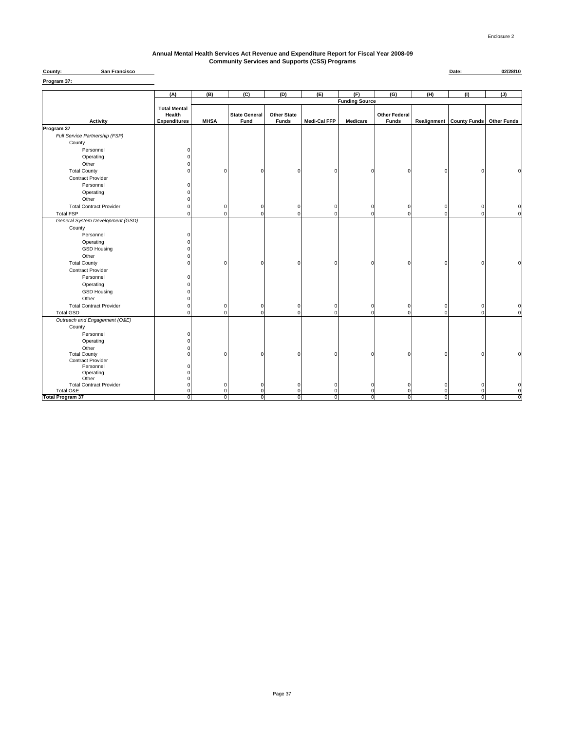Enclosure 2

**Annual Mental Health Services Act Revenue and Expenditure Report for Fiscal Year 2008-09**
**Community Services and Supports (CSS) Programs**

**County:** San Francisco **Date:** 02/28/10

**Program 37:**

| | (A) | (B) | (C) | (D) | (E) | (F) | (G) | (H) | (I) | (J) |
|---|---|---|---|---|---|---|---|---|---|---|
| | | Funding Source | | | | | | | | |
| **Activity** | **Total Mental Health Expenditures** | **MHSA** | **State General Fund** | **Other State Funds** | **Medi-Cal FFP** | **Medicare** | **Other Federal Funds** | **Realignment** | **County Funds** | **Other Funds** |
| **Program 37** | | | | | | | | | | |
| *Full Service Partnership (FSP)* | | | | | | | | | | |
| County | | | | | | | | | | |
| Personnel | 0 | | | | | | | | | |
| Operating | 0 | | | | | | | | | |
| Other | 0 | | | | | | | | | |
| Total County | 0 | 0 | 0 | 0 | 0 | 0 | 0 | 0 | 0 | 0 |
| Contract Provider | | | | | | | | | | |
| Personnel | 0 | | | | | | | | | |
| Operating | 0 | | | | | | | | | |
| Other | 0 | | | | | | | | | |
| Total Contract Provider | 0 | 0 | 0 | 0 | 0 | 0 | 0 | 0 | 0 | 0 |
| Total FSP | 0 | 0 | 0 | 0 | 0 | 0 | 0 | 0 | 0 | 0 |
| *General System Development (GSD)* | | | | | | | | | | |
| County | | | | | | | | | | |
| Personnel | 0 | | | | | | | | | |
| Operating | 0 | | | | | | | | | |
| GSD Housing | 0 | | | | | | | | | |
| Other | 0 | | | | | | | | | |
| Total County | 0 | 0 | 0 | 0 | 0 | 0 | 0 | 0 | 0 | 0 |
| Contract Provider | | | | | | | | | | |
| Personnel | 0 | | | | | | | | | |
| Operating | 0 | | | | | | | | | |
| GSD Housing | 0 | | | | | | | | | |
| Other | 0 | | | | | | | | | |
| Total Contract Provider | 0 | 0 | 0 | 0 | 0 | 0 | 0 | 0 | 0 | 0 |
| Total GSD | 0 | 0 | 0 | 0 | 0 | 0 | 0 | 0 | 0 | 0 |
| *Outreach and Engagement (O&E)* | | | | | | | | | | |
| County | | | | | | | | | | |
| Personnel | 0 | | | | | | | | | |
| Operating | 0 | | | | | | | | | |
| Other | 0 | | | | | | | | | |
| Total County | 0 | 0 | 0 | 0 | 0 | 0 | 0 | 0 | 0 | 0 |
| Contract Provider | | | | | | | | | | |
| Personnel | 0 | | | | | | | | | |
| Operating | 0 | | | | | | | | | |
| Other | 0 | | | | | | | | | |
| Total Contract Provider | 0 | 0 | 0 | 0 | 0 | 0 | 0 | 0 | 0 | 0 |
| Total O&E | 0 | 0 | 0 | 0 | 0 | 0 | 0 | 0 | 0 | 0 |
| **Total Program 37** | 0 | 0 | 0 | 0 | 0 | 0 | 0 | 0 | 0 | 0 |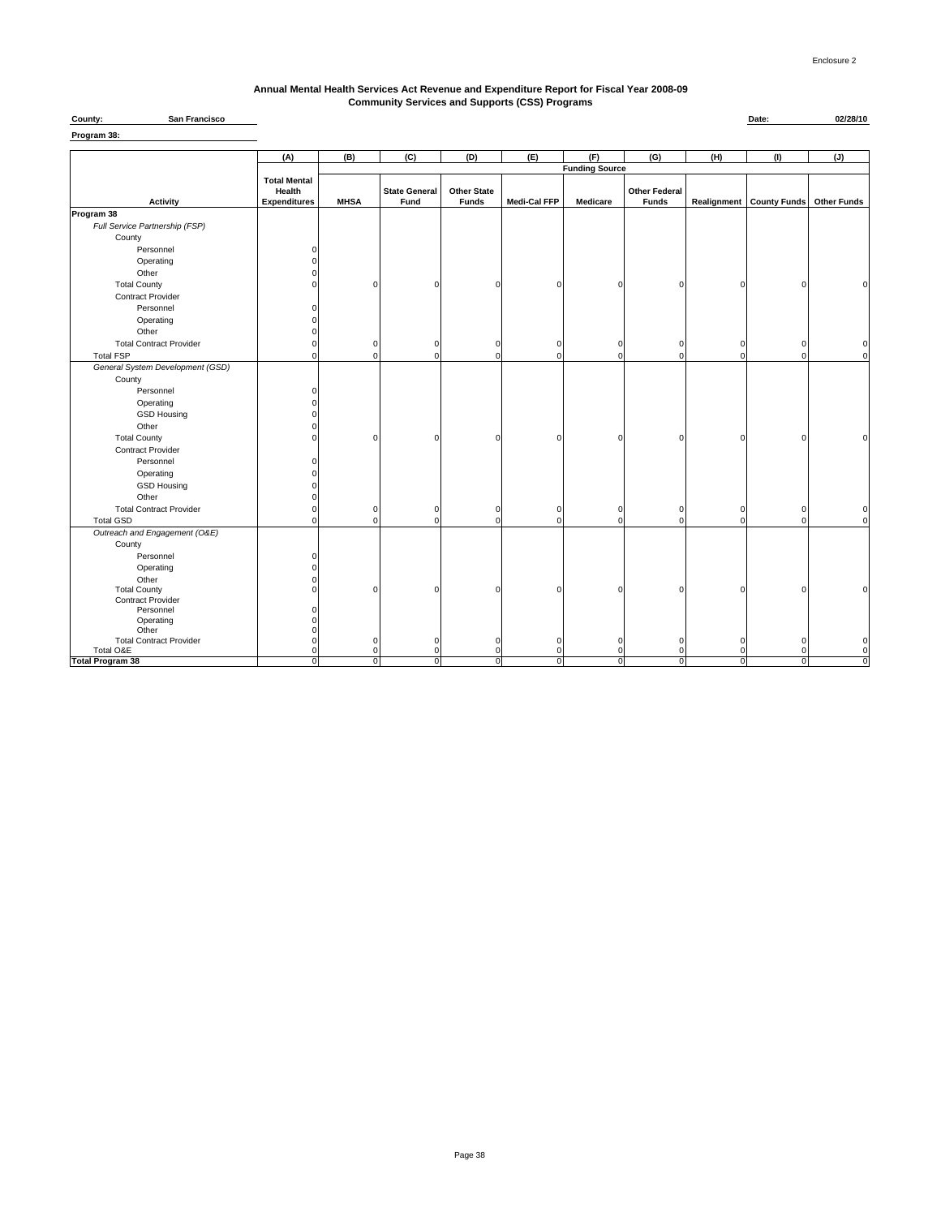Enclosure 2

# Annual Mental Health Services Act Revenue and Expenditure Report for Fiscal Year 2008-09
## Community Services and Supports (CSS) Programs

**County:** San Francisco **Date:** 02/28/10

**Program 38:**

| | (A) | (B) | (C) | (D) | (E) | (F) | (G) | (H) | (I) | (J) |
|---|---|---|---|---|---|---|---|---|---|---|
| | | Funding Source | | | | | | | | |
| **Activity** | **Total Mental Health Expenditures** | **MHSA** | **State General Fund** | **Other State Funds** | **Medi-Cal FFP** | **Medicare** | **Other Federal Funds** | **Realignment** | **County Funds** | **Other Funds** |
| **Program 38** | | | | | | | | | | |
| *Full Service Partnership (FSP)* | | | | | | | | | | |
| County | | | | | | | | | | |
| Personnel | 0 | | | | | | | | | |
| Operating | 0 | | | | | | | | | |
| Other | 0 | | | | | | | | | |
| Total County | 0 | 0 | 0 | 0 | 0 | 0 | 0 | 0 | 0 | 0 |
| Contract Provider | | | | | | | | | | |
| Personnel | 0 | | | | | | | | | |
| Operating | 0 | | | | | | | | | |
| Other | 0 | | | | | | | | | |
| Total Contract Provider | 0 | 0 | 0 | 0 | 0 | 0 | 0 | 0 | 0 | 0 |
| Total FSP | 0 | 0 | 0 | 0 | 0 | 0 | 0 | 0 | 0 | 0 |
| *General System Development (GSD)* | | | | | | | | | | |
| County | | | | | | | | | | |
| Personnel | 0 | | | | | | | | | |
| Operating | 0 | | | | | | | | | |
| GSD Housing | 0 | | | | | | | | | |
| Other | 0 | | | | | | | | | |
| Total County | 0 | 0 | 0 | 0 | 0 | 0 | 0 | 0 | 0 | 0 |
| Contract Provider | | | | | | | | | | |
| Personnel | 0 | | | | | | | | | |
| Operating | 0 | | | | | | | | | |
| GSD Housing | 0 | | | | | | | | | |
| Other | 0 | | | | | | | | | |
| Total Contract Provider | 0 | 0 | 0 | 0 | 0 | 0 | 0 | 0 | 0 | 0 |
| Total GSD | 0 | 0 | 0 | 0 | 0 | 0 | 0 | 0 | 0 | 0 |
| *Outreach and Engagement (O&E)* | | | | | | | | | | |
| County | | | | | | | | | | |
| Personnel | 0 | | | | | | | | | |
| Operating | 0 | | | | | | | | | |
| Other | 0 | | | | | | | | | |
| Total County | 0 | 0 | 0 | 0 | 0 | 0 | 0 | 0 | 0 | 0 |
| Contract Provider | | | | | | | | | | |
| Personnel | 0 | | | | | | | | | |
| Operating | 0 | | | | | | | | | |
| Other | 0 | | | | | | | | | |
| Total Contract Provider | 0 | 0 | 0 | 0 | 0 | 0 | 0 | 0 | 0 | 0 |
| Total O&E | 0 | 0 | 0 | 0 | 0 | 0 | 0 | 0 | 0 | 0 |
| **Total Program 38** | 0 | 0 | 0 | 0 | 0 | 0 | 0 | 0 | 0 | 0 |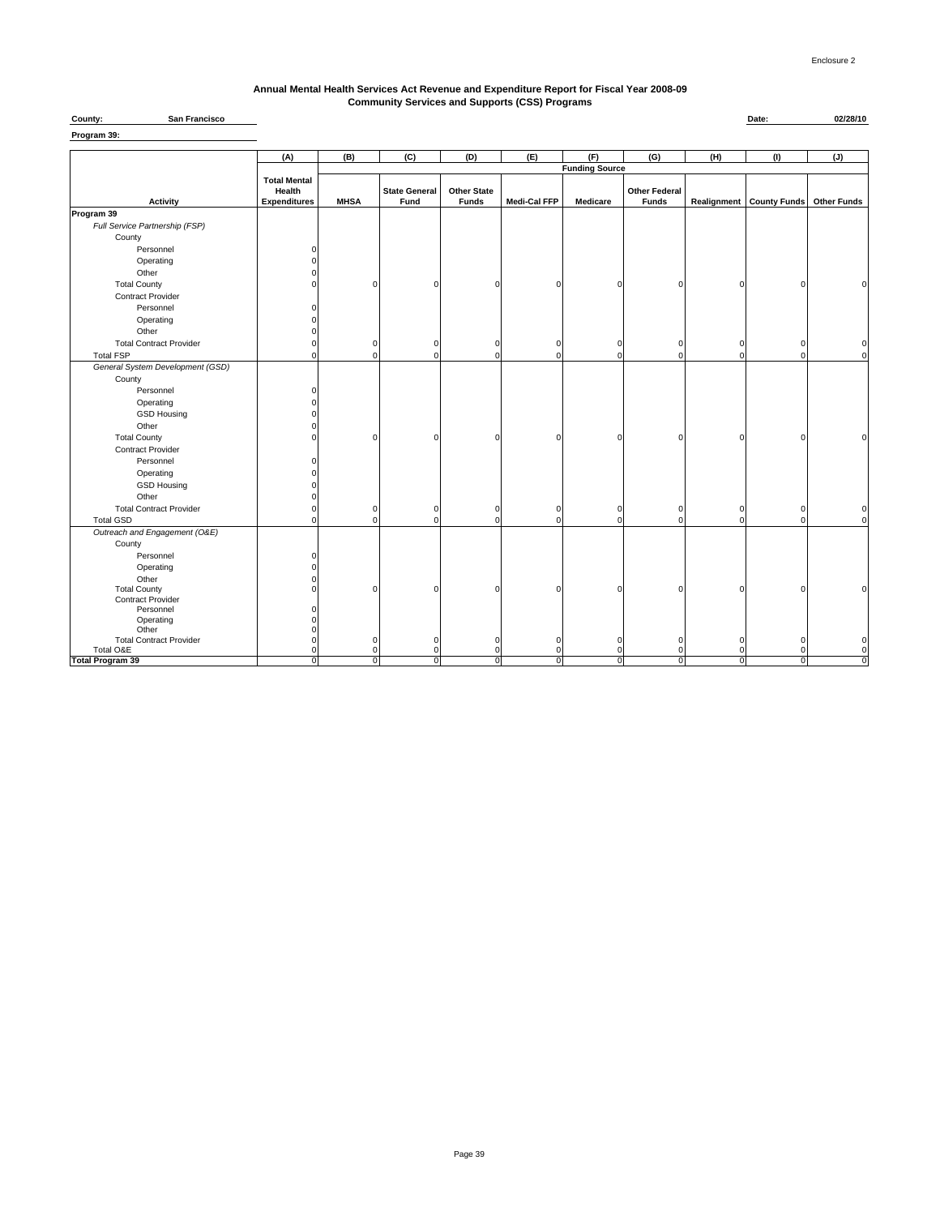Enclosure 2

# Annual Mental Health Services Act Revenue and Expenditure Report for Fiscal Year 2008-09
## Community Services and Supports (CSS) Programs

**County:** San Francisco **Date:** 02/28/10

**Program 39:**

| | (A) | (B) | (C) | (D) | (E) | (F) | (G) | (H) | (I) | (J) |
|---|---|---|---|---|---|---|---|---|---|---|
| | | Funding Source | | | | | | | | |
| **Activity** | **Total Mental Health Expenditures** | **MHSA** | **State General Fund** | **Other State Funds** | **Medi-Cal FFP** | **Medicare** | **Other Federal Funds** | **Realignment** | **County Funds** | **Other Funds** |
| **Program 39** | | | | | | | | | | |
| *Full Service Partnership (FSP)* | | | | | | | | | | |
| County | | | | | | | | | | |
| Personnel | 0 | | | | | | | | | |
| Operating | 0 | | | | | | | | | |
| Other | 0 | | | | | | | | | |
| Total County | 0 | 0 | 0 | 0 | 0 | 0 | 0 | 0 | 0 | 0 |
| Contract Provider | | | | | | | | | | |
| Personnel | 0 | | | | | | | | | |
| Operating | 0 | | | | | | | | | |
| Other | 0 | | | | | | | | | |
| Total Contract Provider | 0 | 0 | 0 | 0 | 0 | 0 | 0 | 0 | 0 | 0 |
| Total FSP | 0 | 0 | 0 | 0 | 0 | 0 | 0 | 0 | 0 | 0 |
| *General System Development (GSD)* | | | | | | | | | | |
| County | | | | | | | | | | |
| Personnel | 0 | | | | | | | | | |
| Operating | 0 | | | | | | | | | |
| GSD Housing | 0 | | | | | | | | | |
| Other | 0 | | | | | | | | | |
| Total County | 0 | 0 | 0 | 0 | 0 | 0 | 0 | 0 | 0 | 0 |
| Contract Provider | | | | | | | | | | |
| Personnel | 0 | | | | | | | | | |
| Operating | 0 | | | | | | | | | |
| GSD Housing | 0 | | | | | | | | | |
| Other | 0 | | | | | | | | | |
| Total Contract Provider | 0 | 0 | 0 | 0 | 0 | 0 | 0 | 0 | 0 | 0 |
| Total GSD | 0 | 0 | 0 | 0 | 0 | 0 | 0 | 0 | 0 | 0 |
| *Outreach and Engagement (O&E)* | | | | | | | | | | |
| County | | | | | | | | | | |
| Personnel | 0 | | | | | | | | | |
| Operating | 0 | | | | | | | | | |
| Other | 0 | | | | | | | | | |
| Total County | 0 | 0 | 0 | 0 | 0 | 0 | 0 | 0 | 0 | 0 |
| Contract Provider | | | | | | | | | | |
| Personnel | 0 | | | | | | | | | |
| Operating | 0 | | | | | | | | | |
| Other | 0 | | | | | | | | | |
| Total Contract Provider | 0 | 0 | 0 | 0 | 0 | 0 | 0 | 0 | 0 | 0 |
| Total O&E | 0 | 0 | 0 | 0 | 0 | 0 | 0 | 0 | 0 | 0 |
| **Total Program 39** | 0 | 0 | 0 | 0 | 0 | 0 | 0 | 0 | 0 | 0 |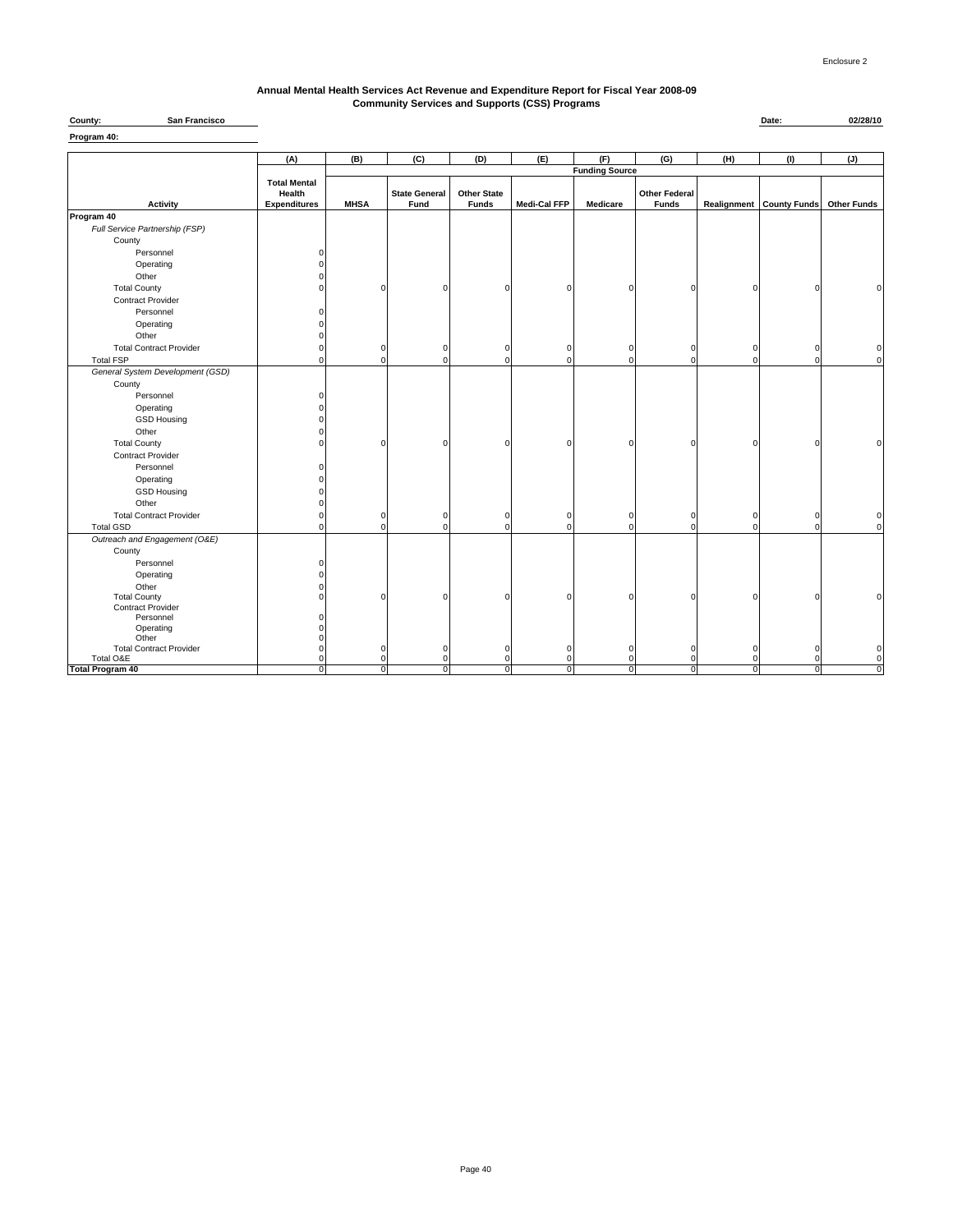Enclosure 2

**Annual Mental Health Services Act Revenue and Expenditure Report for Fiscal Year 2008-09**
**Community Services and Supports (CSS) Programs**

**County:** San Francisco  **Date:** 02/28/10

**Program 40:**

| | (A) | (B) | (C) | (D) | (E) | (F) | (G) | (H) | (I) | (J) |
|---|---|---|---|---|---|---|---|---|---|---|
| | | Funding Source | | | | | | | | |
| Activity | Total Mental Health Expenditures | MHSA | State General Fund | Other State Funds | Medi-Cal FFP | Medicare | Other Federal Funds | Realignment | County Funds | Other Funds |
| **Program 40** | | | | | | | | | | |
| *Full Service Partnership (FSP)* | | | | | | | | | | |
| County | | | | | | | | | | |
| Personnel | 0 | | | | | | | | | |
| Operating | 0 | | | | | | | | | |
| Other | 0 | | | | | | | | | |
| Total County | 0 | 0 | 0 | 0 | 0 | 0 | 0 | 0 | 0 | 0 |
| Contract Provider | | | | | | | | | | |
| Personnel | 0 | | | | | | | | | |
| Operating | 0 | | | | | | | | | |
| Other | 0 | | | | | | | | | |
| Total Contract Provider | 0 | 0 | 0 | 0 | 0 | 0 | 0 | 0 | 0 | 0 |
| Total FSP | 0 | 0 | 0 | 0 | 0 | 0 | 0 | 0 | 0 | 0 |
| *General System Development (GSD)* | | | | | | | | | | |
| County | | | | | | | | | | |
| Personnel | 0 | | | | | | | | | |
| Operating | 0 | | | | | | | | | |
| GSD Housing | 0 | | | | | | | | | |
| Other | 0 | | | | | | | | | |
| Total County | 0 | 0 | 0 | 0 | 0 | 0 | 0 | 0 | 0 | 0 |
| Contract Provider | | | | | | | | | | |
| Personnel | 0 | | | | | | | | | |
| Operating | 0 | | | | | | | | | |
| GSD Housing | 0 | | | | | | | | | |
| Other | 0 | | | | | | | | | |
| Total Contract Provider | 0 | 0 | 0 | 0 | 0 | 0 | 0 | 0 | 0 | 0 |
| Total GSD | 0 | 0 | 0 | 0 | 0 | 0 | 0 | 0 | 0 | 0 |
| *Outreach and Engagement (O&E)* | | | | | | | | | | |
| County | | | | | | | | | | |
| Personnel | 0 | | | | | | | | | |
| Operating | 0 | | | | | | | | | |
| Other | 0 | | | | | | | | | |
| Total County | 0 | 0 | 0 | 0 | 0 | 0 | 0 | 0 | 0 | 0 |
| Contract Provider | | | | | | | | | | |
| Personnel | 0 | | | | | | | | | |
| Operating | 0 | | | | | | | | | |
| Other | 0 | | | | | | | | | |
| Total Contract Provider | 0 | 0 | 0 | 0 | 0 | 0 | 0 | 0 | 0 | 0 |
| Total O&E | 0 | 0 | 0 | 0 | 0 | 0 | 0 | 0 | 0 | 0 |
| **Total Program 40** | 0 | 0 | 0 | 0 | 0 | 0 | 0 | 0 | 0 | 0 |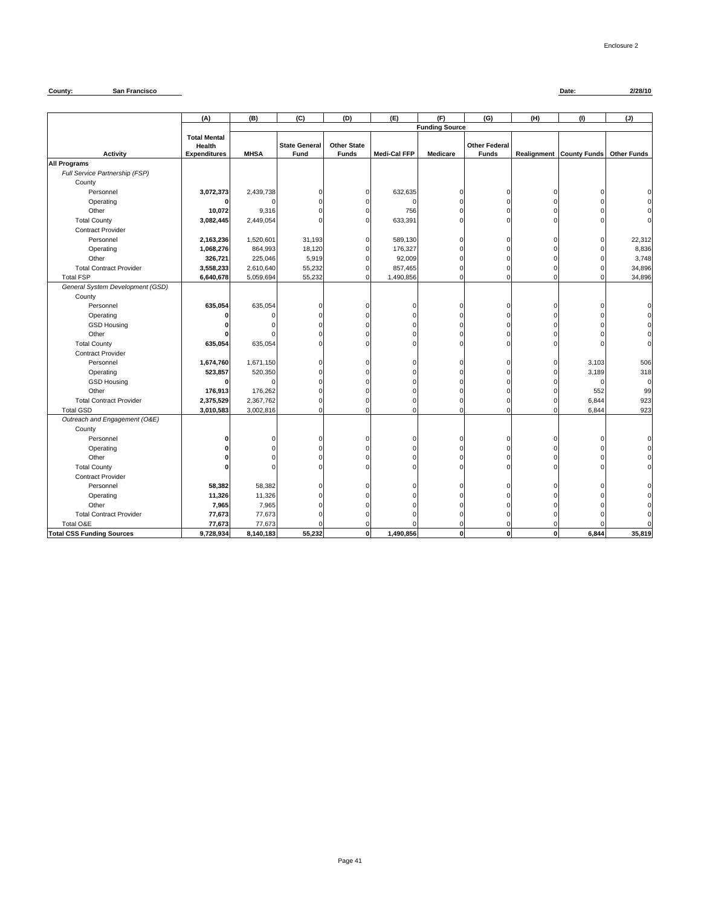Enclosure 2

**County:** San Francisco **Date:** 2/28/10

| Activity | (A) Total Mental Health Expenditures | (B) MHSA | (C) State General Fund | (D) Other State Funds | (E) Medi-Cal FFP | (F) Medicare | (G) Other Federal Funds | (H) Realignment | (I) County Funds | (J) Other Funds |
|---|---|---|---|---|---|---|---|---|---|---|
| | | Funding Source | | | | | | | | |
| **All Programs** | | | | | | | | | | |
| *Full Service Partnership (FSP)* | | | | | | | | | | |
| County | | | | | | | | | | |
| Personnel | **3,072,373** | 2,439,738 | 0 | 0 | 632,635 | 0 | 0 | 0 | 0 | 0 |
| Operating | **0** | 0 | 0 | 0 | 0 | 0 | 0 | 0 | 0 | 0 |
| Other | **10,072** | 9,316 | 0 | 0 | 756 | 0 | 0 | 0 | 0 | 0 |
| Total County | **3,082,445** | 2,449,054 | 0 | 0 | 633,391 | 0 | 0 | 0 | 0 | 0 |
| Contract Provider | | | | | | | | | | |
| Personnel | **2,163,236** | 1,520,601 | 31,193 | 0 | 589,130 | 0 | 0 | 0 | 0 | 22,312 |
| Operating | **1,068,276** | 864,993 | 18,120 | 0 | 176,327 | 0 | 0 | 0 | 0 | 8,836 |
| Other | **326,721** | 225,046 | 5,919 | 0 | 92,009 | 0 | 0 | 0 | 0 | 3,748 |
| Total Contract Provider | **3,558,233** | 2,610,640 | 55,232 | 0 | 857,465 | 0 | 0 | 0 | 0 | 34,896 |
| Total FSP | **6,640,678** | 5,059,694 | 55,232 | 0 | 1,490,856 | 0 | 0 | 0 | 0 | 34,896 |
| *General System Development (GSD)* | | | | | | | | | | |
| County | | | | | | | | | | |
| Personnel | **635,054** | 635,054 | 0 | 0 | 0 | 0 | 0 | 0 | 0 | 0 |
| Operating | **0** | 0 | 0 | 0 | 0 | 0 | 0 | 0 | 0 | 0 |
| GSD Housing | **0** | 0 | 0 | 0 | 0 | 0 | 0 | 0 | 0 | 0 |
| Other | **0** | 0 | 0 | 0 | 0 | 0 | 0 | 0 | 0 | 0 |
| Total County | **635,054** | 635,054 | 0 | 0 | 0 | 0 | 0 | 0 | 0 | 0 |
| Contract Provider | | | | | | | | | | |
| Personnel | **1,674,760** | 1,671,150 | 0 | 0 | 0 | 0 | 0 | 0 | 3,103 | 506 |
| Operating | **523,857** | 520,350 | 0 | 0 | 0 | 0 | 0 | 0 | 3,189 | 318 |
| GSD Housing | **0** | 0 | 0 | 0 | 0 | 0 | 0 | 0 | 0 | 0 |
| Other | **176,913** | 176,262 | 0 | 0 | 0 | 0 | 0 | 0 | 552 | 99 |
| Total Contract Provider | **2,375,529** | 2,367,762 | 0 | 0 | 0 | 0 | 0 | 0 | 6,844 | 923 |
| Total GSD | **3,010,583** | 3,002,816 | 0 | 0 | 0 | 0 | 0 | 0 | 6,844 | 923 |
| *Outreach and Engagement (O&E)* | | | | | | | | | | |
| County | | | | | | | | | | |
| Personnel | **0** | 0 | 0 | 0 | 0 | 0 | 0 | 0 | 0 | 0 |
| Operating | **0** | 0 | 0 | 0 | 0 | 0 | 0 | 0 | 0 | 0 |
| Other | **0** | 0 | 0 | 0 | 0 | 0 | 0 | 0 | 0 | 0 |
| Total County | **0** | 0 | 0 | 0 | 0 | 0 | 0 | 0 | 0 | 0 |
| Contract Provider | | | | | | | | | | |
| Personnel | **58,382** | 58,382 | 0 | 0 | 0 | 0 | 0 | 0 | 0 | 0 |
| Operating | **11,326** | 11,326 | 0 | 0 | 0 | 0 | 0 | 0 | 0 | 0 |
| Other | **7,965** | 7,965 | 0 | 0 | 0 | 0 | 0 | 0 | 0 | 0 |
| Total Contract Provider | **77,673** | 77,673 | 0 | 0 | 0 | 0 | 0 | 0 | 0 | 0 |
| Total O&E | **77,673** | 77,673 | 0 | 0 | 0 | 0 | 0 | 0 | 0 | 0 |
| **Total CSS Funding Sources** | **9,728,934** | **8,140,183** | **55,232** | **0** | **1,490,856** | **0** | **0** | **0** | **6,844** | **35,819** |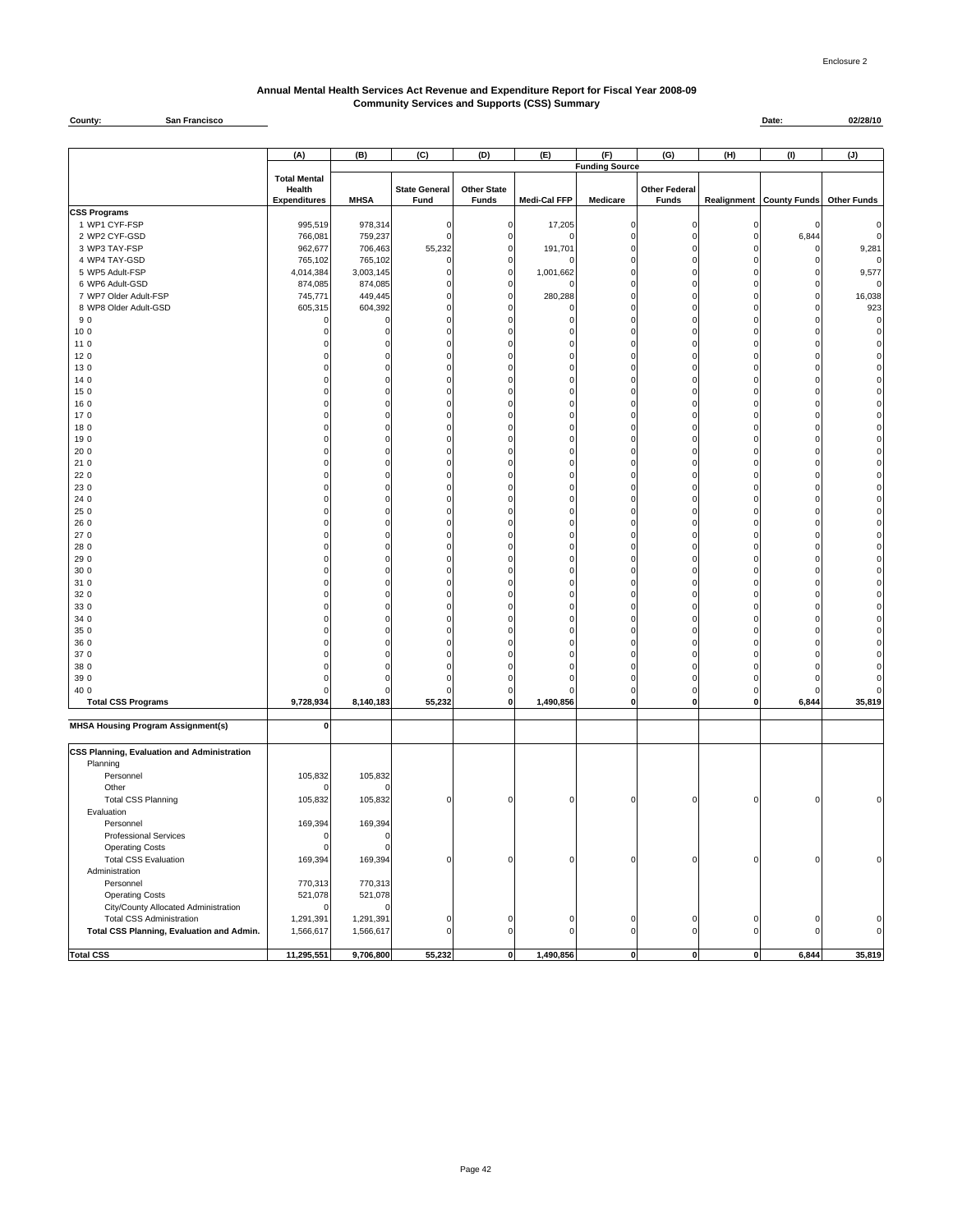Enclosure 2

# Annual Mental Health Services Act Revenue and Expenditure Report for Fiscal Year 2008-09
## Community Services and Supports (CSS) Summary

**County:** San Francisco **Date:** 02/28/10

| | (A) | (B) | (C) | (D) | (E) | (F) | (G) | (H) | (I) | (J) |
|---|---|---|---|---|---|---|---|---|---|---|
| | | Funding Source | | | | | | | | |
| | Total Mental Health Expenditures | MHSA | State General Fund | Other State Funds | Medi-Cal FFP | Medicare | Other Federal Funds | Realignment | County Funds | Other Funds |
| **CSS Programs** | | | | | | | | | | |
| 1 WP1 CYF-FSP | 995,519 | 978,314 | 0 | 0 | 17,205 | 0 | 0 | 0 | 0 | 0 |
| 2 WP2 CYF-GSD | 766,081 | 759,237 | 0 | 0 | 0 | 0 | 0 | 0 | 6,844 | 0 |
| 3 WP3 TAY-FSP | 962,677 | 706,463 | 55,232 | 0 | 191,701 | 0 | 0 | 0 | 0 | 9,281 |
| 4 WP4 TAY-GSD | 765,102 | 765,102 | 0 | 0 | 0 | 0 | 0 | 0 | 0 | 0 |
| 5 WP5 Adult-FSP | 4,014,384 | 3,003,145 | 0 | 0 | 1,001,662 | 0 | 0 | 0 | 0 | 9,577 |
| 6 WP6 Adult-GSD | 874,085 | 874,085 | 0 | 0 | 0 | 0 | 0 | 0 | 0 | 0 |
| 7 WP7 Older Adult-FSP | 745,771 | 449,445 | 0 | 0 | 280,288 | 0 | 0 | 0 | 0 | 16,038 |
| 8 WP8 Older Adult-GSD | 605,315 | 604,392 | 0 | 0 | 0 | 0 | 0 | 0 | 0 | 923 |
| 9 0 | 0 | 0 | 0 | 0 | 0 | 0 | 0 | 0 | 0 | 0 |
| 10 0 | 0 | 0 | 0 | 0 | 0 | 0 | 0 | 0 | 0 | 0 |
| 11 0 | 0 | 0 | 0 | 0 | 0 | 0 | 0 | 0 | 0 | 0 |
| 12 0 | 0 | 0 | 0 | 0 | 0 | 0 | 0 | 0 | 0 | 0 |
| 13 0 | 0 | 0 | 0 | 0 | 0 | 0 | 0 | 0 | 0 | 0 |
| 14 0 | 0 | 0 | 0 | 0 | 0 | 0 | 0 | 0 | 0 | 0 |
| 15 0 | 0 | 0 | 0 | 0 | 0 | 0 | 0 | 0 | 0 | 0 |
| 16 0 | 0 | 0 | 0 | 0 | 0 | 0 | 0 | 0 | 0 | 0 |
| 17 0 | 0 | 0 | 0 | 0 | 0 | 0 | 0 | 0 | 0 | 0 |
| 18 0 | 0 | 0 | 0 | 0 | 0 | 0 | 0 | 0 | 0 | 0 |
| 19 0 | 0 | 0 | 0 | 0 | 0 | 0 | 0 | 0 | 0 | 0 |
| 20 0 | 0 | 0 | 0 | 0 | 0 | 0 | 0 | 0 | 0 | 0 |
| 21 0 | 0 | 0 | 0 | 0 | 0 | 0 | 0 | 0 | 0 | 0 |
| 22 0 | 0 | 0 | 0 | 0 | 0 | 0 | 0 | 0 | 0 | 0 |
| 23 0 | 0 | 0 | 0 | 0 | 0 | 0 | 0 | 0 | 0 | 0 |
| 24 0 | 0 | 0 | 0 | 0 | 0 | 0 | 0 | 0 | 0 | 0 |
| 25 0 | 0 | 0 | 0 | 0 | 0 | 0 | 0 | 0 | 0 | 0 |
| 26 0 | 0 | 0 | 0 | 0 | 0 | 0 | 0 | 0 | 0 | 0 |
| 27 0 | 0 | 0 | 0 | 0 | 0 | 0 | 0 | 0 | 0 | 0 |
| 28 0 | 0 | 0 | 0 | 0 | 0 | 0 | 0 | 0 | 0 | 0 |
| 29 0 | 0 | 0 | 0 | 0 | 0 | 0 | 0 | 0 | 0 | 0 |
| 30 0 | 0 | 0 | 0 | 0 | 0 | 0 | 0 | 0 | 0 | 0 |
| 31 0 | 0 | 0 | 0 | 0 | 0 | 0 | 0 | 0 | 0 | 0 |
| 32 0 | 0 | 0 | 0 | 0 | 0 | 0 | 0 | 0 | 0 | 0 |
| 33 0 | 0 | 0 | 0 | 0 | 0 | 0 | 0 | 0 | 0 | 0 |
| 34 0 | 0 | 0 | 0 | 0 | 0 | 0 | 0 | 0 | 0 | 0 |
| 35 0 | 0 | 0 | 0 | 0 | 0 | 0 | 0 | 0 | 0 | 0 |
| 36 0 | 0 | 0 | 0 | 0 | 0 | 0 | 0 | 0 | 0 | 0 |
| 37 0 | 0 | 0 | 0 | 0 | 0 | 0 | 0 | 0 | 0 | 0 |
| 38 0 | 0 | 0 | 0 | 0 | 0 | 0 | 0 | 0 | 0 | 0 |
| 39 0 | 0 | 0 | 0 | 0 | 0 | 0 | 0 | 0 | 0 | 0 |
| 40 0 | 0 | 0 | 0 | 0 | 0 | 0 | 0 | 0 | 0 | 0 |
| **Total CSS Programs** | **9,728,934** | **8,140,183** | **55,232** | **0** | **1,490,856** | **0** | **0** | **0** | **6,844** | **35,819** |
| **MHSA Housing Program Assignment(s)** | **0** | | | | | | | | | |
| **CSS Planning, Evaluation and Administration** | | | | | | | | | | |
| Planning | | | | | | | | | | |
| Personnel | 105,832 | 105,832 | | | | | | | | |
| Other | 0 | 0 | | | | | | | | |
| Total CSS Planning | 105,832 | 105,832 | 0 | 0 | 0 | 0 | 0 | 0 | 0 | 0 |
| Evaluation | | | | | | | | | | |
| Personnel | 169,394 | 169,394 | | | | | | | | |
| Professional Services | 0 | 0 | | | | | | | | |
| Operating Costs | 0 | 0 | | | | | | | | |
| Total CSS Evaluation | 169,394 | 169,394 | 0 | 0 | 0 | 0 | 0 | 0 | 0 | 0 |
| Administration | | | | | | | | | | |
| Personnel | 770,313 | 770,313 | | | | | | | | |
| Operating Costs | 521,078 | 521,078 | | | | | | | | |
| City/County Allocated Administration | 0 | 0 | | | | | | | | |
| Total CSS Administration | 1,291,391 | 1,291,391 | 0 | 0 | 0 | 0 | 0 | 0 | 0 | 0 |
| **Total CSS Planning, Evaluation and Admin.** | 1,566,617 | 1,566,617 | 0 | 0 | 0 | 0 | 0 | 0 | 0 | 0 |
| **Total CSS** | **11,295,551** | **9,706,800** | **55,232** | **0** | **1,490,856** | **0** | **0** | **0** | **6,844** | **35,819** |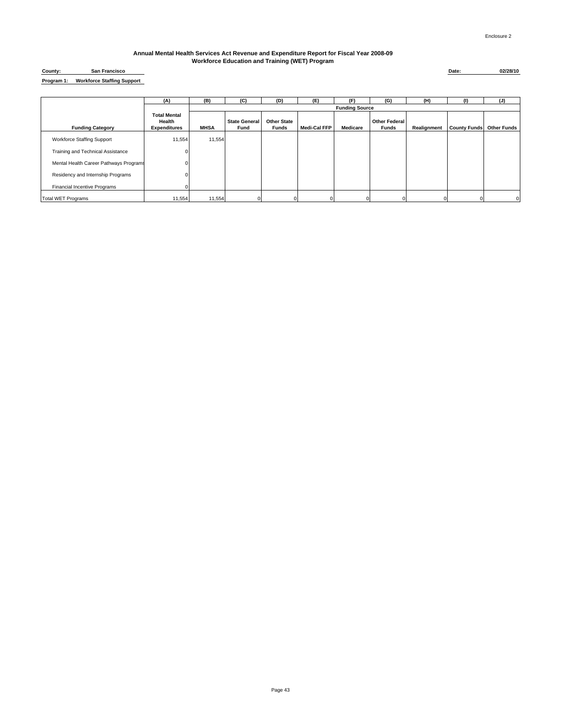Enclosure 2

**Annual Mental Health Services Act Revenue and Expenditure Report for Fiscal Year 2008-09**
**Workforce Education and Training (WET) Program**

**County:** San Francisco

**Date:** 02/28/10

**Program 1:** Workforce Staffing Support

| | (A) | (B) | (C) | (D) | (E) | (F) | (G) | (H) | (I) | (J) |
|---|---|---|---|---|---|---|---|---|---|---|
| | | Funding Source | | | | | | | | |
| Funding Category | Total Mental Health Expenditures | MHSA | State General Fund | Other State Funds | Medi-Cal FFP | Medicare | Other Federal Funds | Realignment | County Funds | Other Funds |
| Workforce Staffing Support | 11,554 | 11,554 | | | | | | | | |
| Training and Technical Assistance | 0 | | | | | | | | | |
| Mental Health Career Pathways Programs | 0 | | | | | | | | | |
| Residency and Internship Programs | 0 | | | | | | | | | |
| Financial Incentive Programs | 0 | | | | | | | | | |
| Total WET Programs | 11,554 | 11,554 | 0 | 0 | 0 | 0 | 0 | 0 | 0 | 0 |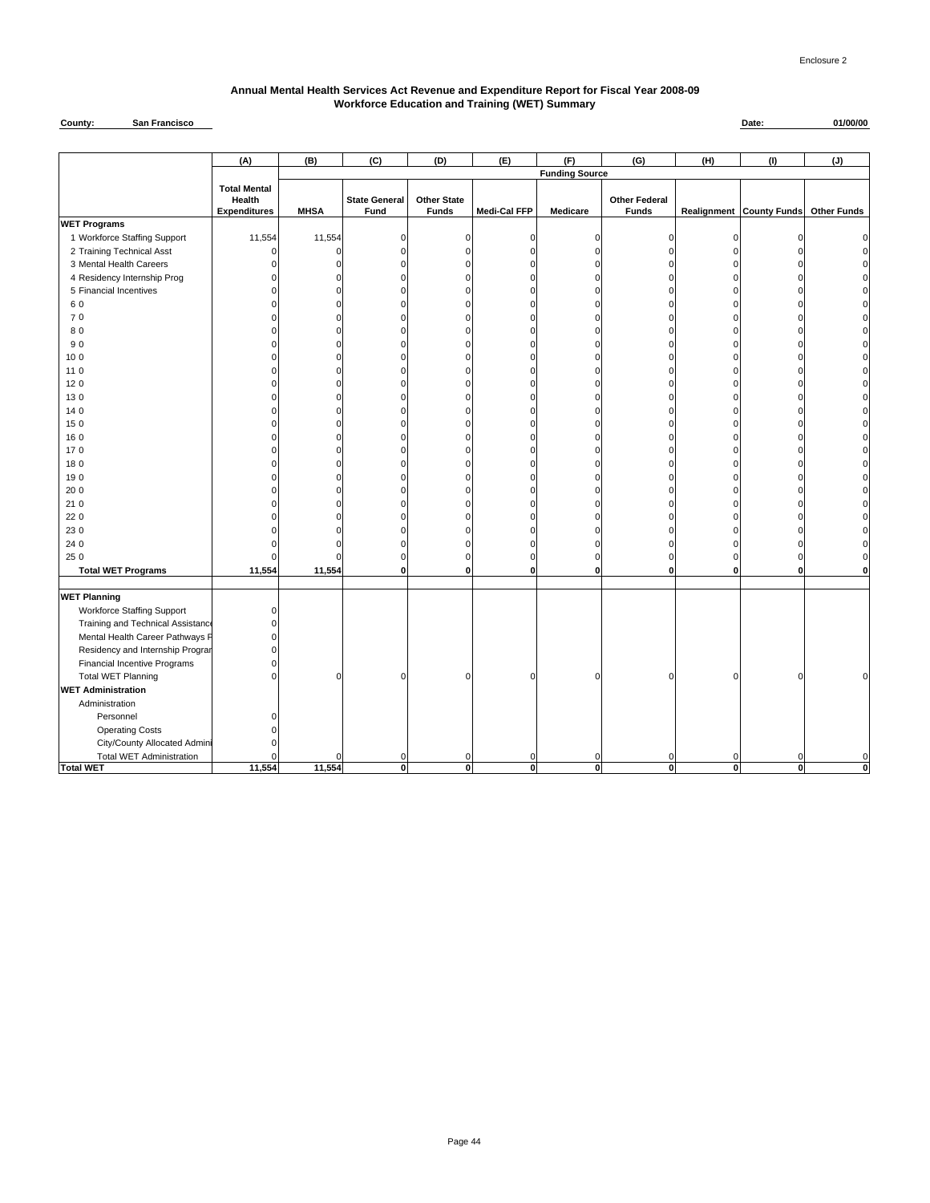Enclosure 2

## Annual Mental Health Services Act Revenue and Expenditure Report for Fiscal Year 2008-09
## Workforce Education and Training (WET) Summary

**County:** San Francisco **Date:** 01/00/00

| | (A) | (B) | (C) | (D) | (E) | (F) | (G) | (H) | (I) | (J) |
|---|---|---|---|---|---|---|---|---|---|---|
| | | Funding Source | | | | | | | | |
| | Total Mental Health Expenditures | MHSA | State General Fund | Other State Funds | Medi-Cal FFP | Medicare | Other Federal Funds | Realignment | County Funds | Other Funds |
| **WET Programs** | | | | | | | | | | |
| 1 Workforce Staffing Support | 11,554 | 11,554 | 0 | 0 | 0 | 0 | 0 | 0 | 0 | 0 |
| 2 Training Technical Asst | 0 | 0 | 0 | 0 | 0 | 0 | 0 | 0 | 0 | 0 |
| 3 Mental Health Careers | 0 | 0 | 0 | 0 | 0 | 0 | 0 | 0 | 0 | 0 |
| 4 Residency Internship Prog | 0 | 0 | 0 | 0 | 0 | 0 | 0 | 0 | 0 | 0 |
| 5 Financial Incentives | 0 | 0 | 0 | 0 | 0 | 0 | 0 | 0 | 0 | 0 |
| 6 0 | 0 | 0 | 0 | 0 | 0 | 0 | 0 | 0 | 0 | 0 |
| 7 0 | 0 | 0 | 0 | 0 | 0 | 0 | 0 | 0 | 0 | 0 |
| 8 0 | 0 | 0 | 0 | 0 | 0 | 0 | 0 | 0 | 0 | 0 |
| 9 0 | 0 | 0 | 0 | 0 | 0 | 0 | 0 | 0 | 0 | 0 |
| 10 0 | 0 | 0 | 0 | 0 | 0 | 0 | 0 | 0 | 0 | 0 |
| 11 0 | 0 | 0 | 0 | 0 | 0 | 0 | 0 | 0 | 0 | 0 |
| 12 0 | 0 | 0 | 0 | 0 | 0 | 0 | 0 | 0 | 0 | 0 |
| 13 0 | 0 | 0 | 0 | 0 | 0 | 0 | 0 | 0 | 0 | 0 |
| 14 0 | 0 | 0 | 0 | 0 | 0 | 0 | 0 | 0 | 0 | 0 |
| 15 0 | 0 | 0 | 0 | 0 | 0 | 0 | 0 | 0 | 0 | 0 |
| 16 0 | 0 | 0 | 0 | 0 | 0 | 0 | 0 | 0 | 0 | 0 |
| 17 0 | 0 | 0 | 0 | 0 | 0 | 0 | 0 | 0 | 0 | 0 |
| 18 0 | 0 | 0 | 0 | 0 | 0 | 0 | 0 | 0 | 0 | 0 |
| 19 0 | 0 | 0 | 0 | 0 | 0 | 0 | 0 | 0 | 0 | 0 |
| 20 0 | 0 | 0 | 0 | 0 | 0 | 0 | 0 | 0 | 0 | 0 |
| 21 0 | 0 | 0 | 0 | 0 | 0 | 0 | 0 | 0 | 0 | 0 |
| 22 0 | 0 | 0 | 0 | 0 | 0 | 0 | 0 | 0 | 0 | 0 |
| 23 0 | 0 | 0 | 0 | 0 | 0 | 0 | 0 | 0 | 0 | 0 |
| 24 0 | 0 | 0 | 0 | 0 | 0 | 0 | 0 | 0 | 0 | 0 |
| 25 0 | 0 | 0 | 0 | 0 | 0 | 0 | 0 | 0 | 0 | 0 |
| **Total WET Programs** | **11,554** | **11,554** | **0** | **0** | **0** | **0** | **0** | **0** | **0** | **0** |
| **WET Planning** | | | | | | | | | | |
| Workforce Staffing Support | 0 | | | | | | | | | |
| Training and Technical Assistance | 0 | | | | | | | | | |
| Mental Health Career Pathways F | 0 | | | | | | | | | |
| Residency and Internship Prograr | 0 | | | | | | | | | |
| Financial Incentive Programs | 0 | | | | | | | | | |
| Total WET Planning | 0 | 0 | 0 | 0 | 0 | 0 | 0 | 0 | 0 | 0 |
| **WET Administration** | | | | | | | | | | |
| Administration | | | | | | | | | | |
| Personnel | 0 | | | | | | | | | |
| Operating Costs | 0 | | | | | | | | | |
| City/County Allocated Admini | 0 | | | | | | | | | |
| Total WET Administration | 0 | 0 | 0 | 0 | 0 | 0 | 0 | 0 | 0 | 0 |
| **Total WET** | **11,554** | **11,554** | **0** | **0** | **0** | **0** | **0** | **0** | **0** | **0** |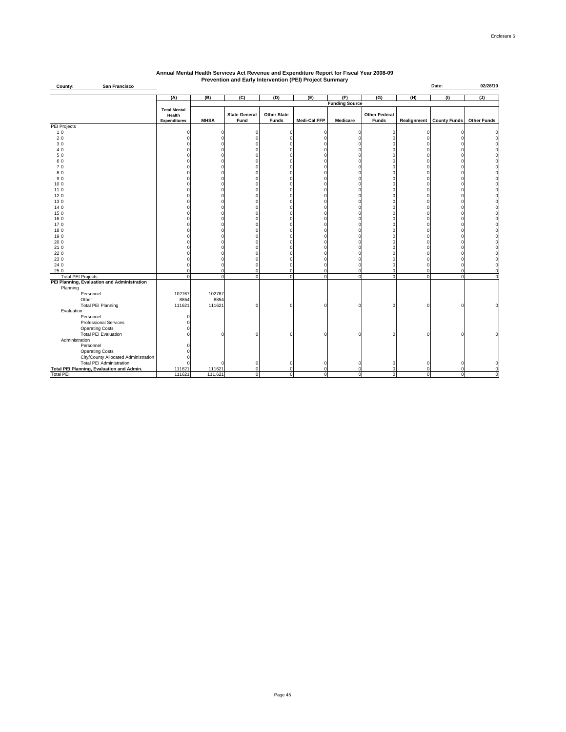Enclosure 6

**Annual Mental Health Services Act Revenue and Expenditure Report for Fiscal Year 2008-09**
**Prevention and Early Intervention (PEI) Project Summary**

**County:** San Francisco **Date:** 02/28/10

| | (A) | (B) | (C) | (D) | (E) | (F) | (G) | (H) | (I) | (J) |
|---|---|---|---|---|---|---|---|---|---|---|
| | | Funding Source | | | | | | | | |
| | Total Mental Health Expenditures | MHSA | State General Fund | Other State Funds | Medi-Cal FFP | Medicare | Other Federal Funds | Realignment | County Funds | Other Funds |
| PEI Projects | | | | | | | | | | |
| 1 0 | 0 | 0 | 0 | 0 | 0 | 0 | 0 | 0 | 0 | 0 |
| 2 0 | 0 | 0 | 0 | 0 | 0 | 0 | 0 | 0 | 0 | 0 |
| 3 0 | 0 | 0 | 0 | 0 | 0 | 0 | 0 | 0 | 0 | 0 |
| 4 0 | 0 | 0 | 0 | 0 | 0 | 0 | 0 | 0 | 0 | 0 |
| 5 0 | 0 | 0 | 0 | 0 | 0 | 0 | 0 | 0 | 0 | 0 |
| 6 0 | 0 | 0 | 0 | 0 | 0 | 0 | 0 | 0 | 0 | 0 |
| 7 0 | 0 | 0 | 0 | 0 | 0 | 0 | 0 | 0 | 0 | 0 |
| 8 0 | 0 | 0 | 0 | 0 | 0 | 0 | 0 | 0 | 0 | 0 |
| 9 0 | 0 | 0 | 0 | 0 | 0 | 0 | 0 | 0 | 0 | 0 |
| 10 0 | 0 | 0 | 0 | 0 | 0 | 0 | 0 | 0 | 0 | 0 |
| 11 0 | 0 | 0 | 0 | 0 | 0 | 0 | 0 | 0 | 0 | 0 |
| 12 0 | 0 | 0 | 0 | 0 | 0 | 0 | 0 | 0 | 0 | 0 |
| 13 0 | 0 | 0 | 0 | 0 | 0 | 0 | 0 | 0 | 0 | 0 |
| 14 0 | 0 | 0 | 0 | 0 | 0 | 0 | 0 | 0 | 0 | 0 |
| 15 0 | 0 | 0 | 0 | 0 | 0 | 0 | 0 | 0 | 0 | 0 |
| 16 0 | 0 | 0 | 0 | 0 | 0 | 0 | 0 | 0 | 0 | 0 |
| 17 0 | 0 | 0 | 0 | 0 | 0 | 0 | 0 | 0 | 0 | 0 |
| 18 0 | 0 | 0 | 0 | 0 | 0 | 0 | 0 | 0 | 0 | 0 |
| 19 0 | 0 | 0 | 0 | 0 | 0 | 0 | 0 | 0 | 0 | 0 |
| 20 0 | 0 | 0 | 0 | 0 | 0 | 0 | 0 | 0 | 0 | 0 |
| 21 0 | 0 | 0 | 0 | 0 | 0 | 0 | 0 | 0 | 0 | 0 |
| 22 0 | 0 | 0 | 0 | 0 | 0 | 0 | 0 | 0 | 0 | 0 |
| 23 0 | 0 | 0 | 0 | 0 | 0 | 0 | 0 | 0 | 0 | 0 |
| 24 0 | 0 | 0 | 0 | 0 | 0 | 0 | 0 | 0 | 0 | 0 |
| 25 0 | 0 | 0 | 0 | 0 | 0 | 0 | 0 | 0 | 0 | 0 |
| Total PEI Projects | 0 | 0 | 0 | 0 | 0 | 0 | 0 | 0 | 0 | 0 |
| **PEI Planning, Evaluation and Administration** | | | | | | | | | | |
| Planning | | | | | | | | | | |
| Personnel | 102767 | 102767 | | | | | | | | |
| Other | 8854 | 8854 | | | | | | | | |
| Total PEI Planning | 111621 | 111621 | 0 | 0 | 0 | 0 | 0 | 0 | 0 | 0 |
| Evaluation | | | | | | | | | | |
| Personnel | 0 | | | | | | | | | |
| Professional Services | 0 | | | | | | | | | |
| Operating Costs | 0 | | | | | | | | | |
| Total PEI Evaluation | 0 | 0 | 0 | 0 | 0 | 0 | 0 | 0 | 0 | 0 |
| Administration | | | | | | | | | | |
| Personnel | 0 | | | | | | | | | |
| Operating Costs | 0 | | | | | | | | | |
| City/County Allocated Administration | 0 | | | | | | | | | |
| Total PEI Administration | 0 | 0 | 0 | 0 | 0 | 0 | 0 | 0 | 0 | 0 |
| **Total PEI Planning, Evaluation and Admin.** | 111621 | 111621 | 0 | 0 | 0 | 0 | 0 | 0 | 0 | 0 |
| Total PEI | 111621 | 111,621 | 0 | 0 | 0 | 0 | 0 | 0 | 0 | 0 |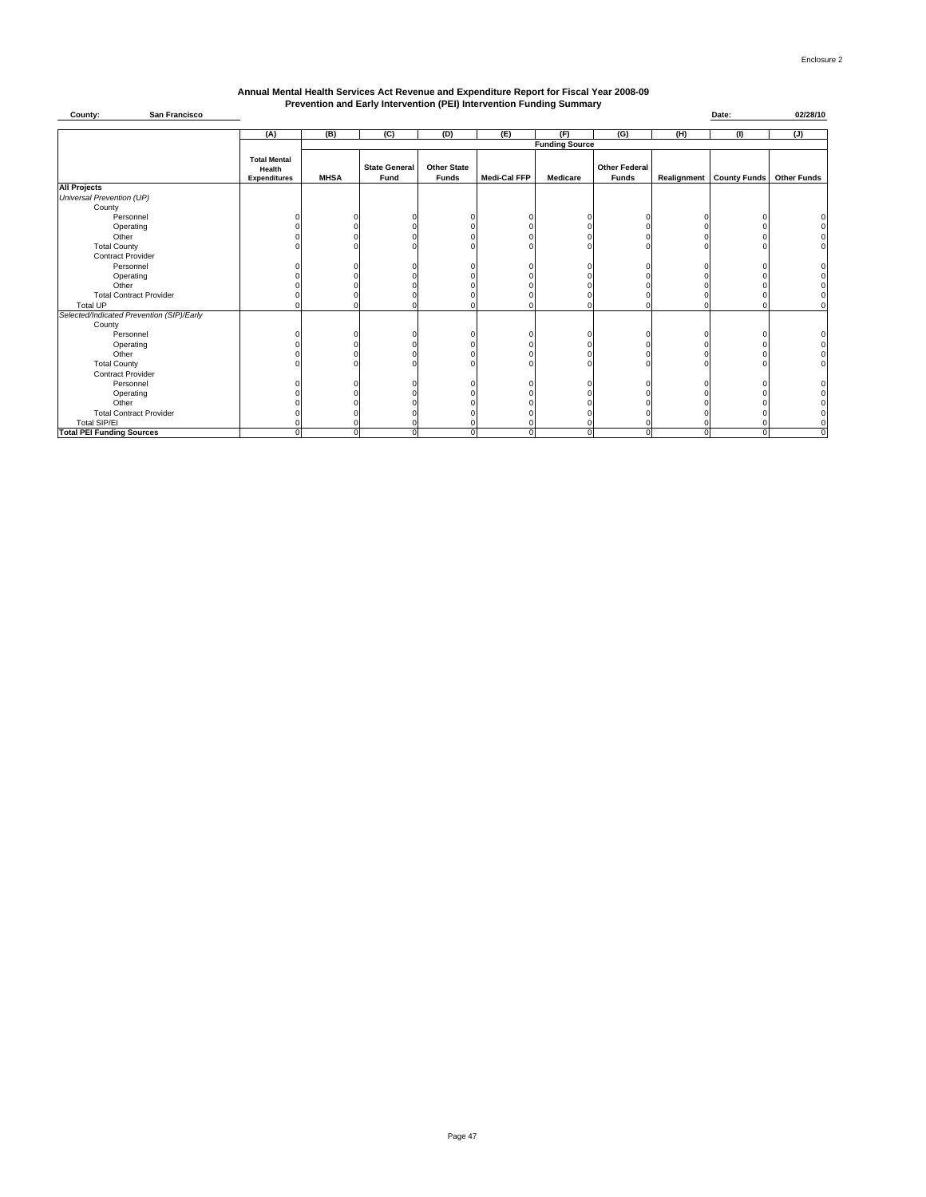Enclosure 2

## Annual Mental Health Services Act Revenue and Expenditure Report for Fiscal Year 2008-09
## Prevention and Early Intervention (PEI) Intervention Funding Summary

**County:** **San Francisco** **Date:** **02/28/10**

| | (A) | (B) | (C) | (D) | (E) | (F) | (G) | (H) | (I) | (J) |
|---|---|---|---|---|---|---|---|---|---|---|
| | | Funding Source | | | | | | | | |
| | **Total Mental Health Expenditures** | **MHSA** | **State General Fund** | **Other State Funds** | **Medi-Cal FFP** | **Medicare** | **Other Federal Funds** | **Realignment** | **County Funds** | **Other Funds** |
| **All Projects** | | | | | | | | | | |
| *Universal Prevention (UP)* | | | | | | | | | | |
| County | | | | | | | | | | |
| Personnel | 0 | 0 | 0 | 0 | 0 | 0 | 0 | 0 | 0 | 0 |
| Operating | 0 | 0 | 0 | 0 | 0 | 0 | 0 | 0 | 0 | 0 |
| Other | 0 | 0 | 0 | 0 | 0 | 0 | 0 | 0 | 0 | 0 |
| Total County | 0 | 0 | 0 | 0 | 0 | 0 | 0 | 0 | 0 | 0 |
| Contract Provider | | | | | | | | | | |
| Personnel | 0 | 0 | 0 | 0 | 0 | 0 | 0 | 0 | 0 | 0 |
| Operating | 0 | 0 | 0 | 0 | 0 | 0 | 0 | 0 | 0 | 0 |
| Other | 0 | 0 | 0 | 0 | 0 | 0 | 0 | 0 | 0 | 0 |
| Total Contract Provider | 0 | 0 | 0 | 0 | 0 | 0 | 0 | 0 | 0 | 0 |
| Total UP | 0 | 0 | 0 | 0 | 0 | 0 | 0 | 0 | 0 | 0 |
| *Selected/Indicated Prevention (SIP)/Early* | | | | | | | | | | |
| County | | | | | | | | | | |
| Personnel | 0 | 0 | 0 | 0 | 0 | 0 | 0 | 0 | 0 | 0 |
| Operating | 0 | 0 | 0 | 0 | 0 | 0 | 0 | 0 | 0 | 0 |
| Other | 0 | 0 | 0 | 0 | 0 | 0 | 0 | 0 | 0 | 0 |
| Total County | 0 | 0 | 0 | 0 | 0 | 0 | 0 | 0 | 0 | 0 |
| Contract Provider | | | | | | | | | | |
| Personnel | 0 | 0 | 0 | 0 | 0 | 0 | 0 | 0 | 0 | 0 |
| Operating | 0 | 0 | 0 | 0 | 0 | 0 | 0 | 0 | 0 | 0 |
| Other | 0 | 0 | 0 | 0 | 0 | 0 | 0 | 0 | 0 | 0 |
| Total Contract Provider | 0 | 0 | 0 | 0 | 0 | 0 | 0 | 0 | 0 | 0 |
| Total SIP/EI | 0 | 0 | 0 | 0 | 0 | 0 | 0 | 0 | 0 | 0 |
| **Total PEI Funding Sources** | 0 | 0 | 0 | 0 | 0 | 0 | 0 | 0 | 0 | 0 |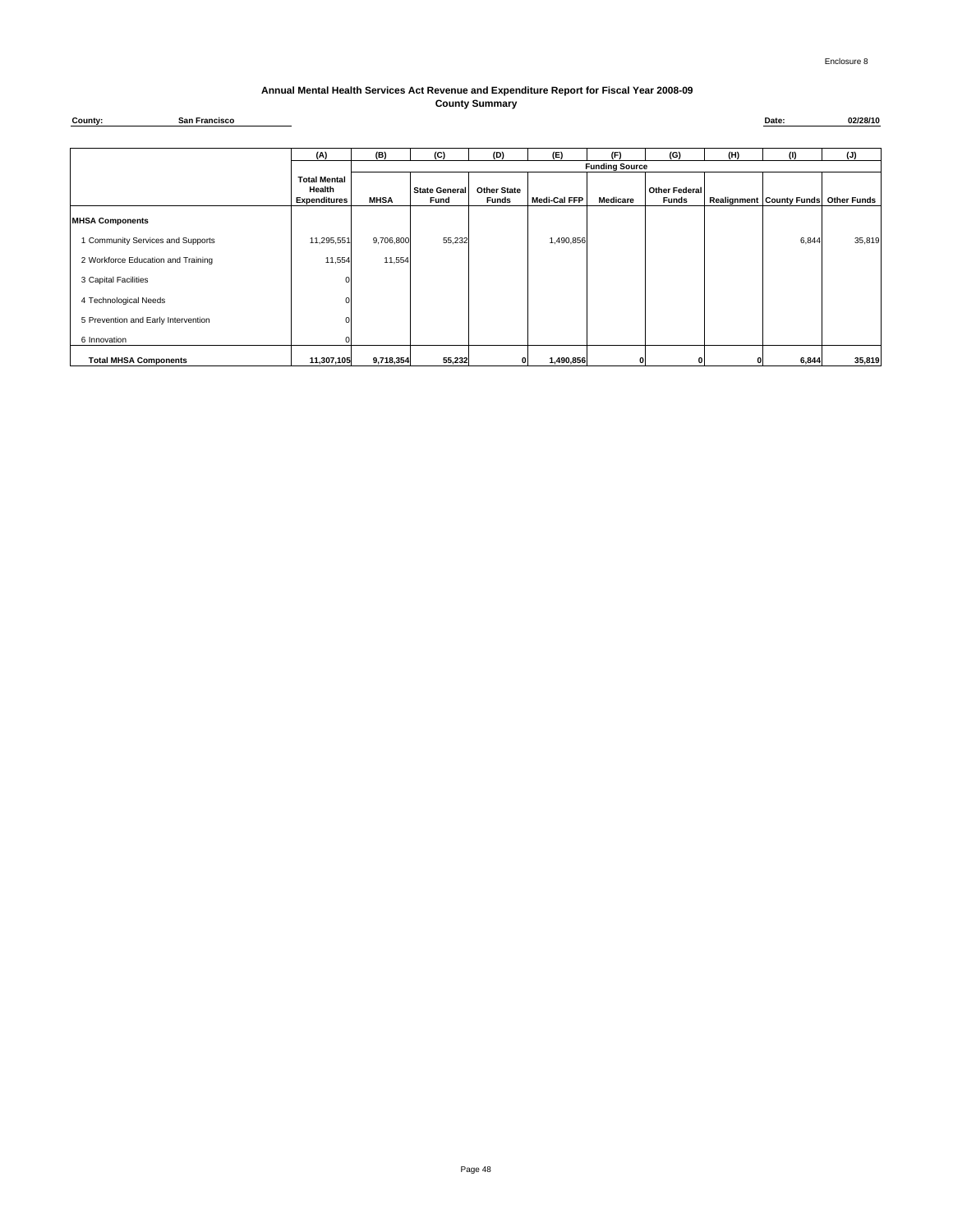Enclosure 8

**Annual Mental Health Services Act Revenue and Expenditure Report for Fiscal Year 2008-09**
**County Summary**

**County:** San Francisco **Date:** 02/28/10

| | (A) | (B) | (C) | (D) | (E) | (F) | (G) | (H) | (I) | (J) |
|---|---|---|---|---|---|---|---|---|---|---|
| | | Funding Source | | | | | | | | |
| | Total Mental Health Expenditures | MHSA | State General Fund | Other State Funds | Medi-Cal FFP | Medicare | Other Federal Funds | Realignment | County Funds | Other Funds |
| **MHSA Components** | | | | | | | | | | |
| 1 Community Services and Supports | 11,295,551 | 9,706,800 | 55,232 | | 1,490,856 | | | | 6,844 | 35,819 |
| 2 Workforce Education and Training | 11,554 | 11,554 | | | | | | | | |
| 3 Capital Facilities | 0 | | | | | | | | | |
| 4 Technological Needs | 0 | | | | | | | | | |
| 5 Prevention and Early Intervention | 0 | | | | | | | | | |
| 6 Innovation | 0 | | | | | | | | | |
| **Total MHSA Components** | **11,307,105** | **9,718,354** | **55,232** | **0** | **1,490,856** | **0** | **0** | **0** | **6,844** | **35,819** |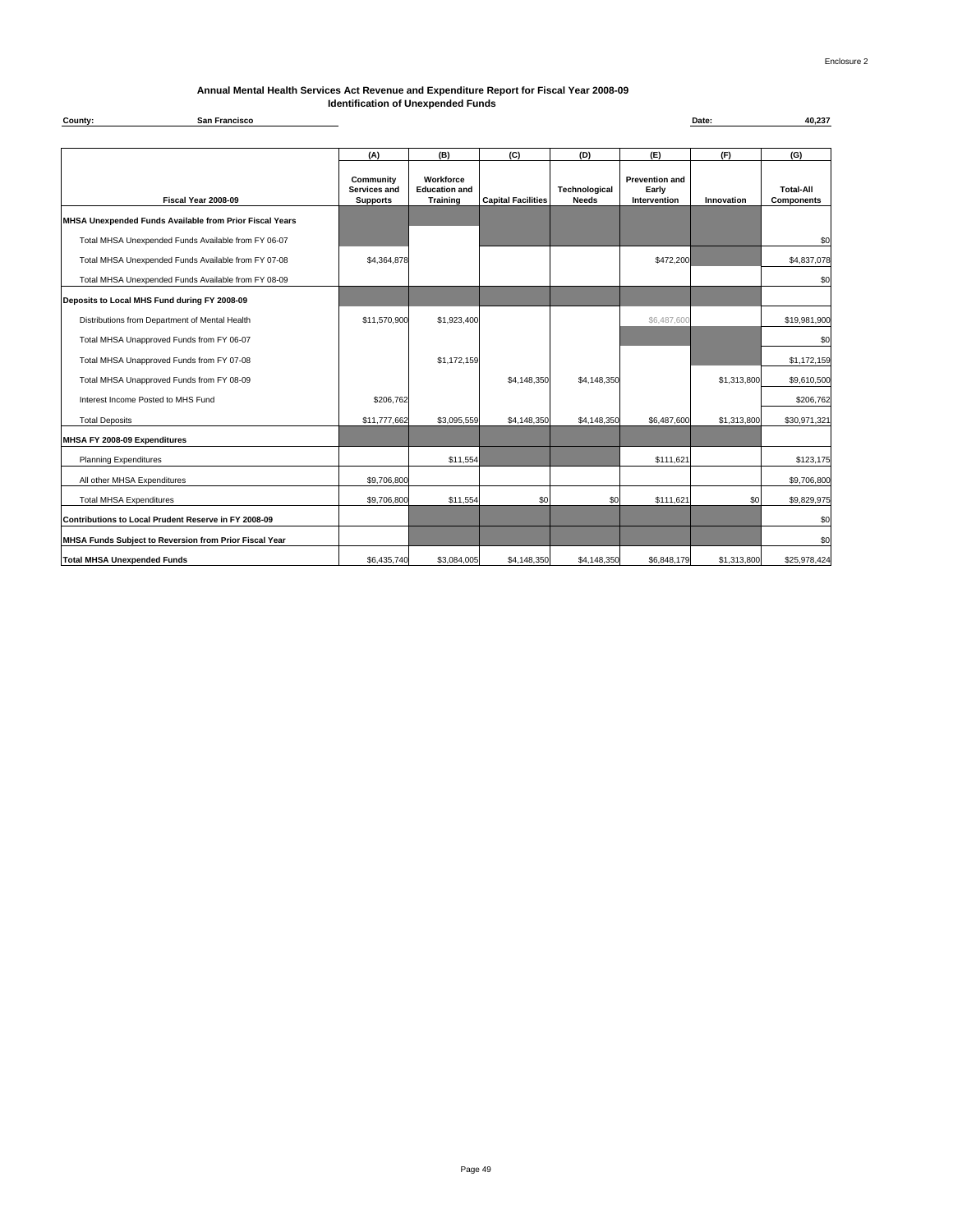Enclosure 2

**Annual Mental Health Services Act Revenue and Expenditure Report for Fiscal Year 2008-09**
**Identification of Unexpended Funds**

**County:** San Francisco **Date:** 40,237

| Fiscal Year 2008-09 | (A) Community Services and Supports | (B) Workforce Education and Training | (C) Capital Facilities | (D) Technological Needs | (E) Prevention and Early Intervention | (F) Innovation | (G) Total-All Components |
|---|---|---|---|---|---|---|---|
| **MHSA Unexpended Funds Available from Prior Fiscal Years** | | | | | | | |
| Total MHSA Unexpended Funds Available from FY 06-07 | | | | | | | $0 |
| Total MHSA Unexpended Funds Available from FY 07-08 | $4,364,878 | | | | $472,200 | | $4,837,078 |
| Total MHSA Unexpended Funds Available from FY 08-09 | | | | | | | $0 |
| **Deposits to Local MHS Fund during FY 2008-09** | | | | | | | |
| Distributions from Department of Mental Health | $11,570,900 | $1,923,400 | | | $6,487,600 | | $19,981,900 |
| Total MHSA Unapproved Funds from FY 06-07 | | | | | | | $0 |
| Total MHSA Unapproved Funds from FY 07-08 | | $1,172,159 | | | | | $1,172,159 |
| Total MHSA Unapproved Funds from FY 08-09 | | | $4,148,350 | $4,148,350 | | $1,313,800 | $9,610,500 |
| Interest Income Posted to MHS Fund | $206,762 | | | | | | $206,762 |
| Total Deposits | $11,777,662 | $3,095,559 | $4,148,350 | $4,148,350 | $6,487,600 | $1,313,800 | $30,971,321 |
| **MHSA FY 2008-09 Expenditures** | | | | | | | |
| Planning Expenditures | | $11,554 | | | $111,621 | | $123,175 |
| All other MHSA Expenditures | $9,706,800 | | | | | | $9,706,800 |
| Total MHSA Expenditures | $9,706,800 | $11,554 | $0 | $0 | $111,621 | $0 | $9,829,975 |
| **Contributions to Local Prudent Reserve in FY 2008-09** | | | | | | | $0 |
| **MHSA Funds Subject to Reversion from Prior Fiscal Year** | | | | | | | $0 |
| **Total MHSA Unexpended Funds** | $6,435,740 | $3,084,005 | $4,148,350 | $4,148,350 | $6,848,179 | $1,313,800 | $25,978,424 |